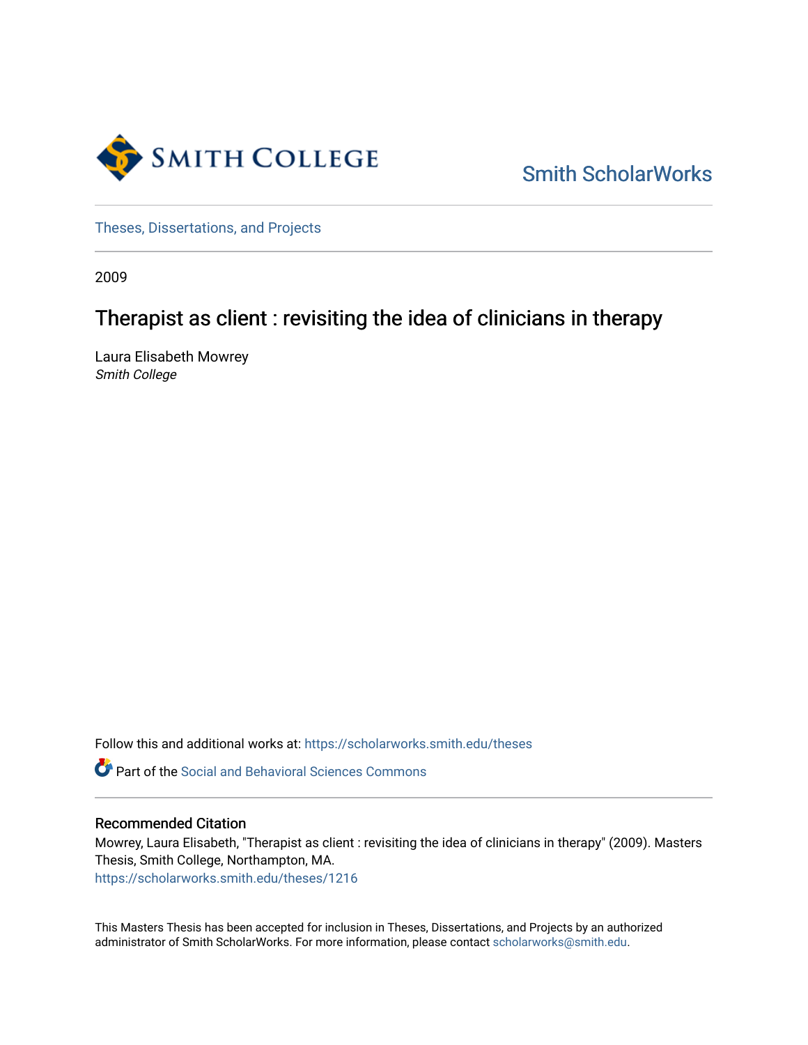Smith College

Smith ScholarWorks

Theses, Dissertations, and Projects

2009

# Therapist as client : revisiting the idea of clinicians in therapy

Laura Elisabeth Mowrey
*Smith College*

Follow this and additional works at: https://scholarworks.smith.edu/theses

Part of the Social and Behavioral Sciences Commons

### Recommended Citation

Mowrey, Laura Elisabeth, "Therapist as client : revisiting the idea of clinicians in therapy" (2009). Masters Thesis, Smith College, Northampton, MA.
https://scholarworks.smith.edu/theses/1216

This Masters Thesis has been accepted for inclusion in Theses, Dissertations, and Projects by an authorized administrator of Smith ScholarWorks. For more information, please contact scholarworks@smith.edu.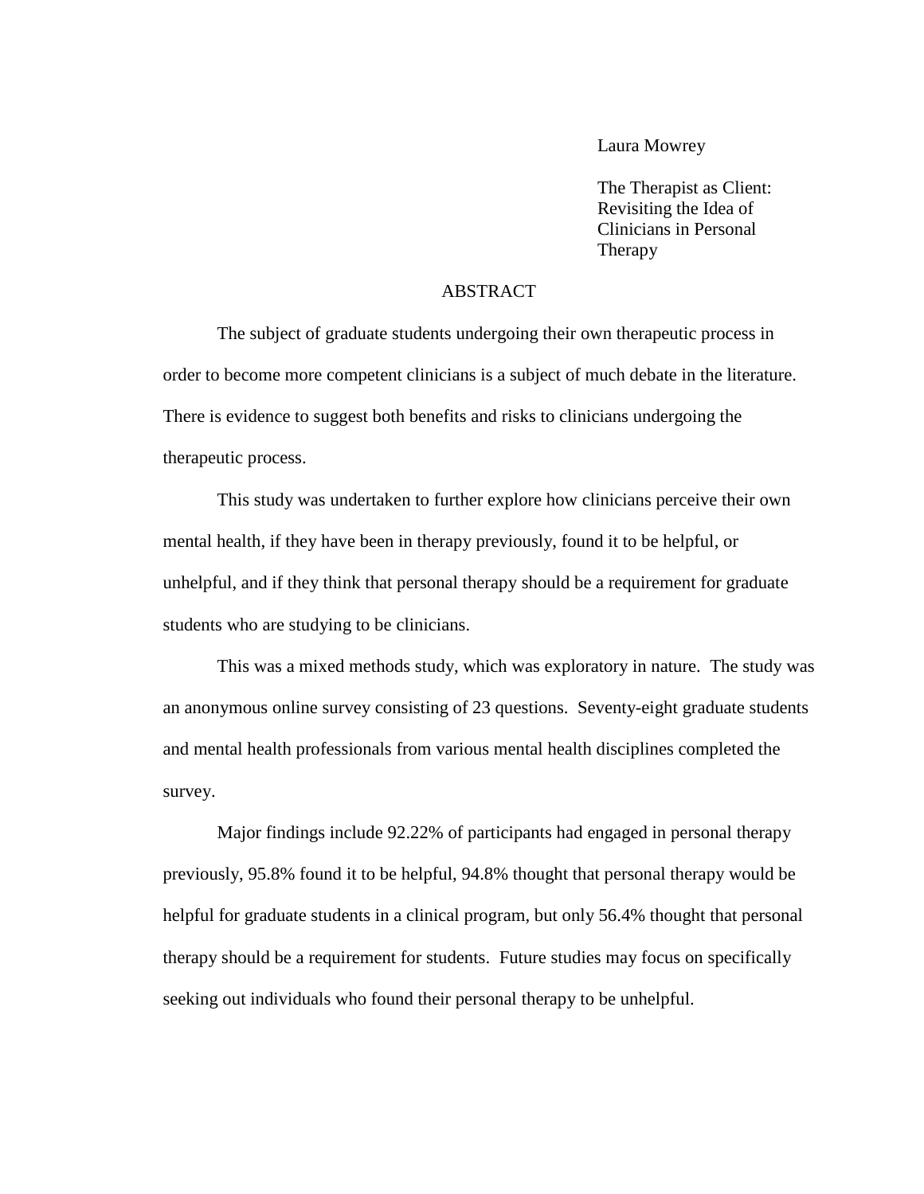Laura Mowrey

The Therapist as Client: Revisiting the Idea of Clinicians in Personal Therapy

## ABSTRACT

The subject of graduate students undergoing their own therapeutic process in order to become more competent clinicians is a subject of much debate in the literature. There is evidence to suggest both benefits and risks to clinicians undergoing the therapeutic process.

This study was undertaken to further explore how clinicians perceive their own mental health, if they have been in therapy previously, found it to be helpful, or unhelpful, and if they think that personal therapy should be a requirement for graduate students who are studying to be clinicians.

This was a mixed methods study, which was exploratory in nature. The study was an anonymous online survey consisting of 23 questions. Seventy-eight graduate students and mental health professionals from various mental health disciplines completed the survey.

Major findings include 92.22% of participants had engaged in personal therapy previously, 95.8% found it to be helpful, 94.8% thought that personal therapy would be helpful for graduate students in a clinical program, but only 56.4% thought that personal therapy should be a requirement for students. Future studies may focus on specifically seeking out individuals who found their personal therapy to be unhelpful.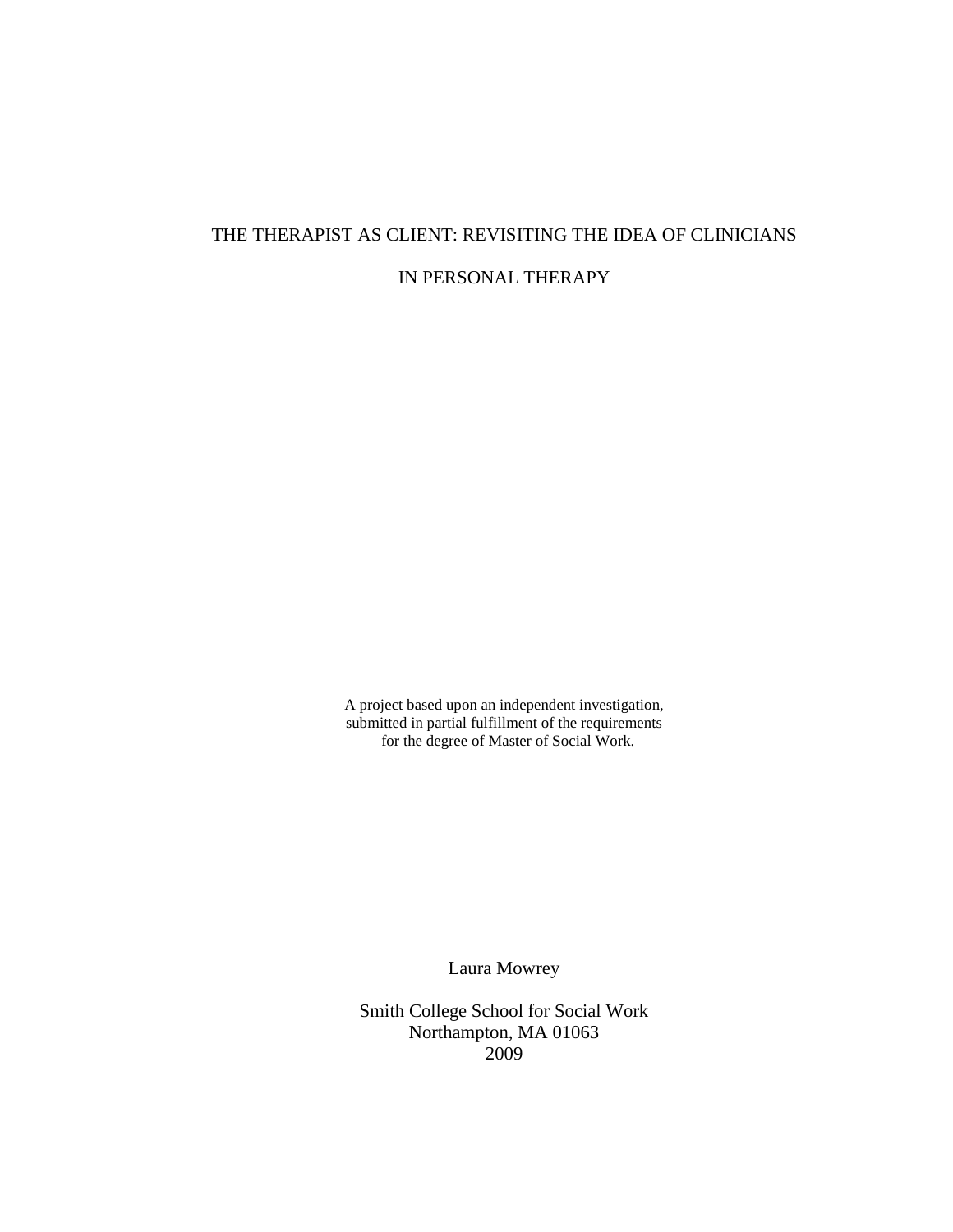# THE THERAPIST AS CLIENT: REVISITING THE IDEA OF CLINICIANS IN PERSONAL THERAPY

A project based upon an independent investigation,
submitted in partial fulfillment of the requirements
for the degree of Master of Social Work.

Laura Mowrey

Smith College School for Social Work
Northampton, MA 01063
2009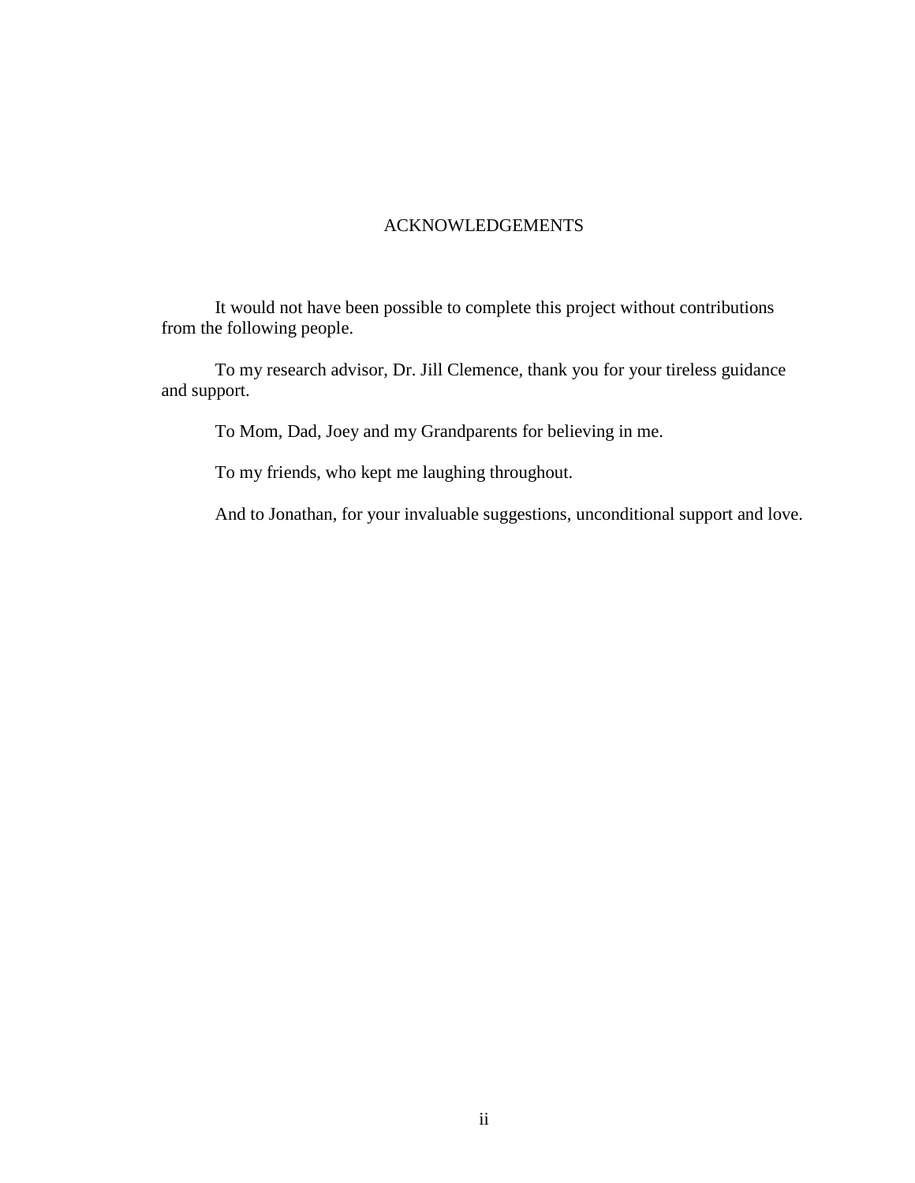# ACKNOWLEDGEMENTS

It would not have been possible to complete this project without contributions from the following people.

To my research advisor, Dr. Jill Clemence, thank you for your tireless guidance and support.

To Mom, Dad, Joey and my Grandparents for believing in me.

To my friends, who kept me laughing throughout.

And to Jonathan, for your invaluable suggestions, unconditional support and love.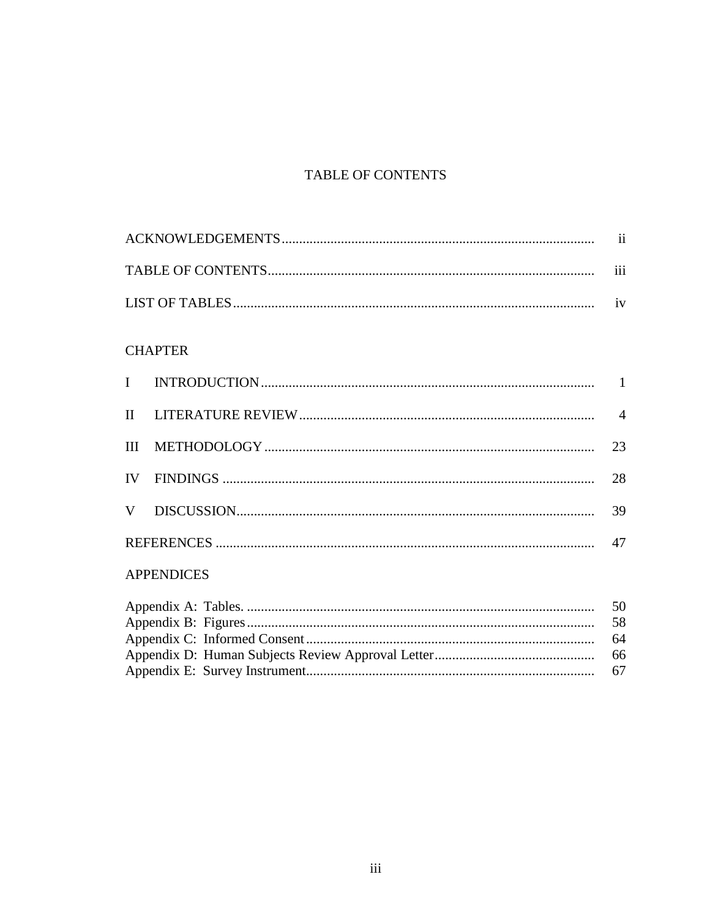# TABLE OF CONTENTS

| | |
|---|---|
| ACKNOWLEDGEMENTS | ii |
| TABLE OF CONTENTS | iii |
| LIST OF TABLES | iv |

CHAPTER

| | | |
|---|---|---|
| I | INTRODUCTION | 1 |
| II | LITERATURE REVIEW | 4 |
| III | METHODOLOGY | 23 |
| IV | FINDINGS | 28 |
| V | DISCUSSION | 39 |
| | REFERENCES | 47 |

APPENDICES

| | |
|---|---|
| Appendix A: Tables. | 50 |
| Appendix B: Figures | 58 |
| Appendix C: Informed Consent | 64 |
| Appendix D: Human Subjects Review Approval Letter | 66 |
| Appendix E: Survey Instrument | 67 |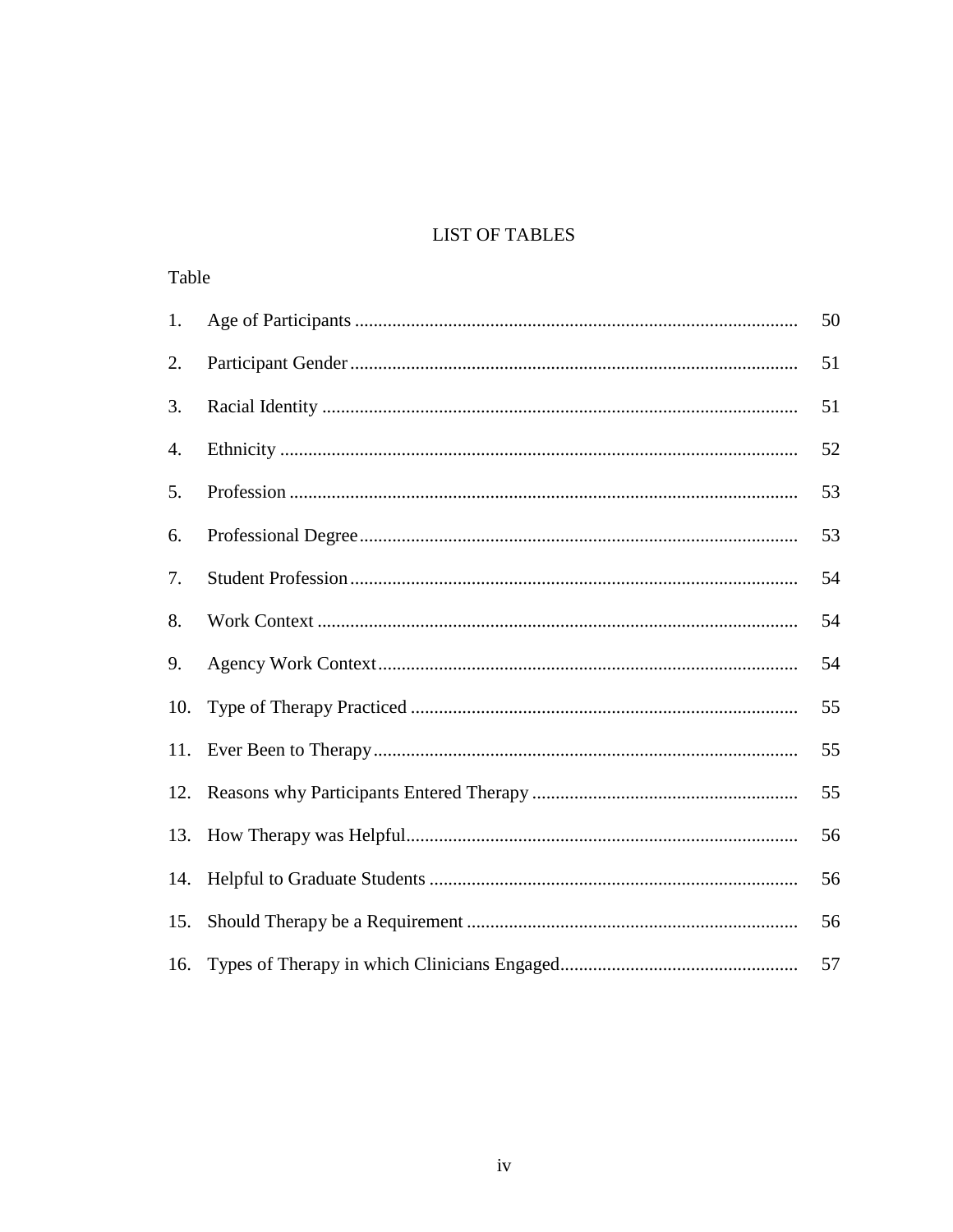# LIST OF TABLES

| Table | | |
|---|---|---|
| 1. | Age of Participants | 50 |
| 2. | Participant Gender | 51 |
| 3. | Racial Identity | 51 |
| 4. | Ethnicity | 52 |
| 5. | Profession | 53 |
| 6. | Professional Degree | 53 |
| 7. | Student Profession | 54 |
| 8. | Work Context | 54 |
| 9. | Agency Work Context | 54 |
| 10. | Type of Therapy Practiced | 55 |
| 11. | Ever Been to Therapy | 55 |
| 12. | Reasons why Participants Entered Therapy | 55 |
| 13. | How Therapy was Helpful | 56 |
| 14. | Helpful to Graduate Students | 56 |
| 15. | Should Therapy be a Requirement | 56 |
| 16. | Types of Therapy in which Clinicians Engaged | 57 |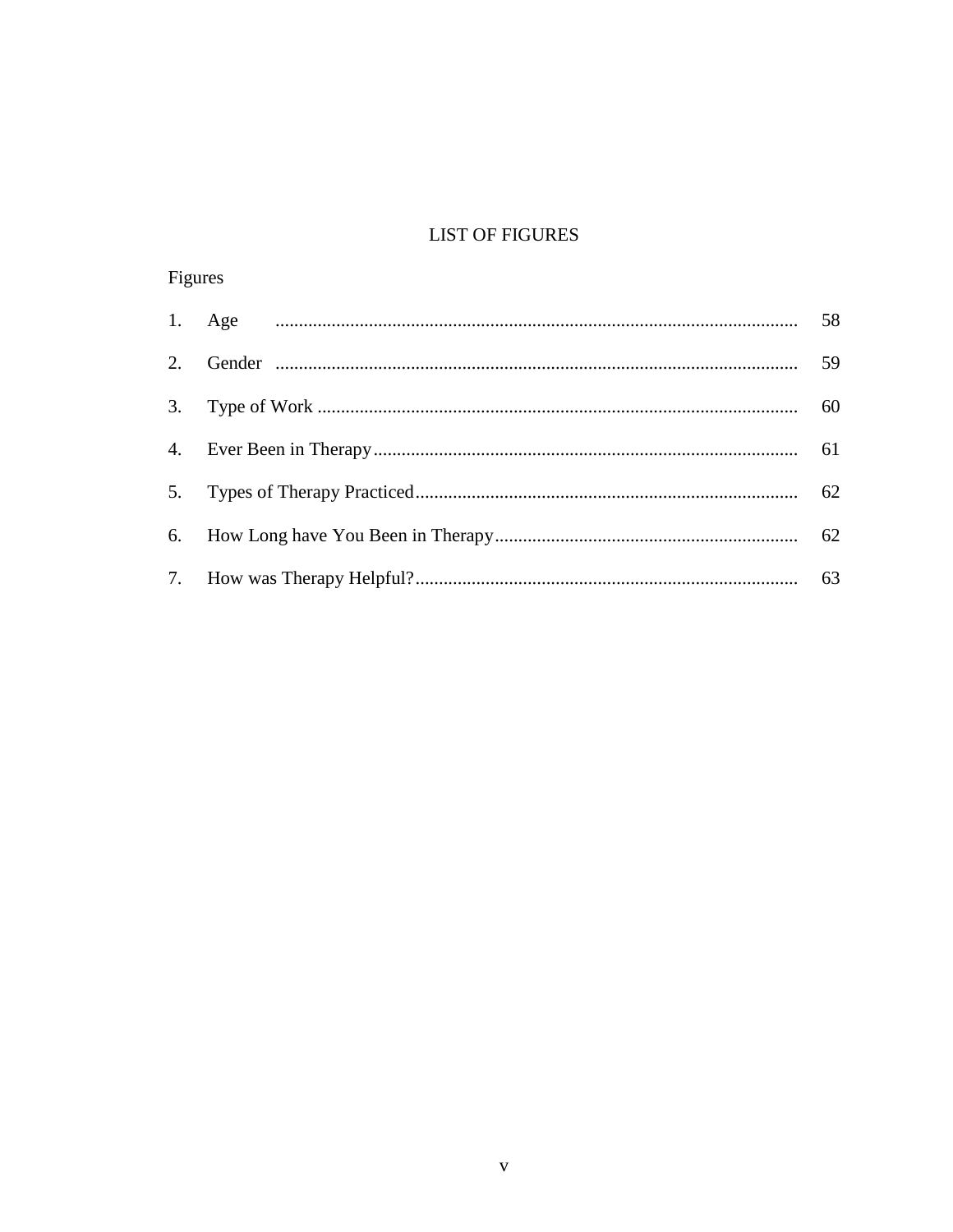# LIST OF FIGURES

Figures

| | | |
|---|---|---|
| 1. | Age | 58 |
| 2. | Gender | 59 |
| 3. | Type of Work | 60 |
| 4. | Ever Been in Therapy | 61 |
| 5. | Types of Therapy Practiced | 62 |
| 6. | How Long have You Been in Therapy | 62 |
| 7. | How was Therapy Helpful? | 63 |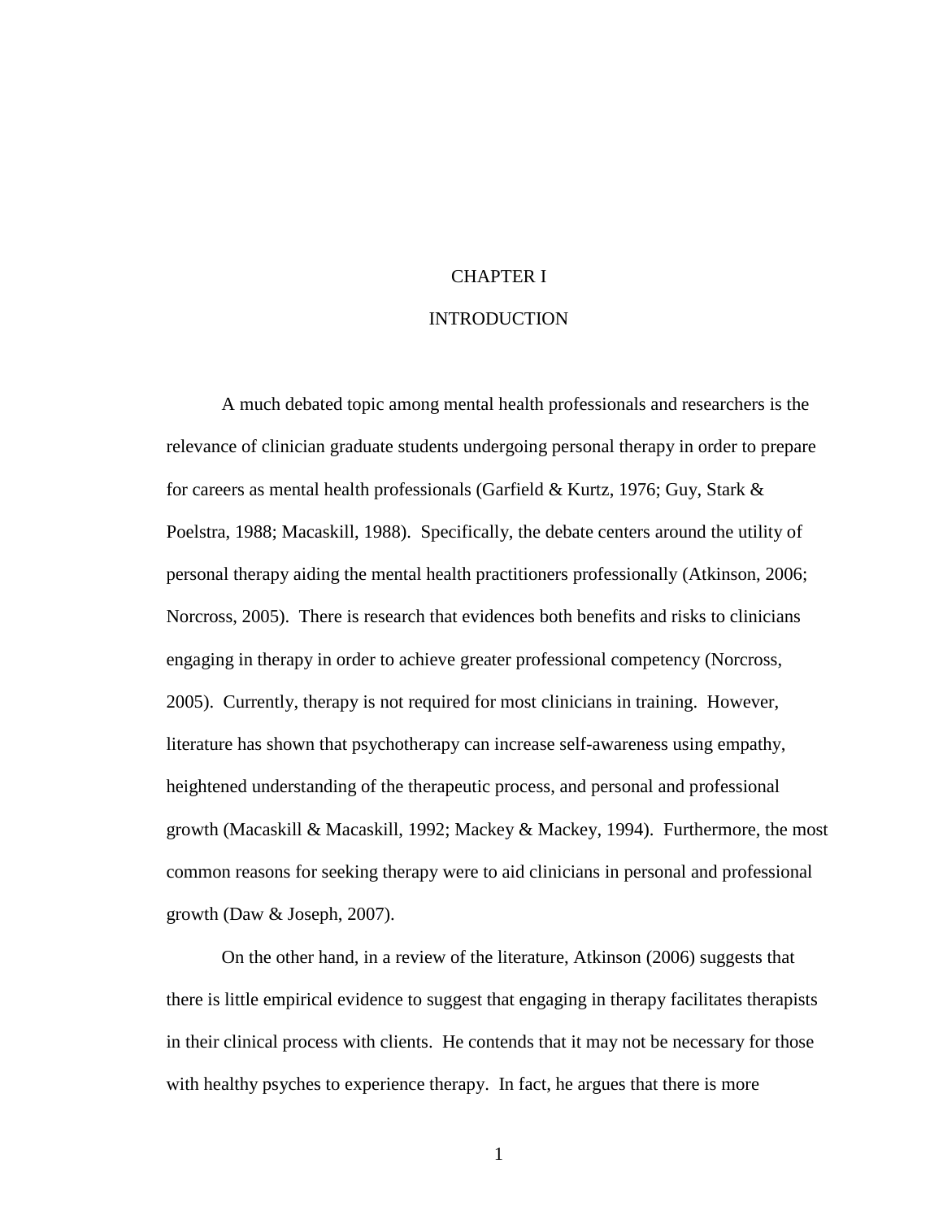# CHAPTER I

# INTRODUCTION

A much debated topic among mental health professionals and researchers is the relevance of clinician graduate students undergoing personal therapy in order to prepare for careers as mental health professionals (Garfield & Kurtz, 1976; Guy, Stark & Poelstra, 1988; Macaskill, 1988). Specifically, the debate centers around the utility of personal therapy aiding the mental health practitioners professionally (Atkinson, 2006; Norcross, 2005). There is research that evidences both benefits and risks to clinicians engaging in therapy in order to achieve greater professional competency (Norcross, 2005). Currently, therapy is not required for most clinicians in training. However, literature has shown that psychotherapy can increase self-awareness using empathy, heightened understanding of the therapeutic process, and personal and professional growth (Macaskill & Macaskill, 1992; Mackey & Mackey, 1994). Furthermore, the most common reasons for seeking therapy were to aid clinicians in personal and professional growth (Daw & Joseph, 2007).

On the other hand, in a review of the literature, Atkinson (2006) suggests that there is little empirical evidence to suggest that engaging in therapy facilitates therapists in their clinical process with clients. He contends that it may not be necessary for those with healthy psyches to experience therapy. In fact, he argues that there is more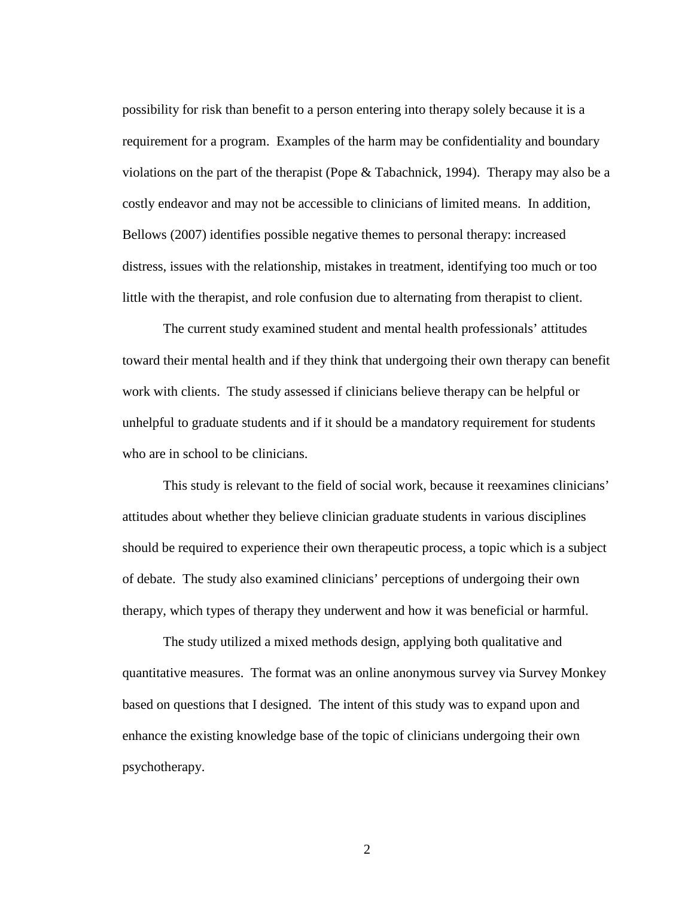possibility for risk than benefit to a person entering into therapy solely because it is a requirement for a program. Examples of the harm may be confidentiality and boundary violations on the part of the therapist (Pope & Tabachnick, 1994). Therapy may also be a costly endeavor and may not be accessible to clinicians of limited means. In addition, Bellows (2007) identifies possible negative themes to personal therapy: increased distress, issues with the relationship, mistakes in treatment, identifying too much or too little with the therapist, and role confusion due to alternating from therapist to client.

The current study examined student and mental health professionals' attitudes toward their mental health and if they think that undergoing their own therapy can benefit work with clients. The study assessed if clinicians believe therapy can be helpful or unhelpful to graduate students and if it should be a mandatory requirement for students who are in school to be clinicians.

This study is relevant to the field of social work, because it reexamines clinicians' attitudes about whether they believe clinician graduate students in various disciplines should be required to experience their own therapeutic process, a topic which is a subject of debate. The study also examined clinicians' perceptions of undergoing their own therapy, which types of therapy they underwent and how it was beneficial or harmful.

The study utilized a mixed methods design, applying both qualitative and quantitative measures. The format was an online anonymous survey via Survey Monkey based on questions that I designed. The intent of this study was to expand upon and enhance the existing knowledge base of the topic of clinicians undergoing their own psychotherapy.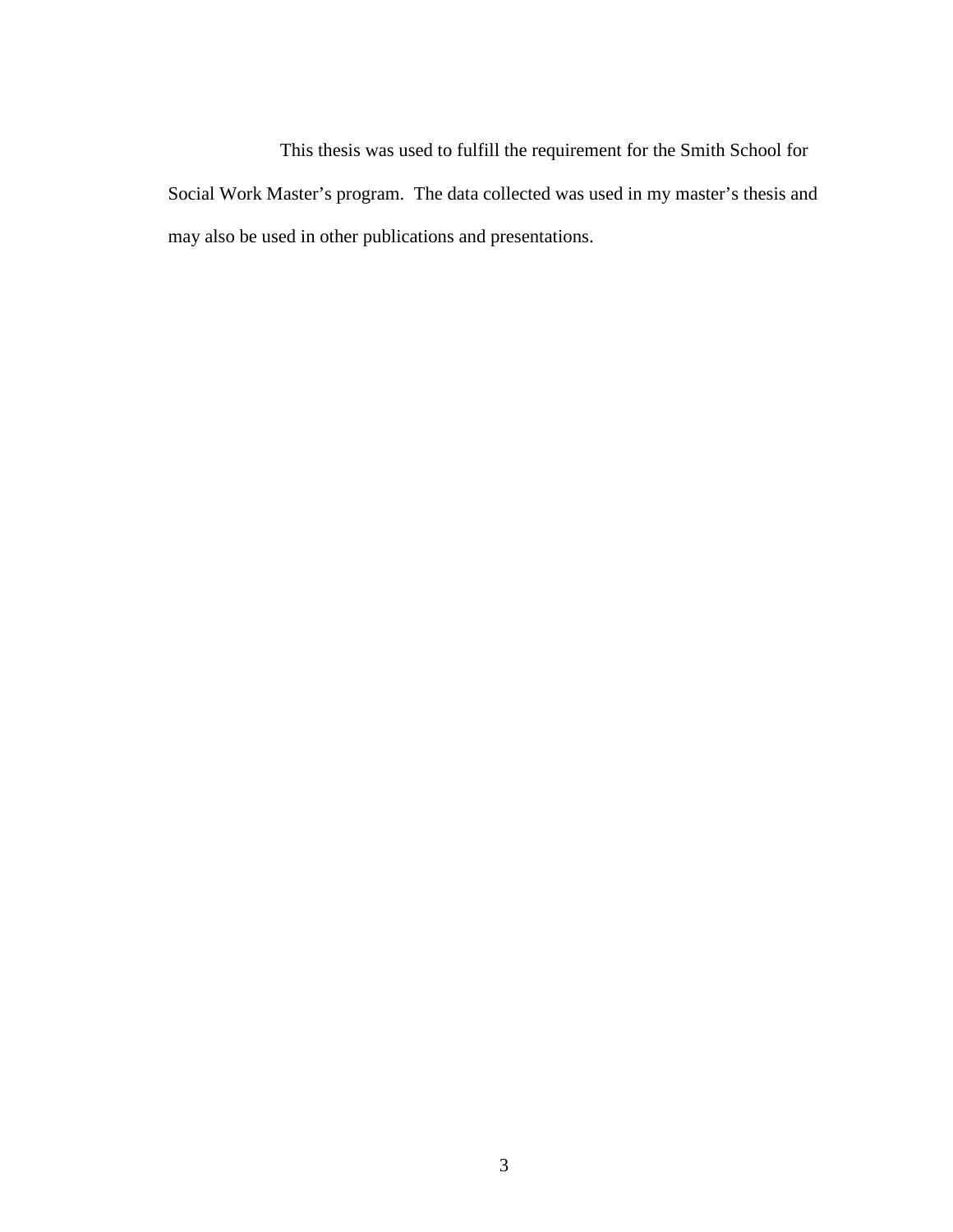This thesis was used to fulfill the requirement for the Smith School for Social Work Master's program.  The data collected was used in my master's thesis and may also be used in other publications and presentations.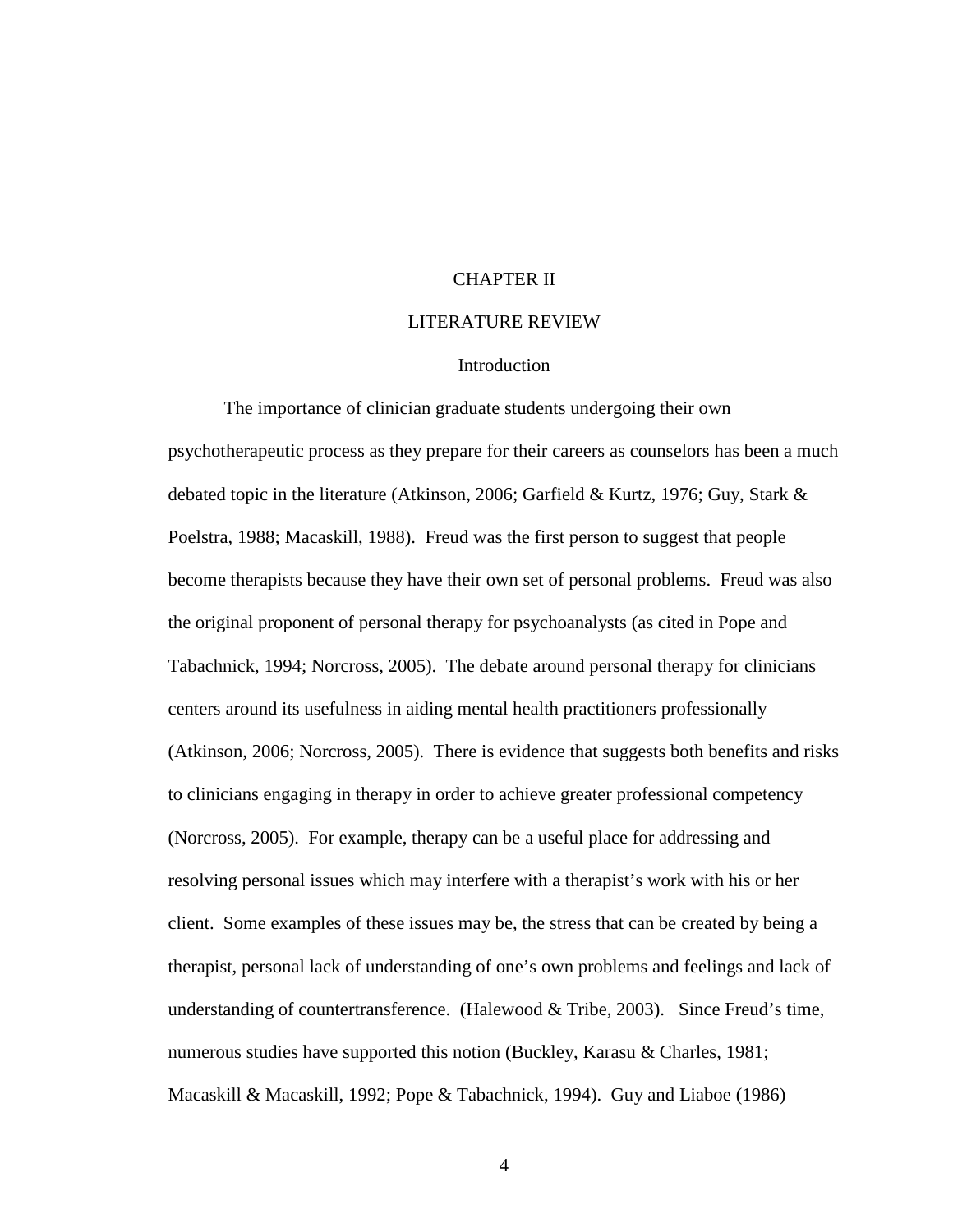# CHAPTER II

# LITERATURE REVIEW

## Introduction

The importance of clinician graduate students undergoing their own psychotherapeutic process as they prepare for their careers as counselors has been a much debated topic in the literature (Atkinson, 2006; Garfield & Kurtz, 1976; Guy, Stark & Poelstra, 1988; Macaskill, 1988). Freud was the first person to suggest that people become therapists because they have their own set of personal problems. Freud was also the original proponent of personal therapy for psychoanalysts (as cited in Pope and Tabachnick, 1994; Norcross, 2005). The debate around personal therapy for clinicians centers around its usefulness in aiding mental health practitioners professionally (Atkinson, 2006; Norcross, 2005). There is evidence that suggests both benefits and risks to clinicians engaging in therapy in order to achieve greater professional competency (Norcross, 2005). For example, therapy can be a useful place for addressing and resolving personal issues which may interfere with a therapist's work with his or her client. Some examples of these issues may be, the stress that can be created by being a therapist, personal lack of understanding of one's own problems and feelings and lack of understanding of countertransference. (Halewood & Tribe, 2003). Since Freud's time, numerous studies have supported this notion (Buckley, Karasu & Charles, 1981; Macaskill & Macaskill, 1992; Pope & Tabachnick, 1994). Guy and Liaboe (1986)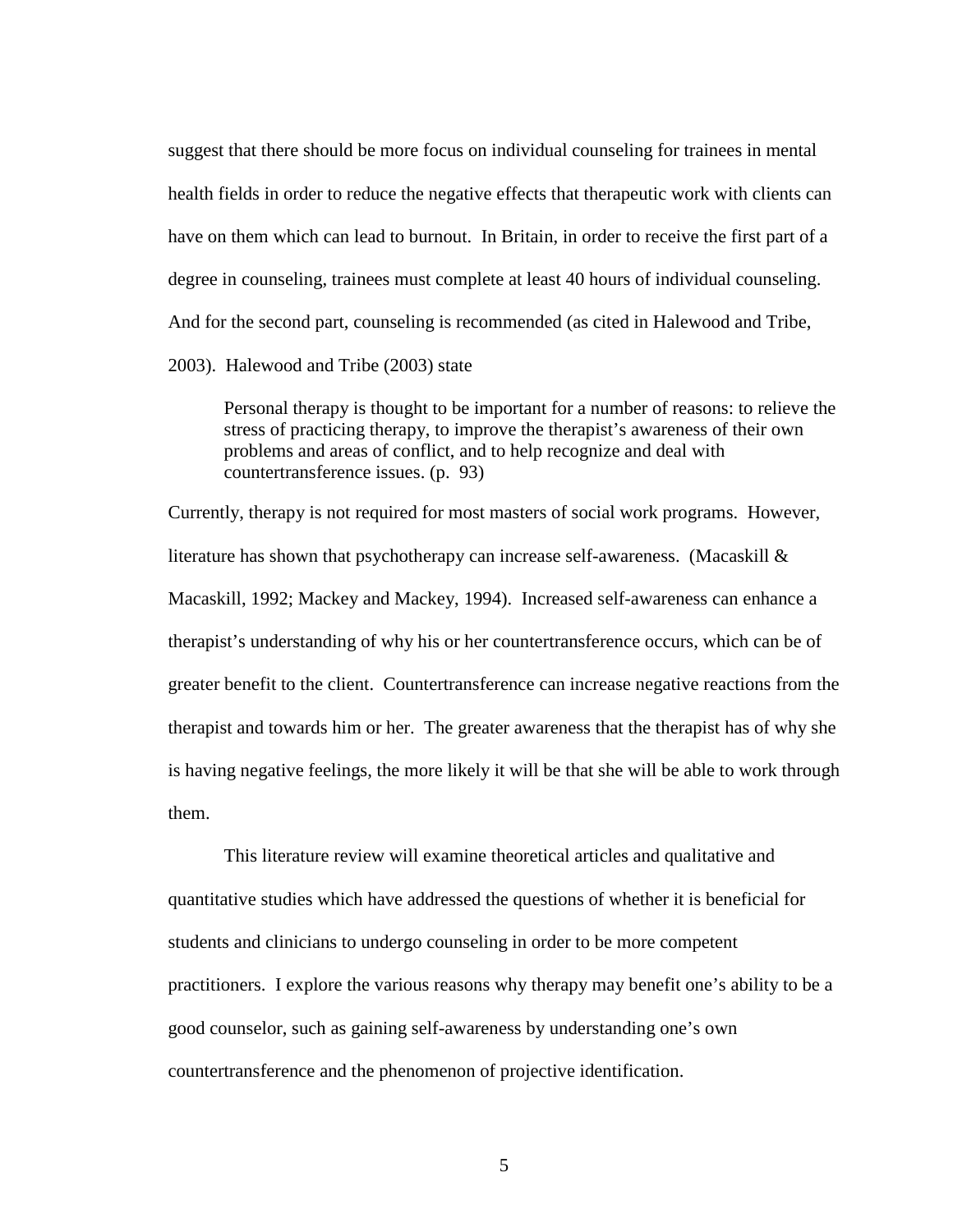suggest that there should be more focus on individual counseling for trainees in mental health fields in order to reduce the negative effects that therapeutic work with clients can have on them which can lead to burnout. In Britain, in order to receive the first part of a degree in counseling, trainees must complete at least 40 hours of individual counseling. And for the second part, counseling is recommended (as cited in Halewood and Tribe, 2003). Halewood and Tribe (2003) state

> Personal therapy is thought to be important for a number of reasons: to relieve the stress of practicing therapy, to improve the therapist's awareness of their own problems and areas of conflict, and to help recognize and deal with countertransference issues. (p. 93)

Currently, therapy is not required for most masters of social work programs. However, literature has shown that psychotherapy can increase self-awareness. (Macaskill & Macaskill, 1992; Mackey and Mackey, 1994). Increased self-awareness can enhance a therapist's understanding of why his or her countertransference occurs, which can be of greater benefit to the client. Countertransference can increase negative reactions from the therapist and towards him or her. The greater awareness that the therapist has of why she is having negative feelings, the more likely it will be that she will be able to work through them.

This literature review will examine theoretical articles and qualitative and quantitative studies which have addressed the questions of whether it is beneficial for students and clinicians to undergo counseling in order to be more competent practitioners. I explore the various reasons why therapy may benefit one's ability to be a good counselor, such as gaining self-awareness by understanding one's own countertransference and the phenomenon of projective identification.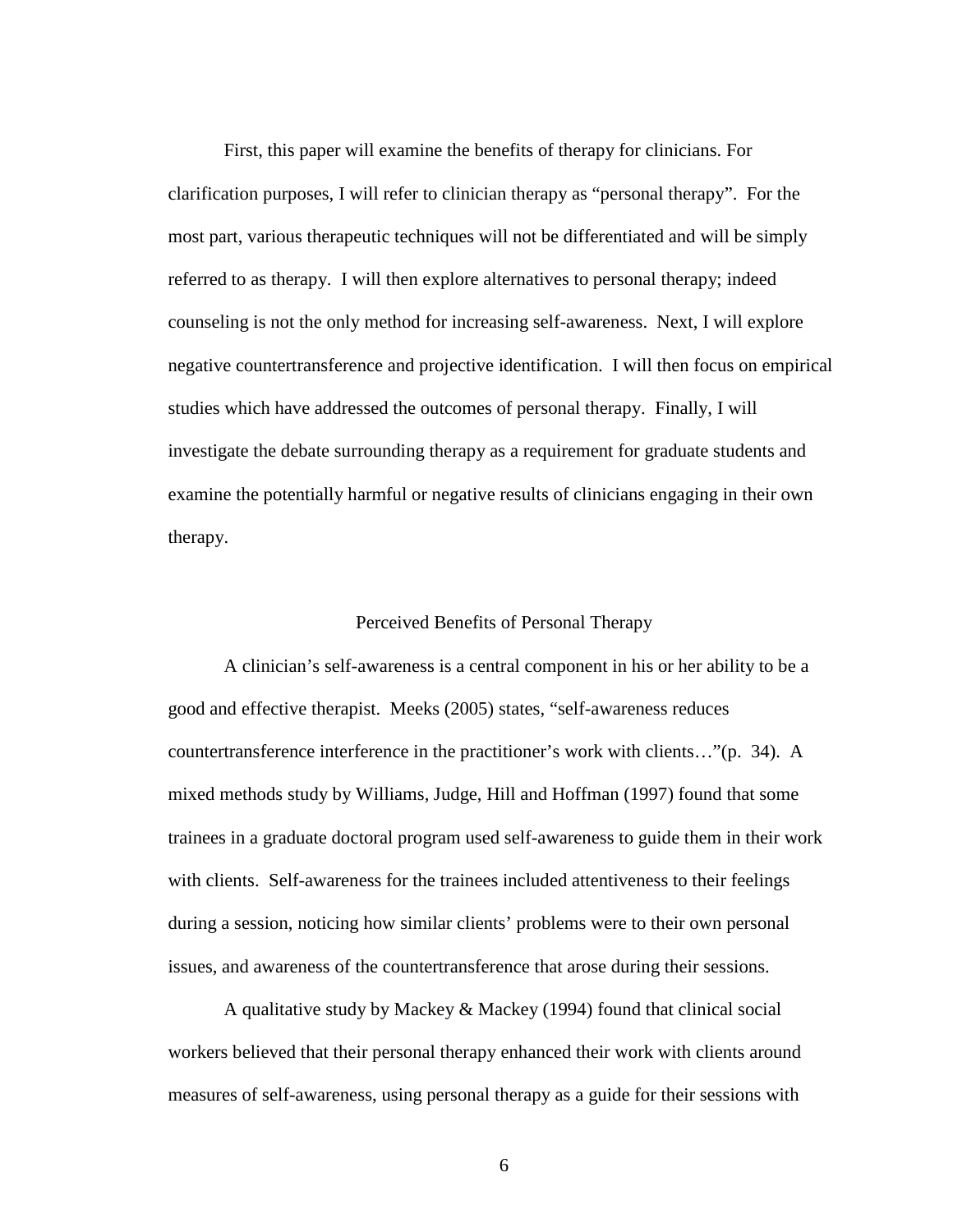First, this paper will examine the benefits of therapy for clinicians. For clarification purposes, I will refer to clinician therapy as "personal therapy". For the most part, various therapeutic techniques will not be differentiated and will be simply referred to as therapy. I will then explore alternatives to personal therapy; indeed counseling is not the only method for increasing self-awareness. Next, I will explore negative countertransference and projective identification. I will then focus on empirical studies which have addressed the outcomes of personal therapy. Finally, I will investigate the debate surrounding therapy as a requirement for graduate students and examine the potentially harmful or negative results of clinicians engaging in their own therapy.

## Perceived Benefits of Personal Therapy

A clinician's self-awareness is a central component in his or her ability to be a good and effective therapist. Meeks (2005) states, "self-awareness reduces countertransference interference in the practitioner's work with clients…"(p. 34). A mixed methods study by Williams, Judge, Hill and Hoffman (1997) found that some trainees in a graduate doctoral program used self-awareness to guide them in their work with clients. Self-awareness for the trainees included attentiveness to their feelings during a session, noticing how similar clients' problems were to their own personal issues, and awareness of the countertransference that arose during their sessions.

A qualitative study by Mackey & Mackey (1994) found that clinical social workers believed that their personal therapy enhanced their work with clients around measures of self-awareness, using personal therapy as a guide for their sessions with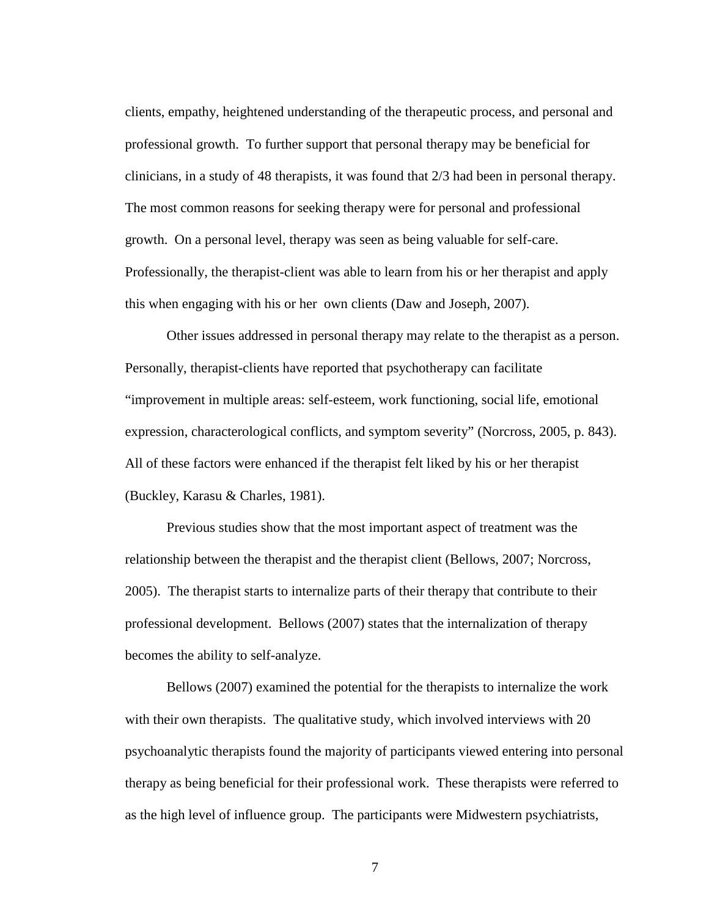clients, empathy, heightened understanding of the therapeutic process, and personal and professional growth. To further support that personal therapy may be beneficial for clinicians, in a study of 48 therapists, it was found that 2/3 had been in personal therapy. The most common reasons for seeking therapy were for personal and professional growth. On a personal level, therapy was seen as being valuable for self-care. Professionally, the therapist-client was able to learn from his or her therapist and apply this when engaging with his or her own clients (Daw and Joseph, 2007).

Other issues addressed in personal therapy may relate to the therapist as a person. Personally, therapist-clients have reported that psychotherapy can facilitate "improvement in multiple areas: self-esteem, work functioning, social life, emotional expression, characterological conflicts, and symptom severity" (Norcross, 2005, p. 843). All of these factors were enhanced if the therapist felt liked by his or her therapist (Buckley, Karasu & Charles, 1981).

Previous studies show that the most important aspect of treatment was the relationship between the therapist and the therapist client (Bellows, 2007; Norcross, 2005). The therapist starts to internalize parts of their therapy that contribute to their professional development. Bellows (2007) states that the internalization of therapy becomes the ability to self-analyze.

Bellows (2007) examined the potential for the therapists to internalize the work with their own therapists. The qualitative study, which involved interviews with 20 psychoanalytic therapists found the majority of participants viewed entering into personal therapy as being beneficial for their professional work. These therapists were referred to as the high level of influence group. The participants were Midwestern psychiatrists,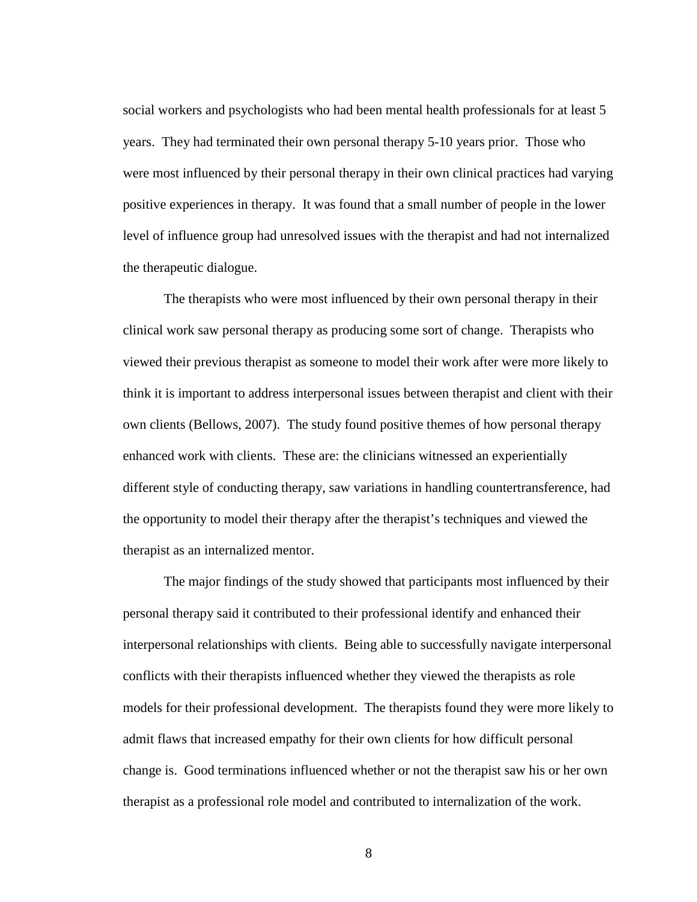social workers and psychologists who had been mental health professionals for at least 5 years. They had terminated their own personal therapy 5-10 years prior. Those who were most influenced by their personal therapy in their own clinical practices had varying positive experiences in therapy. It was found that a small number of people in the lower level of influence group had unresolved issues with the therapist and had not internalized the therapeutic dialogue.

The therapists who were most influenced by their own personal therapy in their clinical work saw personal therapy as producing some sort of change. Therapists who viewed their previous therapist as someone to model their work after were more likely to think it is important to address interpersonal issues between therapist and client with their own clients (Bellows, 2007). The study found positive themes of how personal therapy enhanced work with clients. These are: the clinicians witnessed an experientially different style of conducting therapy, saw variations in handling countertransference, had the opportunity to model their therapy after the therapist's techniques and viewed the therapist as an internalized mentor.

The major findings of the study showed that participants most influenced by their personal therapy said it contributed to their professional identify and enhanced their interpersonal relationships with clients. Being able to successfully navigate interpersonal conflicts with their therapists influenced whether they viewed the therapists as role models for their professional development. The therapists found they were more likely to admit flaws that increased empathy for their own clients for how difficult personal change is. Good terminations influenced whether or not the therapist saw his or her own therapist as a professional role model and contributed to internalization of the work.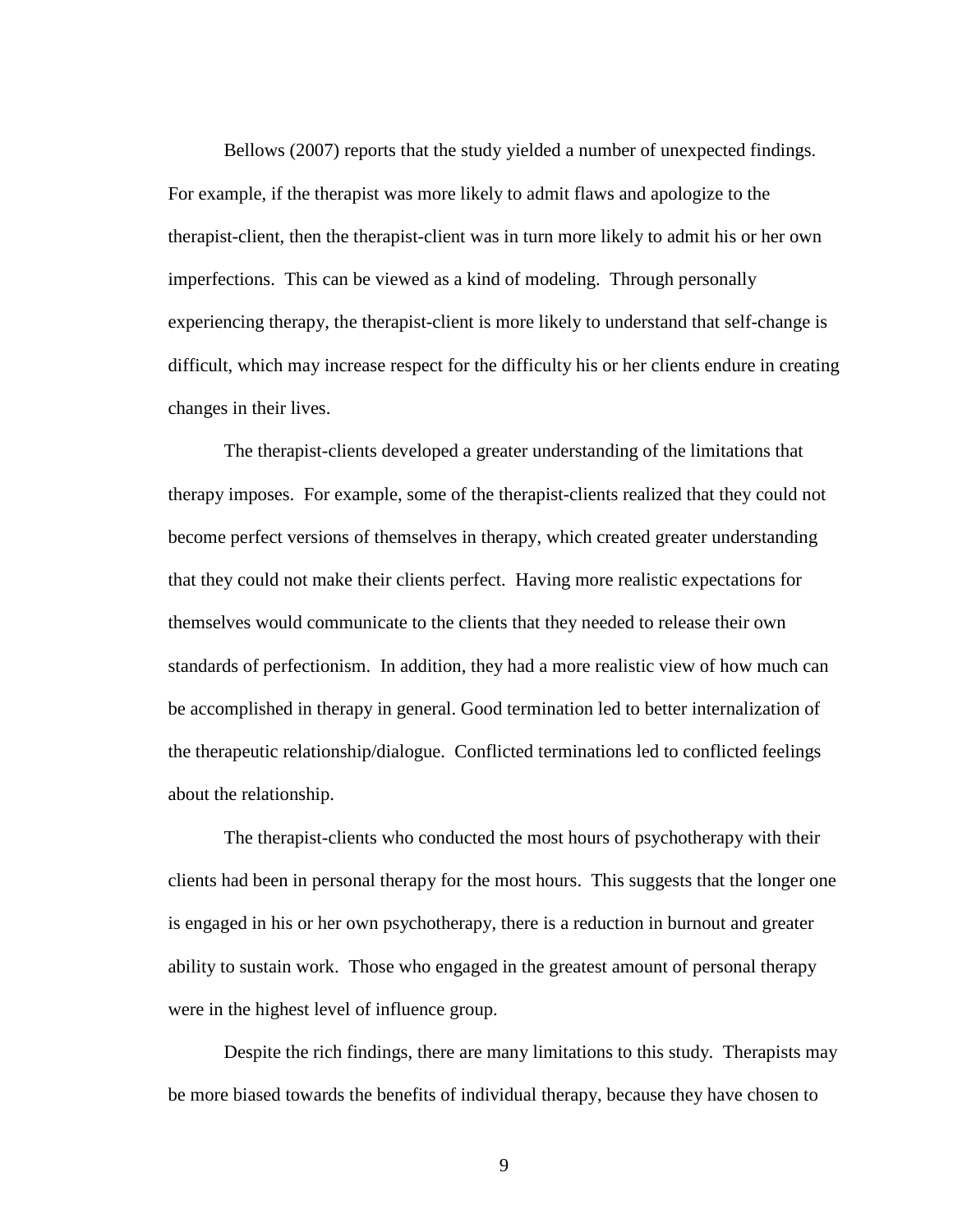Bellows (2007) reports that the study yielded a number of unexpected findings. For example, if the therapist was more likely to admit flaws and apologize to the therapist-client, then the therapist-client was in turn more likely to admit his or her own imperfections. This can be viewed as a kind of modeling. Through personally experiencing therapy, the therapist-client is more likely to understand that self-change is difficult, which may increase respect for the difficulty his or her clients endure in creating changes in their lives.

The therapist-clients developed a greater understanding of the limitations that therapy imposes. For example, some of the therapist-clients realized that they could not become perfect versions of themselves in therapy, which created greater understanding that they could not make their clients perfect. Having more realistic expectations for themselves would communicate to the clients that they needed to release their own standards of perfectionism. In addition, they had a more realistic view of how much can be accomplished in therapy in general. Good termination led to better internalization of the therapeutic relationship/dialogue. Conflicted terminations led to conflicted feelings about the relationship.

The therapist-clients who conducted the most hours of psychotherapy with their clients had been in personal therapy for the most hours. This suggests that the longer one is engaged in his or her own psychotherapy, there is a reduction in burnout and greater ability to sustain work. Those who engaged in the greatest amount of personal therapy were in the highest level of influence group.

Despite the rich findings, there are many limitations to this study. Therapists may be more biased towards the benefits of individual therapy, because they have chosen to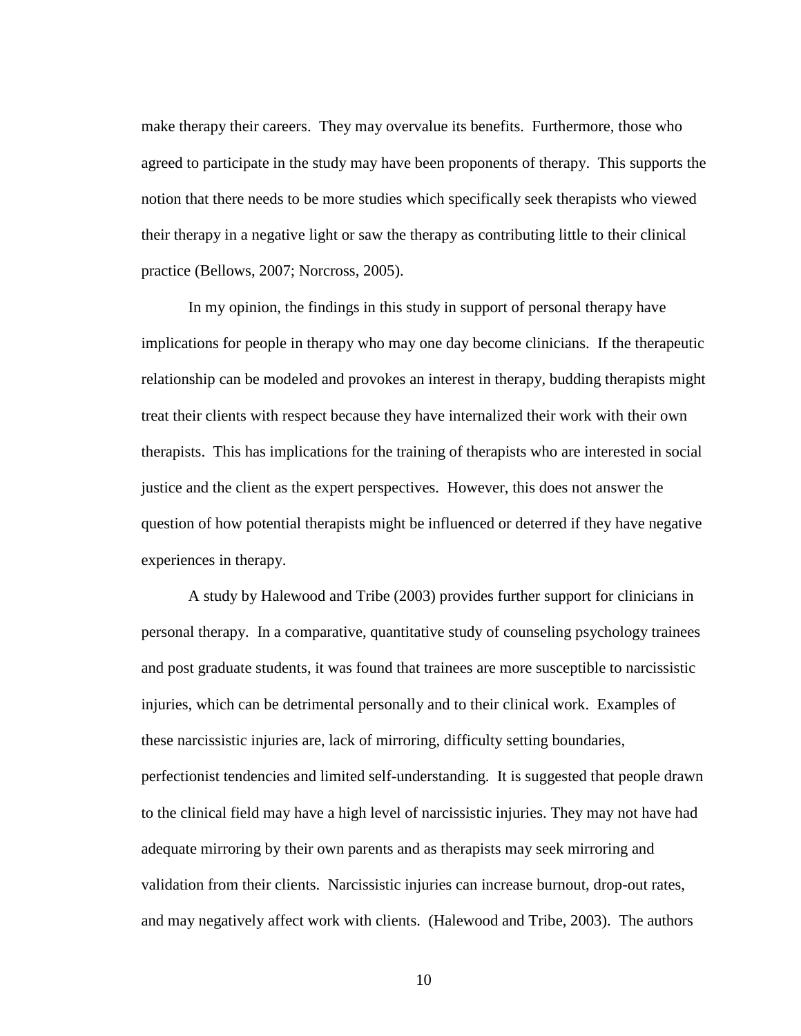make therapy their careers. They may overvalue its benefits. Furthermore, those who agreed to participate in the study may have been proponents of therapy. This supports the notion that there needs to be more studies which specifically seek therapists who viewed their therapy in a negative light or saw the therapy as contributing little to their clinical practice (Bellows, 2007; Norcross, 2005).

In my opinion, the findings in this study in support of personal therapy have implications for people in therapy who may one day become clinicians. If the therapeutic relationship can be modeled and provokes an interest in therapy, budding therapists might treat their clients with respect because they have internalized their work with their own therapists. This has implications for the training of therapists who are interested in social justice and the client as the expert perspectives. However, this does not answer the question of how potential therapists might be influenced or deterred if they have negative experiences in therapy.

A study by Halewood and Tribe (2003) provides further support for clinicians in personal therapy. In a comparative, quantitative study of counseling psychology trainees and post graduate students, it was found that trainees are more susceptible to narcissistic injuries, which can be detrimental personally and to their clinical work. Examples of these narcissistic injuries are, lack of mirroring, difficulty setting boundaries, perfectionist tendencies and limited self-understanding. It is suggested that people drawn to the clinical field may have a high level of narcissistic injuries. They may not have had adequate mirroring by their own parents and as therapists may seek mirroring and validation from their clients. Narcissistic injuries can increase burnout, drop-out rates, and may negatively affect work with clients. (Halewood and Tribe, 2003). The authors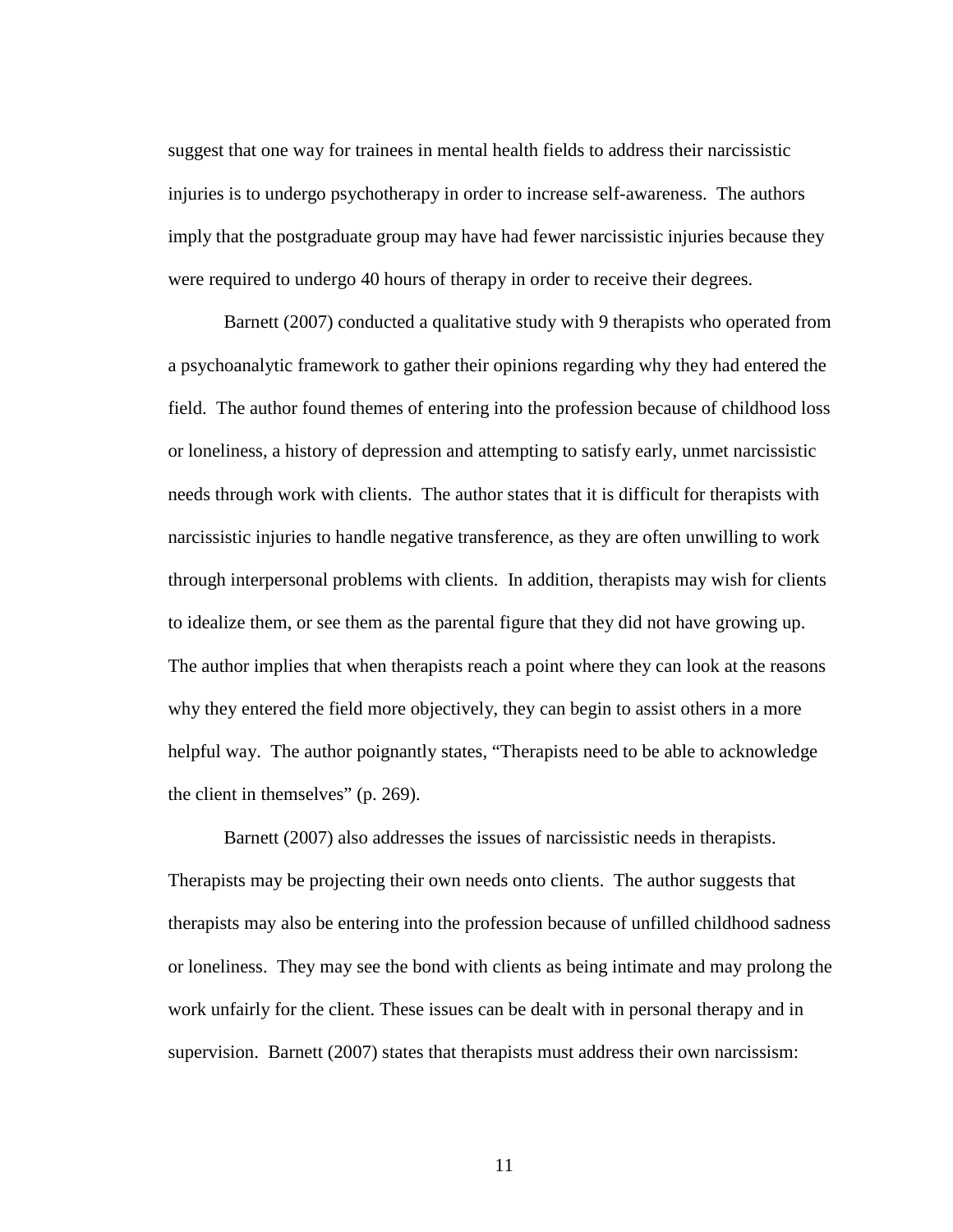suggest that one way for trainees in mental health fields to address their narcissistic injuries is to undergo psychotherapy in order to increase self-awareness. The authors imply that the postgraduate group may have had fewer narcissistic injuries because they were required to undergo 40 hours of therapy in order to receive their degrees.

Barnett (2007) conducted a qualitative study with 9 therapists who operated from a psychoanalytic framework to gather their opinions regarding why they had entered the field. The author found themes of entering into the profession because of childhood loss or loneliness, a history of depression and attempting to satisfy early, unmet narcissistic needs through work with clients. The author states that it is difficult for therapists with narcissistic injuries to handle negative transference, as they are often unwilling to work through interpersonal problems with clients. In addition, therapists may wish for clients to idealize them, or see them as the parental figure that they did not have growing up. The author implies that when therapists reach a point where they can look at the reasons why they entered the field more objectively, they can begin to assist others in a more helpful way. The author poignantly states, "Therapists need to be able to acknowledge the client in themselves" (p. 269).

Barnett (2007) also addresses the issues of narcissistic needs in therapists. Therapists may be projecting their own needs onto clients. The author suggests that therapists may also be entering into the profession because of unfilled childhood sadness or loneliness. They may see the bond with clients as being intimate and may prolong the work unfairly for the client. These issues can be dealt with in personal therapy and in supervision. Barnett (2007) states that therapists must address their own narcissism: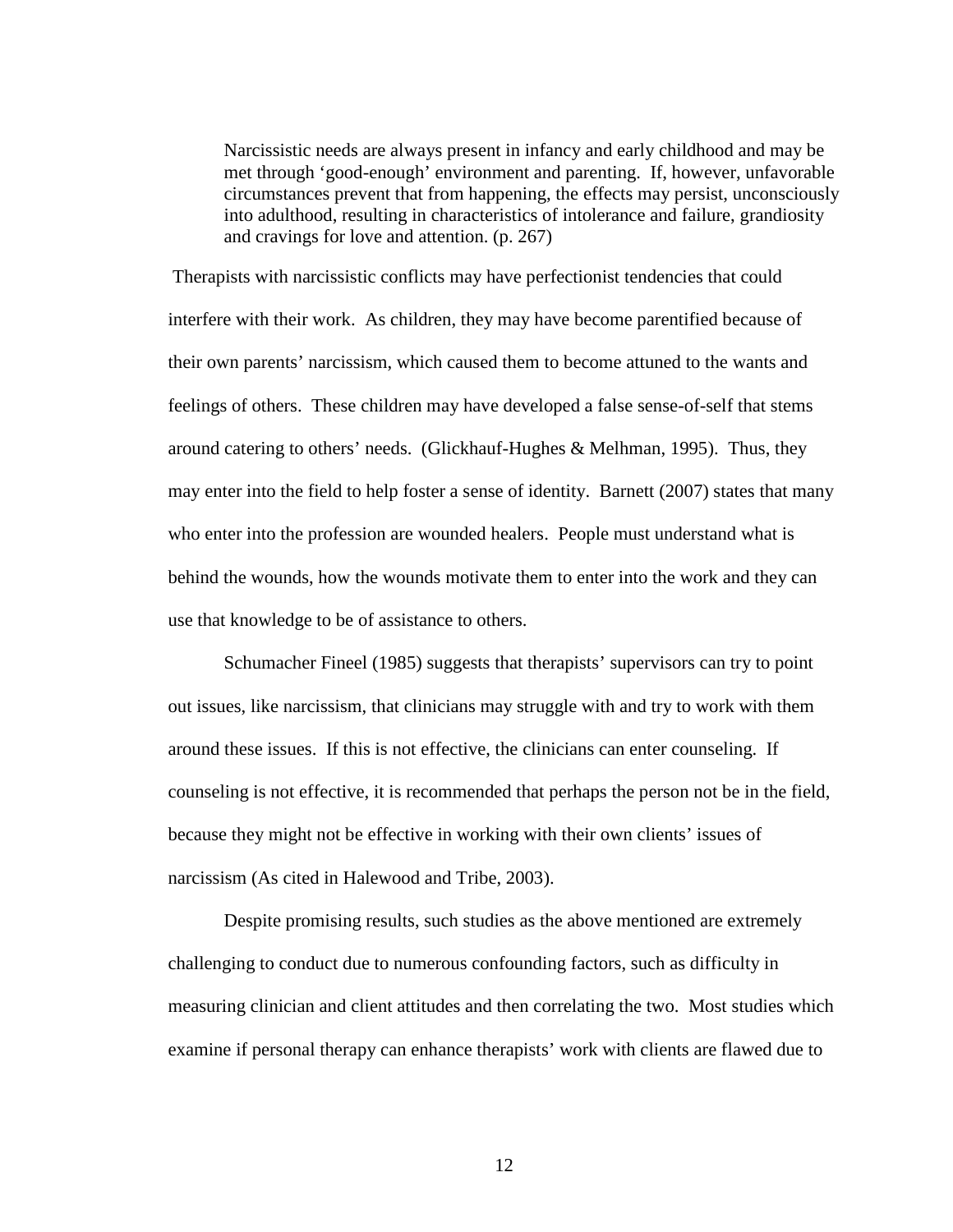> Narcissistic needs are always present in infancy and early childhood and may be met through 'good-enough' environment and parenting. If, however, unfavorable circumstances prevent that from happening, the effects may persist, unconsciously into adulthood, resulting in characteristics of intolerance and failure, grandiosity and cravings for love and attention. (p. 267)

Therapists with narcissistic conflicts may have perfectionist tendencies that could interfere with their work. As children, they may have become parentified because of their own parents' narcissism, which caused them to become attuned to the wants and feelings of others. These children may have developed a false sense-of-self that stems around catering to others' needs. (Glickhauf-Hughes & Melhman, 1995). Thus, they may enter into the field to help foster a sense of identity. Barnett (2007) states that many who enter into the profession are wounded healers. People must understand what is behind the wounds, how the wounds motivate them to enter into the work and they can use that knowledge to be of assistance to others.

Schumacher Fineel (1985) suggests that therapists' supervisors can try to point out issues, like narcissism, that clinicians may struggle with and try to work with them around these issues. If this is not effective, the clinicians can enter counseling. If counseling is not effective, it is recommended that perhaps the person not be in the field, because they might not be effective in working with their own clients' issues of narcissism (As cited in Halewood and Tribe, 2003).

Despite promising results, such studies as the above mentioned are extremely challenging to conduct due to numerous confounding factors, such as difficulty in measuring clinician and client attitudes and then correlating the two. Most studies which examine if personal therapy can enhance therapists' work with clients are flawed due to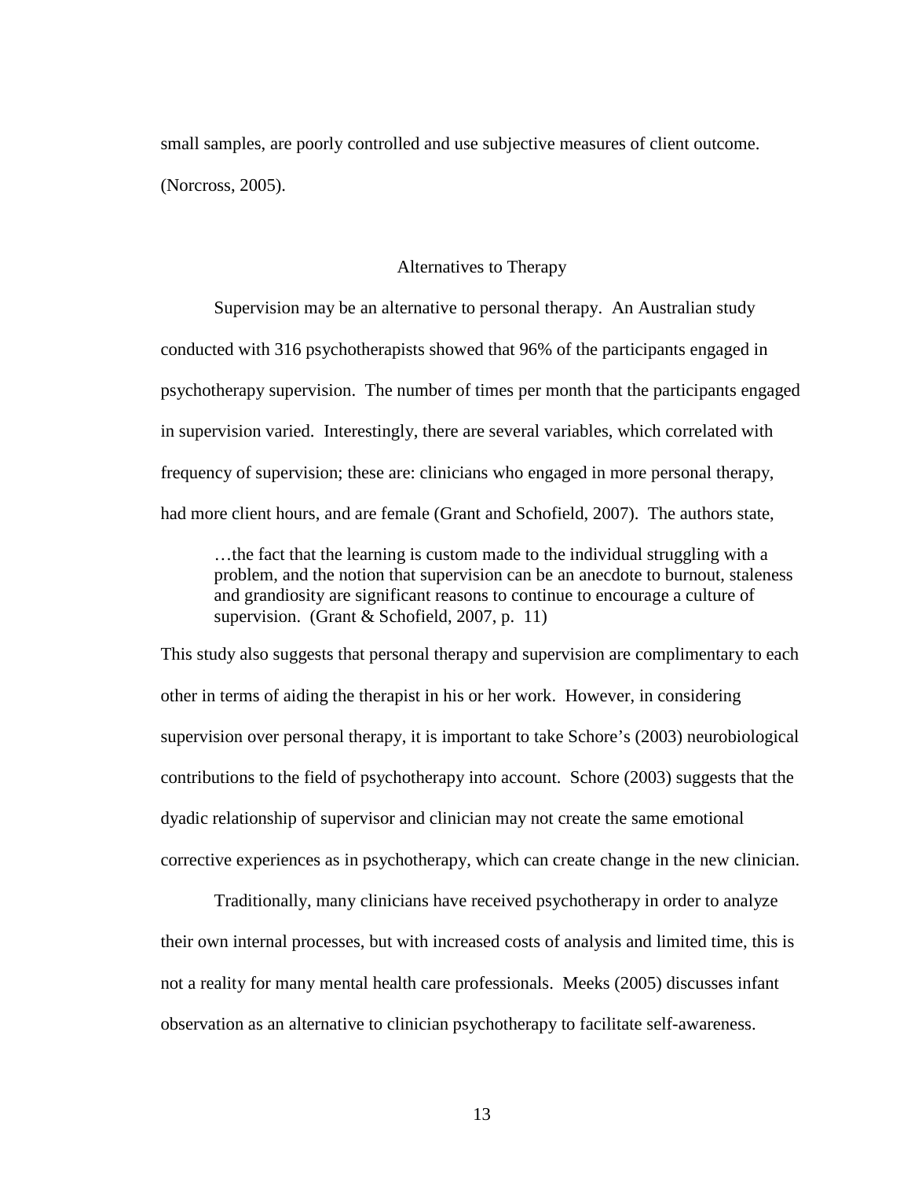small samples, are poorly controlled and use subjective measures of client outcome. (Norcross, 2005).

## Alternatives to Therapy

Supervision may be an alternative to personal therapy. An Australian study conducted with 316 psychotherapists showed that 96% of the participants engaged in psychotherapy supervision. The number of times per month that the participants engaged in supervision varied. Interestingly, there are several variables, which correlated with frequency of supervision; these are: clinicians who engaged in more personal therapy, had more client hours, and are female (Grant and Schofield, 2007). The authors state,

> …the fact that the learning is custom made to the individual struggling with a problem, and the notion that supervision can be an anecdote to burnout, staleness and grandiosity are significant reasons to continue to encourage a culture of supervision. (Grant & Schofield, 2007, p. 11)

This study also suggests that personal therapy and supervision are complimentary to each other in terms of aiding the therapist in his or her work. However, in considering supervision over personal therapy, it is important to take Schore's (2003) neurobiological contributions to the field of psychotherapy into account. Schore (2003) suggests that the dyadic relationship of supervisor and clinician may not create the same emotional corrective experiences as in psychotherapy, which can create change in the new clinician.

Traditionally, many clinicians have received psychotherapy in order to analyze their own internal processes, but with increased costs of analysis and limited time, this is not a reality for many mental health care professionals. Meeks (2005) discusses infant observation as an alternative to clinician psychotherapy to facilitate self-awareness.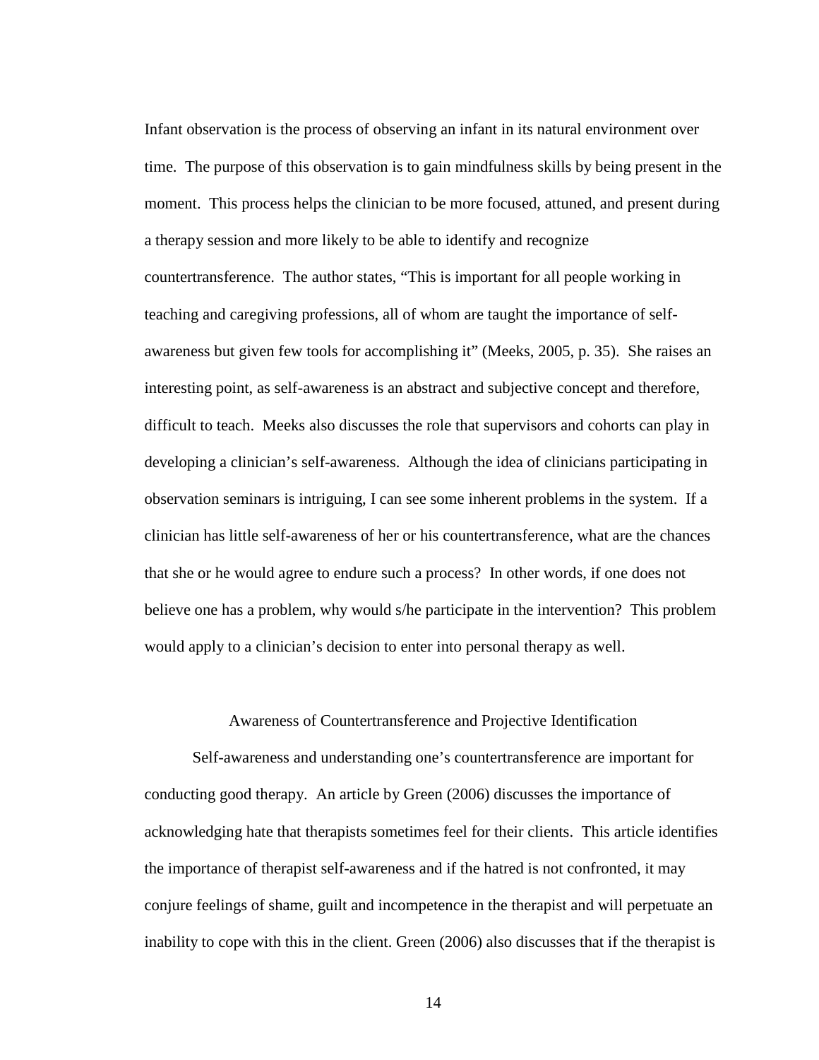Infant observation is the process of observing an infant in its natural environment over time. The purpose of this observation is to gain mindfulness skills by being present in the moment. This process helps the clinician to be more focused, attuned, and present during a therapy session and more likely to be able to identify and recognize countertransference. The author states, "This is important for all people working in teaching and caregiving professions, all of whom are taught the importance of self-awareness but given few tools for accomplishing it" (Meeks, 2005, p. 35). She raises an interesting point, as self-awareness is an abstract and subjective concept and therefore, difficult to teach. Meeks also discusses the role that supervisors and cohorts can play in developing a clinician's self-awareness. Although the idea of clinicians participating in observation seminars is intriguing, I can see some inherent problems in the system. If a clinician has little self-awareness of her or his countertransference, what are the chances that she or he would agree to endure such a process? In other words, if one does not believe one has a problem, why would s/he participate in the intervention? This problem would apply to a clinician's decision to enter into personal therapy as well.

## Awareness of Countertransference and Projective Identification

Self-awareness and understanding one's countertransference are important for conducting good therapy. An article by Green (2006) discusses the importance of acknowledging hate that therapists sometimes feel for their clients. This article identifies the importance of therapist self-awareness and if the hatred is not confronted, it may conjure feelings of shame, guilt and incompetence in the therapist and will perpetuate an inability to cope with this in the client. Green (2006) also discusses that if the therapist is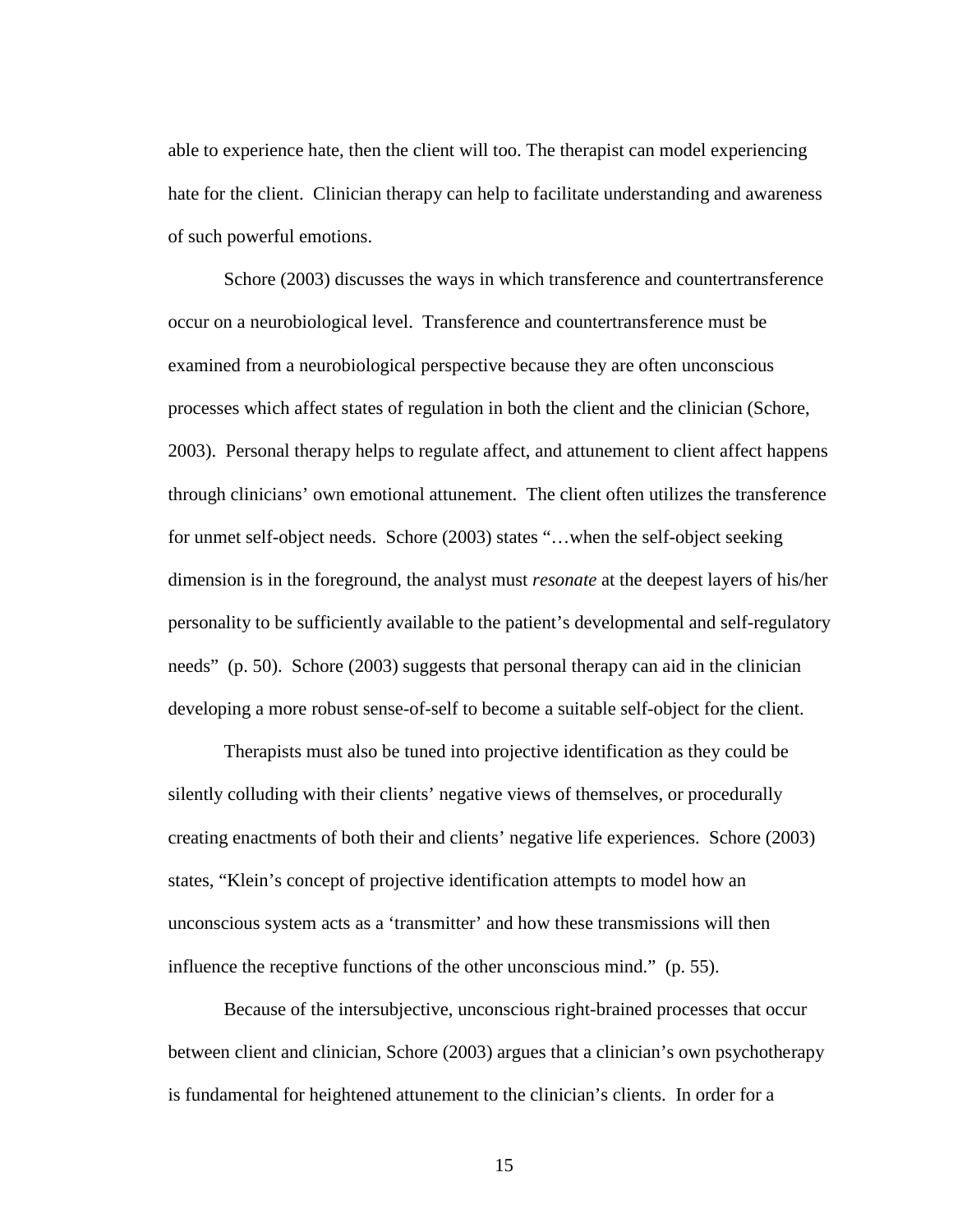able to experience hate, then the client will too. The therapist can model experiencing hate for the client. Clinician therapy can help to facilitate understanding and awareness of such powerful emotions.

Schore (2003) discusses the ways in which transference and countertransference occur on a neurobiological level. Transference and countertransference must be examined from a neurobiological perspective because they are often unconscious processes which affect states of regulation in both the client and the clinician (Schore, 2003). Personal therapy helps to regulate affect, and attunement to client affect happens through clinicians' own emotional attunement. The client often utilizes the transference for unmet self-object needs. Schore (2003) states "…when the self-object seeking dimension is in the foreground, the analyst must *resonate* at the deepest layers of his/her personality to be sufficiently available to the patient's developmental and self-regulatory needs" (p. 50). Schore (2003) suggests that personal therapy can aid in the clinician developing a more robust sense-of-self to become a suitable self-object for the client.

Therapists must also be tuned into projective identification as they could be silently colluding with their clients' negative views of themselves, or procedurally creating enactments of both their and clients' negative life experiences. Schore (2003) states, "Klein's concept of projective identification attempts to model how an unconscious system acts as a 'transmitter' and how these transmissions will then influence the receptive functions of the other unconscious mind." (p. 55).

Because of the intersubjective, unconscious right-brained processes that occur between client and clinician, Schore (2003) argues that a clinician's own psychotherapy is fundamental for heightened attunement to the clinician's clients. In order for a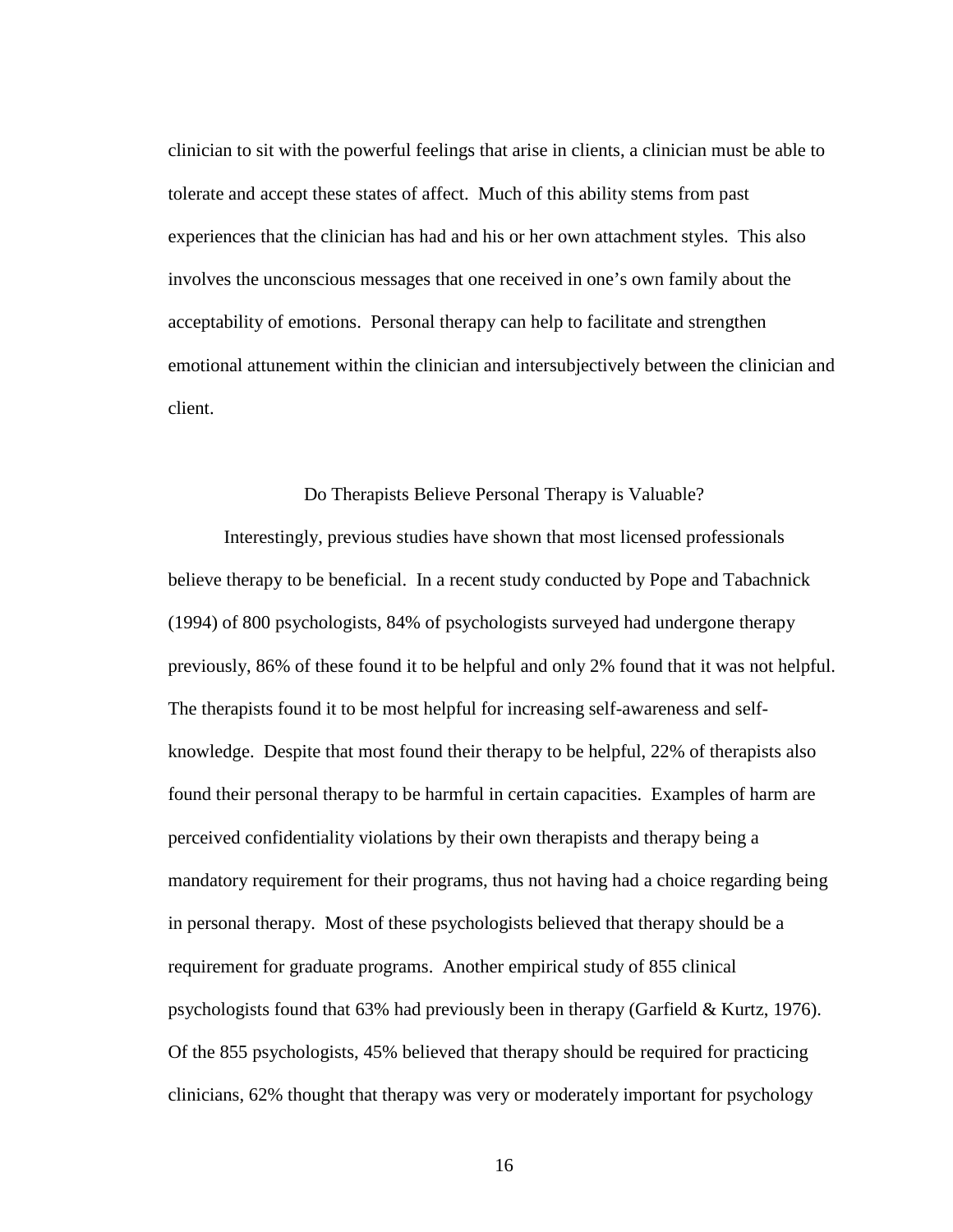clinician to sit with the powerful feelings that arise in clients, a clinician must be able to tolerate and accept these states of affect. Much of this ability stems from past experiences that the clinician has had and his or her own attachment styles. This also involves the unconscious messages that one received in one's own family about the acceptability of emotions. Personal therapy can help to facilitate and strengthen emotional attunement within the clinician and intersubjectively between the clinician and client.

## Do Therapists Believe Personal Therapy is Valuable?

Interestingly, previous studies have shown that most licensed professionals believe therapy to be beneficial. In a recent study conducted by Pope and Tabachnick (1994) of 800 psychologists, 84% of psychologists surveyed had undergone therapy previously, 86% of these found it to be helpful and only 2% found that it was not helpful. The therapists found it to be most helpful for increasing self-awareness and self-knowledge. Despite that most found their therapy to be helpful, 22% of therapists also found their personal therapy to be harmful in certain capacities. Examples of harm are perceived confidentiality violations by their own therapists and therapy being a mandatory requirement for their programs, thus not having had a choice regarding being in personal therapy. Most of these psychologists believed that therapy should be a requirement for graduate programs. Another empirical study of 855 clinical psychologists found that 63% had previously been in therapy (Garfield & Kurtz, 1976). Of the 855 psychologists, 45% believed that therapy should be required for practicing clinicians, 62% thought that therapy was very or moderately important for psychology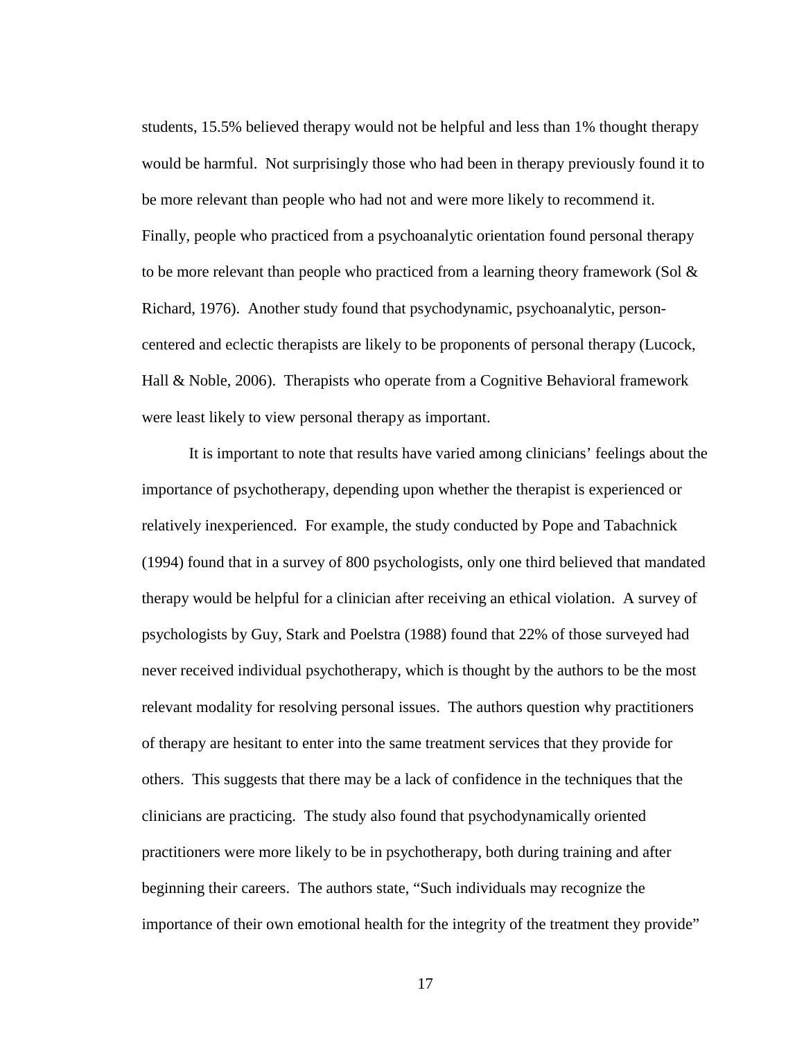students, 15.5% believed therapy would not be helpful and less than 1% thought therapy would be harmful. Not surprisingly those who had been in therapy previously found it to be more relevant than people who had not and were more likely to recommend it. Finally, people who practiced from a psychoanalytic orientation found personal therapy to be more relevant than people who practiced from a learning theory framework (Sol & Richard, 1976). Another study found that psychodynamic, psychoanalytic, person-centered and eclectic therapists are likely to be proponents of personal therapy (Lucock, Hall & Noble, 2006). Therapists who operate from a Cognitive Behavioral framework were least likely to view personal therapy as important.

It is important to note that results have varied among clinicians' feelings about the importance of psychotherapy, depending upon whether the therapist is experienced or relatively inexperienced. For example, the study conducted by Pope and Tabachnick (1994) found that in a survey of 800 psychologists, only one third believed that mandated therapy would be helpful for a clinician after receiving an ethical violation. A survey of psychologists by Guy, Stark and Poelstra (1988) found that 22% of those surveyed had never received individual psychotherapy, which is thought by the authors to be the most relevant modality for resolving personal issues. The authors question why practitioners of therapy are hesitant to enter into the same treatment services that they provide for others. This suggests that there may be a lack of confidence in the techniques that the clinicians are practicing. The study also found that psychodynamically oriented practitioners were more likely to be in psychotherapy, both during training and after beginning their careers. The authors state, "Such individuals may recognize the importance of their own emotional health for the integrity of the treatment they provide"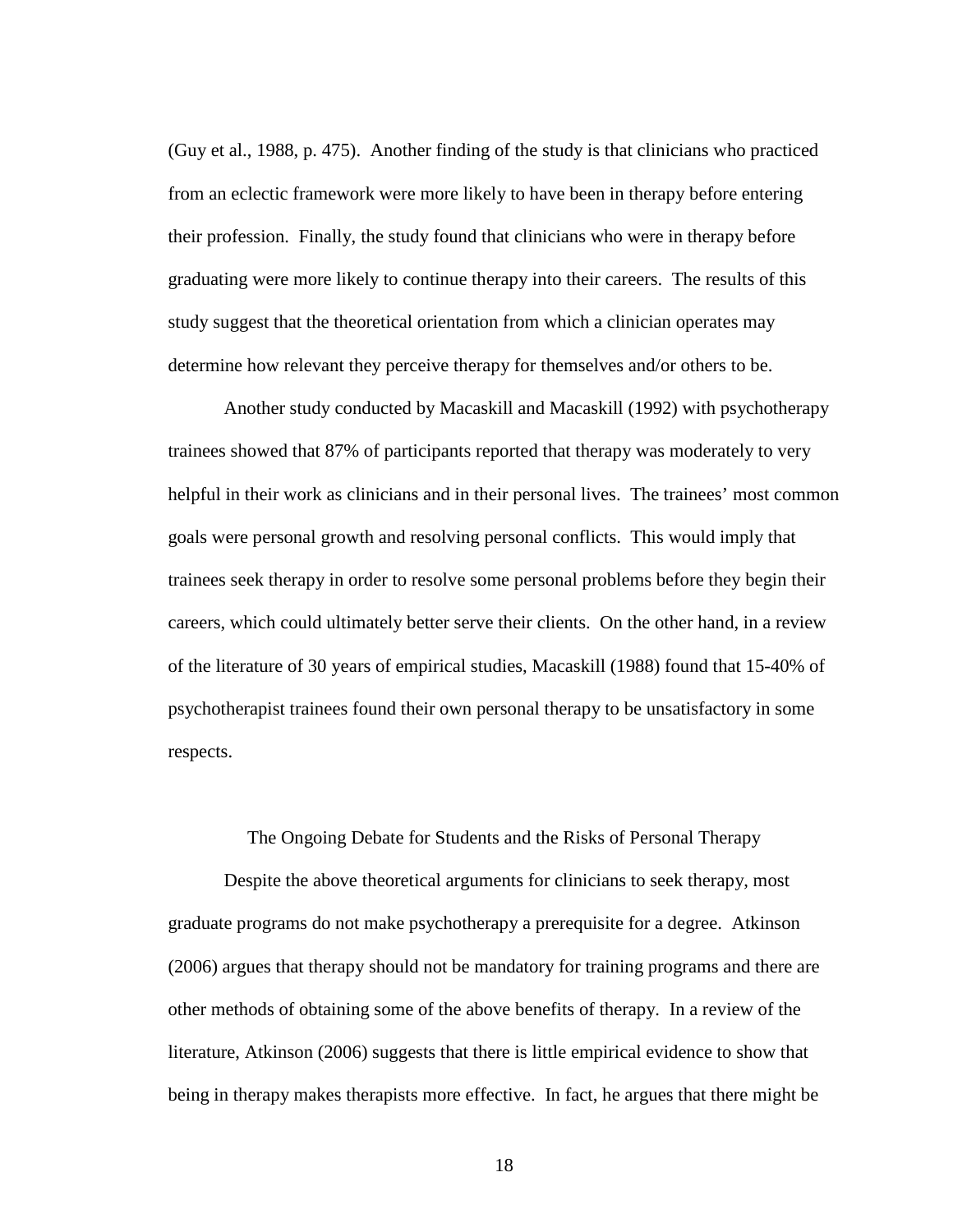(Guy et al., 1988, p. 475). Another finding of the study is that clinicians who practiced from an eclectic framework were more likely to have been in therapy before entering their profession. Finally, the study found that clinicians who were in therapy before graduating were more likely to continue therapy into their careers. The results of this study suggest that the theoretical orientation from which a clinician operates may determine how relevant they perceive therapy for themselves and/or others to be.

Another study conducted by Macaskill and Macaskill (1992) with psychotherapy trainees showed that 87% of participants reported that therapy was moderately to very helpful in their work as clinicians and in their personal lives. The trainees' most common goals were personal growth and resolving personal conflicts. This would imply that trainees seek therapy in order to resolve some personal problems before they begin their careers, which could ultimately better serve their clients. On the other hand, in a review of the literature of 30 years of empirical studies, Macaskill (1988) found that 15-40% of psychotherapist trainees found their own personal therapy to be unsatisfactory in some respects.

## The Ongoing Debate for Students and the Risks of Personal Therapy

Despite the above theoretical arguments for clinicians to seek therapy, most graduate programs do not make psychotherapy a prerequisite for a degree. Atkinson (2006) argues that therapy should not be mandatory for training programs and there are other methods of obtaining some of the above benefits of therapy. In a review of the literature, Atkinson (2006) suggests that there is little empirical evidence to show that being in therapy makes therapists more effective. In fact, he argues that there might be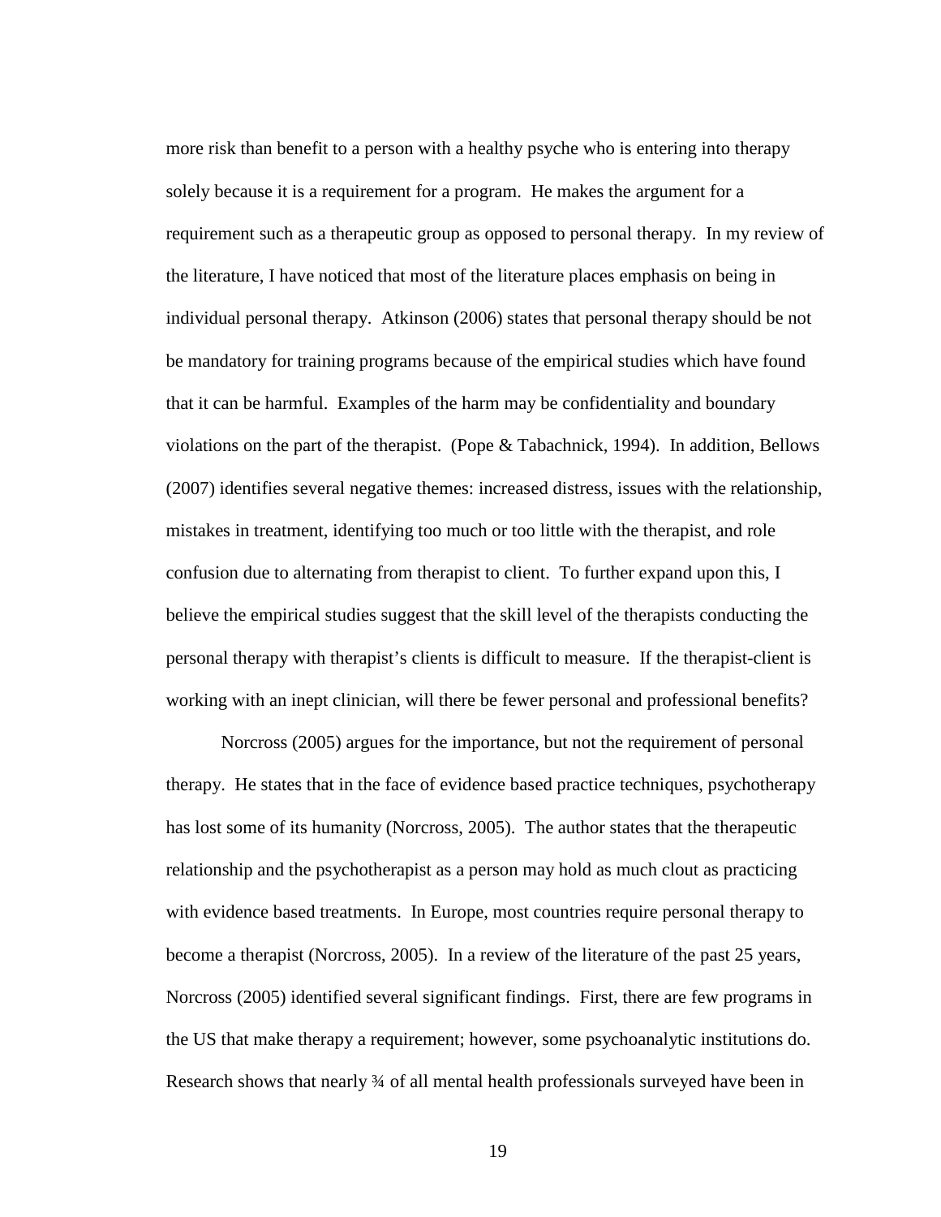more risk than benefit to a person with a healthy psyche who is entering into therapy solely because it is a requirement for a program. He makes the argument for a requirement such as a therapeutic group as opposed to personal therapy. In my review of the literature, I have noticed that most of the literature places emphasis on being in individual personal therapy. Atkinson (2006) states that personal therapy should be not be mandatory for training programs because of the empirical studies which have found that it can be harmful. Examples of the harm may be confidentiality and boundary violations on the part of the therapist. (Pope & Tabachnick, 1994). In addition, Bellows (2007) identifies several negative themes: increased distress, issues with the relationship, mistakes in treatment, identifying too much or too little with the therapist, and role confusion due to alternating from therapist to client. To further expand upon this, I believe the empirical studies suggest that the skill level of the therapists conducting the personal therapy with therapist's clients is difficult to measure. If the therapist-client is working with an inept clinician, will there be fewer personal and professional benefits?

Norcross (2005) argues for the importance, but not the requirement of personal therapy. He states that in the face of evidence based practice techniques, psychotherapy has lost some of its humanity (Norcross, 2005). The author states that the therapeutic relationship and the psychotherapist as a person may hold as much clout as practicing with evidence based treatments. In Europe, most countries require personal therapy to become a therapist (Norcross, 2005). In a review of the literature of the past 25 years, Norcross (2005) identified several significant findings. First, there are few programs in the US that make therapy a requirement; however, some psychoanalytic institutions do. Research shows that nearly ¾ of all mental health professionals surveyed have been in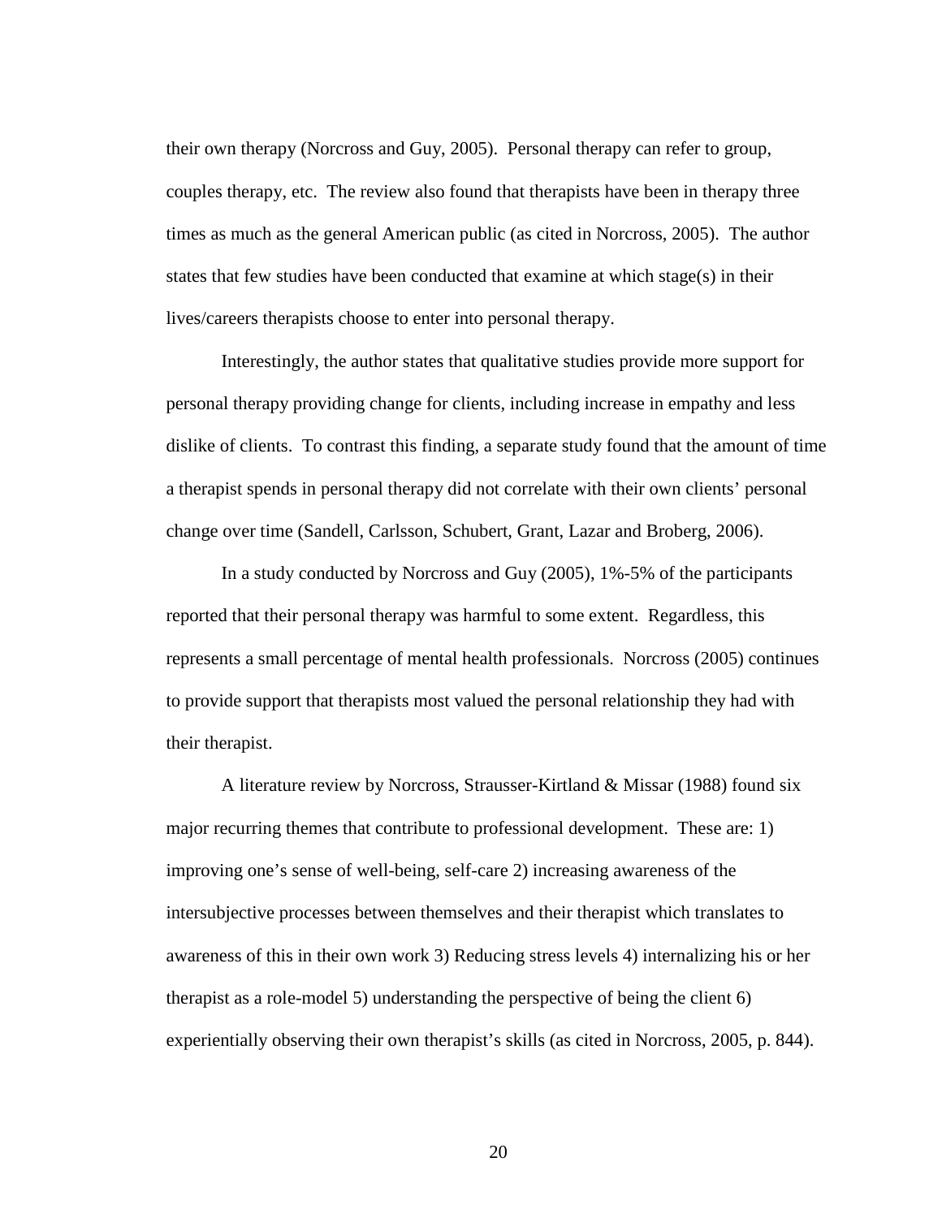their own therapy (Norcross and Guy, 2005). Personal therapy can refer to group, couples therapy, etc. The review also found that therapists have been in therapy three times as much as the general American public (as cited in Norcross, 2005). The author states that few studies have been conducted that examine at which stage(s) in their lives/careers therapists choose to enter into personal therapy.

Interestingly, the author states that qualitative studies provide more support for personal therapy providing change for clients, including increase in empathy and less dislike of clients. To contrast this finding, a separate study found that the amount of time a therapist spends in personal therapy did not correlate with their own clients' personal change over time (Sandell, Carlsson, Schubert, Grant, Lazar and Broberg, 2006).

In a study conducted by Norcross and Guy (2005), 1%-5% of the participants reported that their personal therapy was harmful to some extent. Regardless, this represents a small percentage of mental health professionals. Norcross (2005) continues to provide support that therapists most valued the personal relationship they had with their therapist.

A literature review by Norcross, Strausser-Kirtland & Missar (1988) found six major recurring themes that contribute to professional development. These are: 1) improving one's sense of well-being, self-care 2) increasing awareness of the intersubjective processes between themselves and their therapist which translates to awareness of this in their own work 3) Reducing stress levels 4) internalizing his or her therapist as a role-model 5) understanding the perspective of being the client 6) experientially observing their own therapist's skills (as cited in Norcross, 2005, p. 844).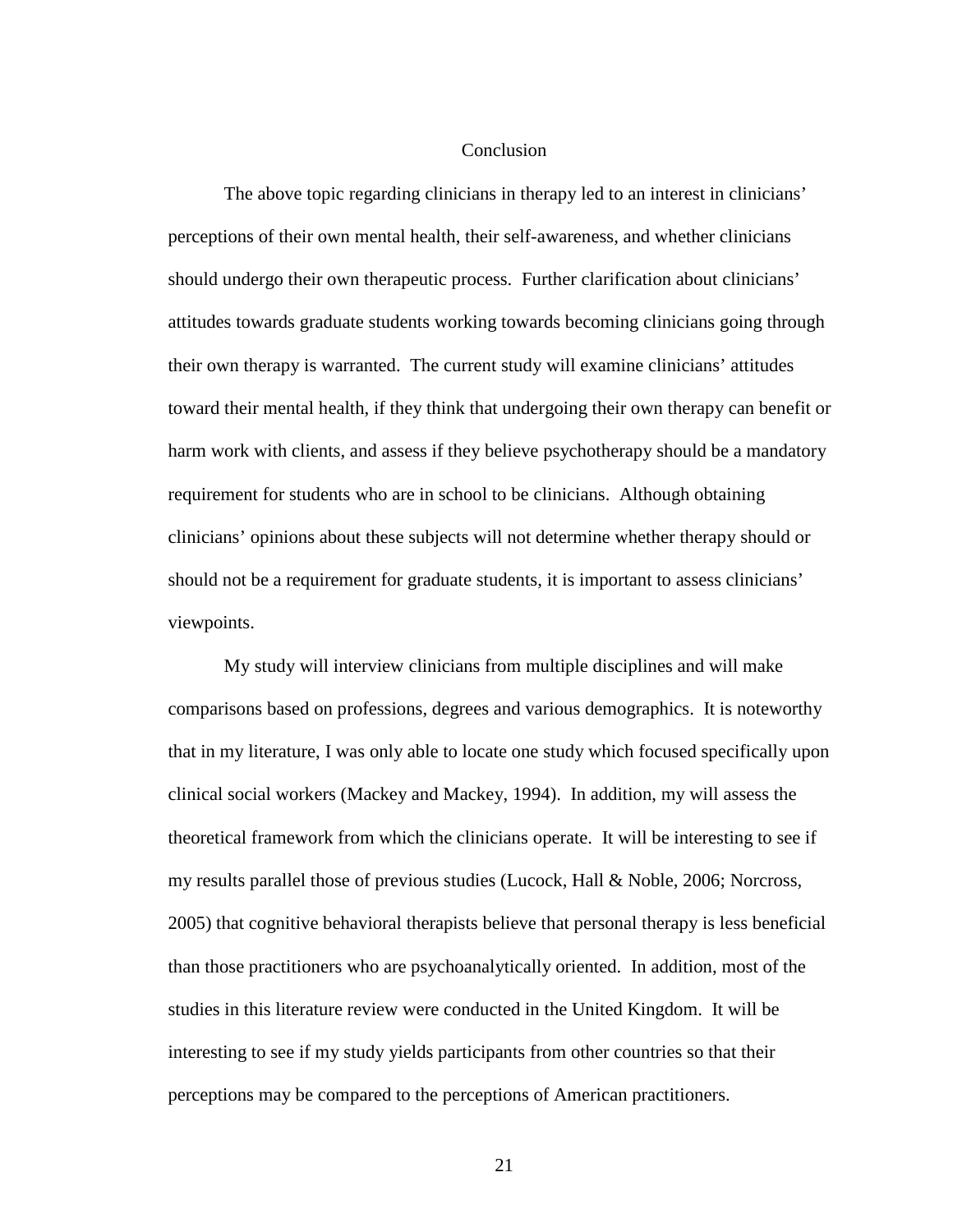# Conclusion

The above topic regarding clinicians in therapy led to an interest in clinicians' perceptions of their own mental health, their self-awareness, and whether clinicians should undergo their own therapeutic process. Further clarification about clinicians' attitudes towards graduate students working towards becoming clinicians going through their own therapy is warranted. The current study will examine clinicians' attitudes toward their mental health, if they think that undergoing their own therapy can benefit or harm work with clients, and assess if they believe psychotherapy should be a mandatory requirement for students who are in school to be clinicians. Although obtaining clinicians' opinions about these subjects will not determine whether therapy should or should not be a requirement for graduate students, it is important to assess clinicians' viewpoints.

My study will interview clinicians from multiple disciplines and will make comparisons based on professions, degrees and various demographics. It is noteworthy that in my literature, I was only able to locate one study which focused specifically upon clinical social workers (Mackey and Mackey, 1994). In addition, my will assess the theoretical framework from which the clinicians operate. It will be interesting to see if my results parallel those of previous studies (Lucock, Hall & Noble, 2006; Norcross, 2005) that cognitive behavioral therapists believe that personal therapy is less beneficial than those practitioners who are psychoanalytically oriented. In addition, most of the studies in this literature review were conducted in the United Kingdom. It will be interesting to see if my study yields participants from other countries so that their perceptions may be compared to the perceptions of American practitioners.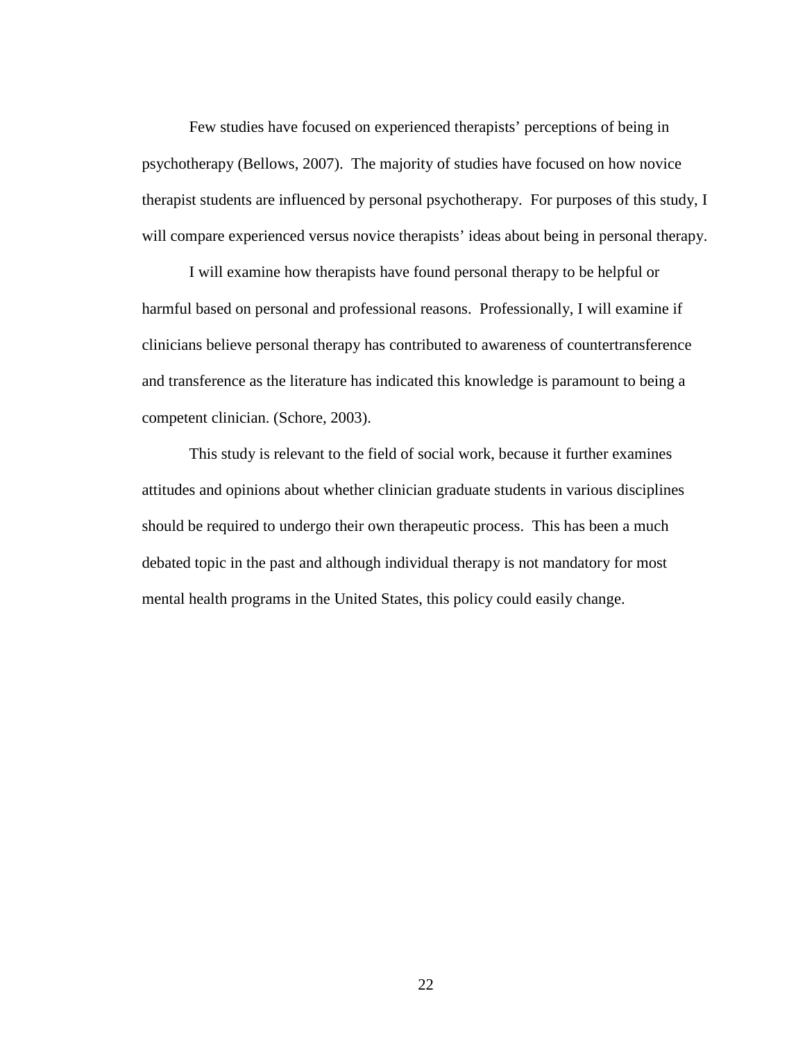Few studies have focused on experienced therapists' perceptions of being in psychotherapy (Bellows, 2007). The majority of studies have focused on how novice therapist students are influenced by personal psychotherapy. For purposes of this study, I will compare experienced versus novice therapists' ideas about being in personal therapy.

I will examine how therapists have found personal therapy to be helpful or harmful based on personal and professional reasons. Professionally, I will examine if clinicians believe personal therapy has contributed to awareness of countertransference and transference as the literature has indicated this knowledge is paramount to being a competent clinician. (Schore, 2003).

This study is relevant to the field of social work, because it further examines attitudes and opinions about whether clinician graduate students in various disciplines should be required to undergo their own therapeutic process. This has been a much debated topic in the past and although individual therapy is not mandatory for most mental health programs in the United States, this policy could easily change.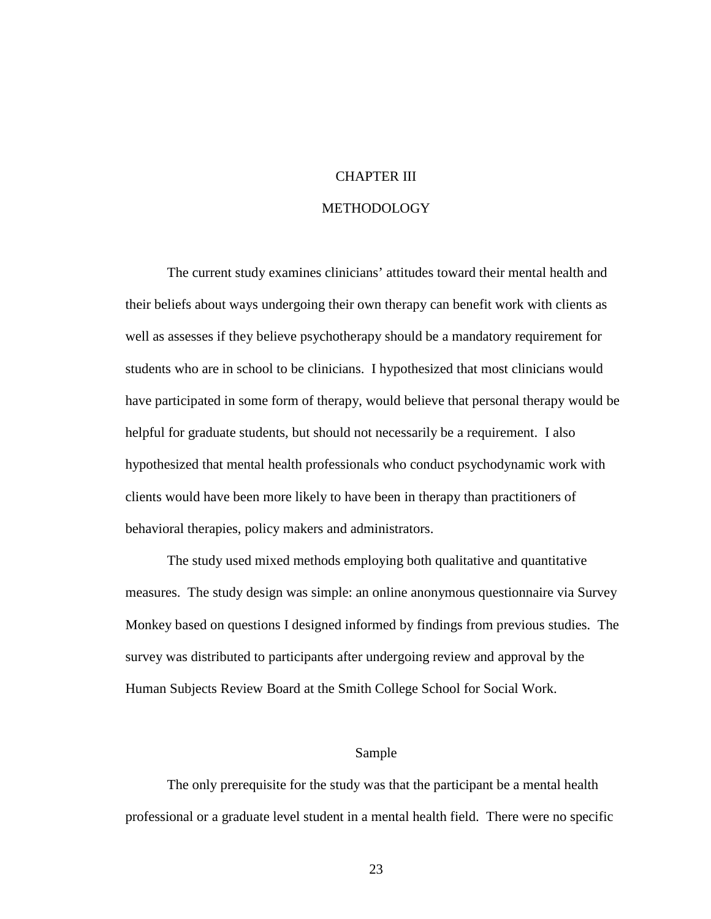# CHAPTER III

# METHODOLOGY

The current study examines clinicians' attitudes toward their mental health and their beliefs about ways undergoing their own therapy can benefit work with clients as well as assesses if they believe psychotherapy should be a mandatory requirement for students who are in school to be clinicians. I hypothesized that most clinicians would have participated in some form of therapy, would believe that personal therapy would be helpful for graduate students, but should not necessarily be a requirement. I also hypothesized that mental health professionals who conduct psychodynamic work with clients would have been more likely to have been in therapy than practitioners of behavioral therapies, policy makers and administrators.

The study used mixed methods employing both qualitative and quantitative measures. The study design was simple: an online anonymous questionnaire via Survey Monkey based on questions I designed informed by findings from previous studies. The survey was distributed to participants after undergoing review and approval by the Human Subjects Review Board at the Smith College School for Social Work.

## Sample

The only prerequisite for the study was that the participant be a mental health professional or a graduate level student in a mental health field. There were no specific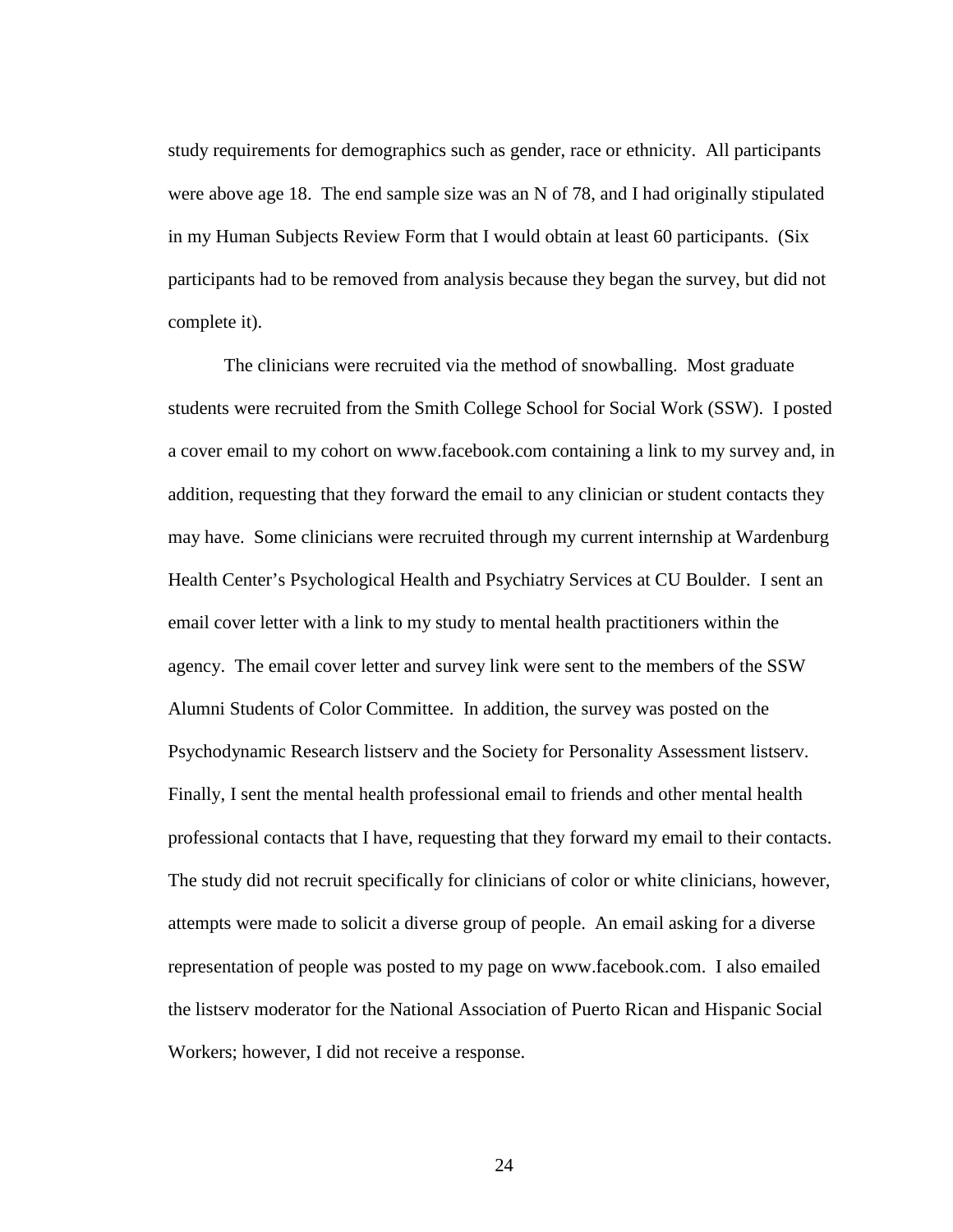study requirements for demographics such as gender, race or ethnicity. All participants were above age 18. The end sample size was an N of 78, and I had originally stipulated in my Human Subjects Review Form that I would obtain at least 60 participants. (Six participants had to be removed from analysis because they began the survey, but did not complete it).

The clinicians were recruited via the method of snowballing. Most graduate students were recruited from the Smith College School for Social Work (SSW). I posted a cover email to my cohort on www.facebook.com containing a link to my survey and, in addition, requesting that they forward the email to any clinician or student contacts they may have. Some clinicians were recruited through my current internship at Wardenburg Health Center's Psychological Health and Psychiatry Services at CU Boulder. I sent an email cover letter with a link to my study to mental health practitioners within the agency. The email cover letter and survey link were sent to the members of the SSW Alumni Students of Color Committee. In addition, the survey was posted on the Psychodynamic Research listserv and the Society for Personality Assessment listserv. Finally, I sent the mental health professional email to friends and other mental health professional contacts that I have, requesting that they forward my email to their contacts. The study did not recruit specifically for clinicians of color or white clinicians, however, attempts were made to solicit a diverse group of people. An email asking for a diverse representation of people was posted to my page on www.facebook.com. I also emailed the listserv moderator for the National Association of Puerto Rican and Hispanic Social Workers; however, I did not receive a response.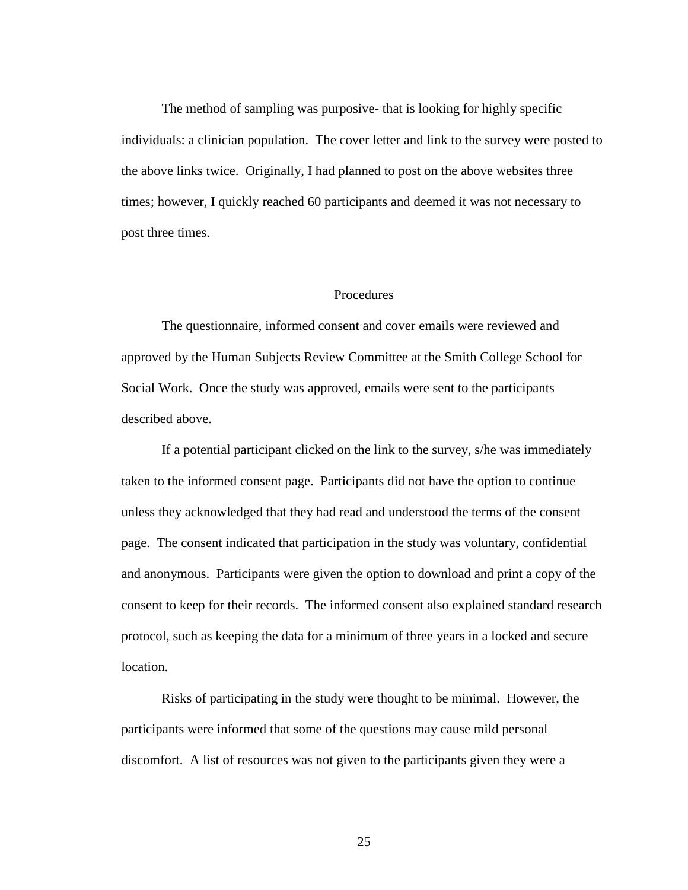The method of sampling was purposive- that is looking for highly specific individuals: a clinician population. The cover letter and link to the survey were posted to the above links twice. Originally, I had planned to post on the above websites three times; however, I quickly reached 60 participants and deemed it was not necessary to post three times.

## Procedures

The questionnaire, informed consent and cover emails were reviewed and approved by the Human Subjects Review Committee at the Smith College School for Social Work. Once the study was approved, emails were sent to the participants described above.

If a potential participant clicked on the link to the survey, s/he was immediately taken to the informed consent page. Participants did not have the option to continue unless they acknowledged that they had read and understood the terms of the consent page. The consent indicated that participation in the study was voluntary, confidential and anonymous. Participants were given the option to download and print a copy of the consent to keep for their records. The informed consent also explained standard research protocol, such as keeping the data for a minimum of three years in a locked and secure location.

Risks of participating in the study were thought to be minimal. However, the participants were informed that some of the questions may cause mild personal discomfort. A list of resources was not given to the participants given they were a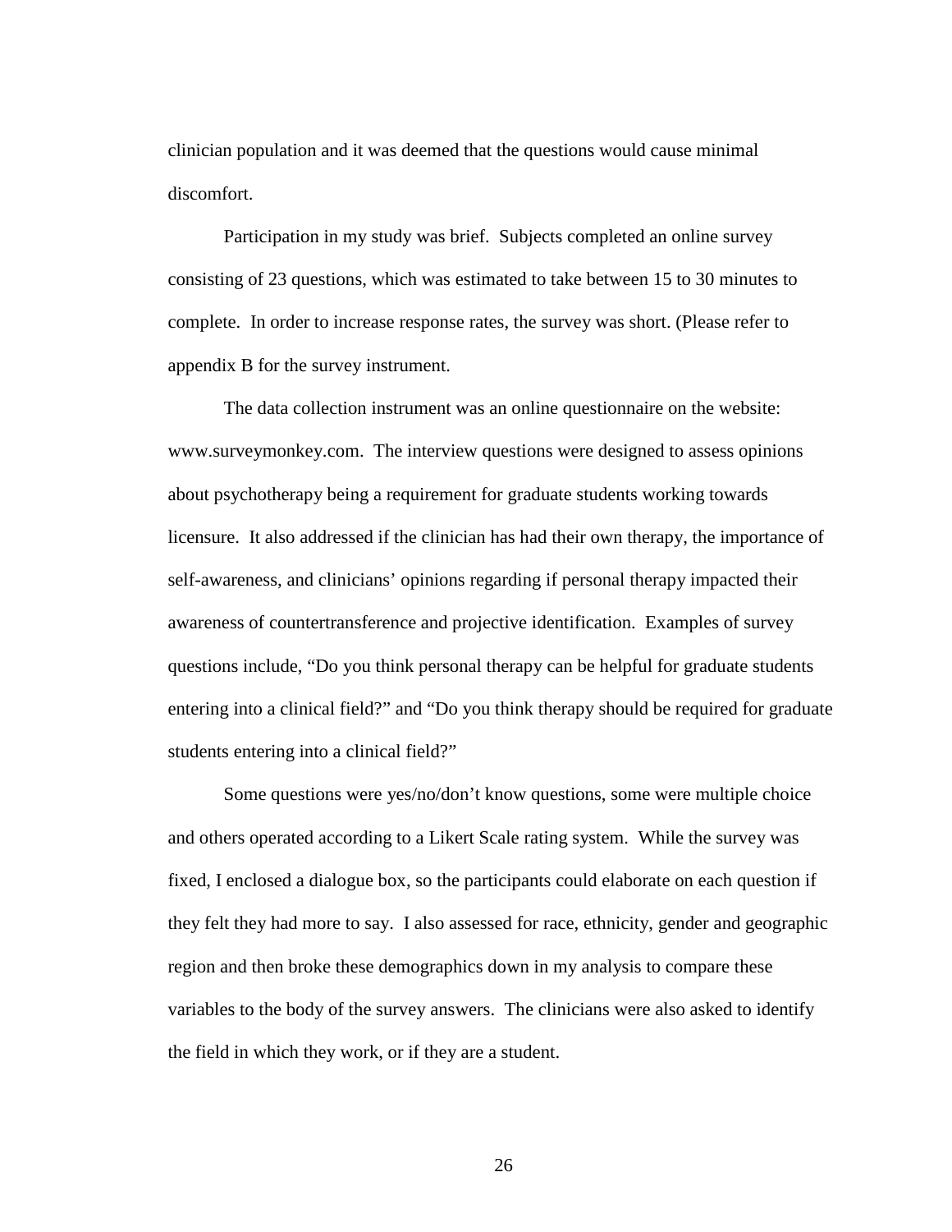clinician population and it was deemed that the questions would cause minimal discomfort.

Participation in my study was brief. Subjects completed an online survey consisting of 23 questions, which was estimated to take between 15 to 30 minutes to complete. In order to increase response rates, the survey was short. (Please refer to appendix B for the survey instrument.

The data collection instrument was an online questionnaire on the website: www.surveymonkey.com. The interview questions were designed to assess opinions about psychotherapy being a requirement for graduate students working towards licensure. It also addressed if the clinician has had their own therapy, the importance of self-awareness, and clinicians' opinions regarding if personal therapy impacted their awareness of countertransference and projective identification. Examples of survey questions include, "Do you think personal therapy can be helpful for graduate students entering into a clinical field?" and "Do you think therapy should be required for graduate students entering into a clinical field?"

Some questions were yes/no/don't know questions, some were multiple choice and others operated according to a Likert Scale rating system. While the survey was fixed, I enclosed a dialogue box, so the participants could elaborate on each question if they felt they had more to say. I also assessed for race, ethnicity, gender and geographic region and then broke these demographics down in my analysis to compare these variables to the body of the survey answers. The clinicians were also asked to identify the field in which they work, or if they are a student.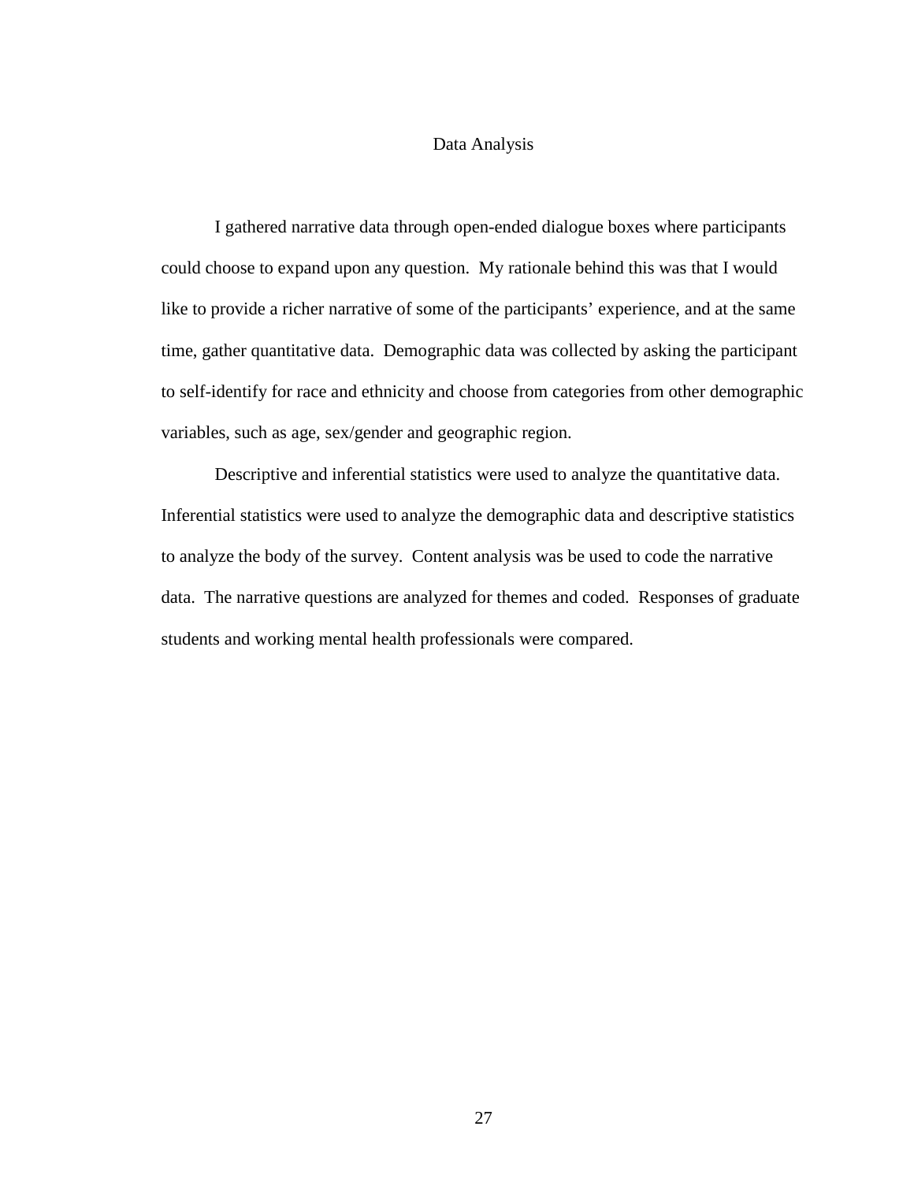## Data Analysis

I gathered narrative data through open-ended dialogue boxes where participants could choose to expand upon any question. My rationale behind this was that I would like to provide a richer narrative of some of the participants' experience, and at the same time, gather quantitative data. Demographic data was collected by asking the participant to self-identify for race and ethnicity and choose from categories from other demographic variables, such as age, sex/gender and geographic region.

Descriptive and inferential statistics were used to analyze the quantitative data. Inferential statistics were used to analyze the demographic data and descriptive statistics to analyze the body of the survey. Content analysis was be used to code the narrative data. The narrative questions are analyzed for themes and coded. Responses of graduate students and working mental health professionals were compared.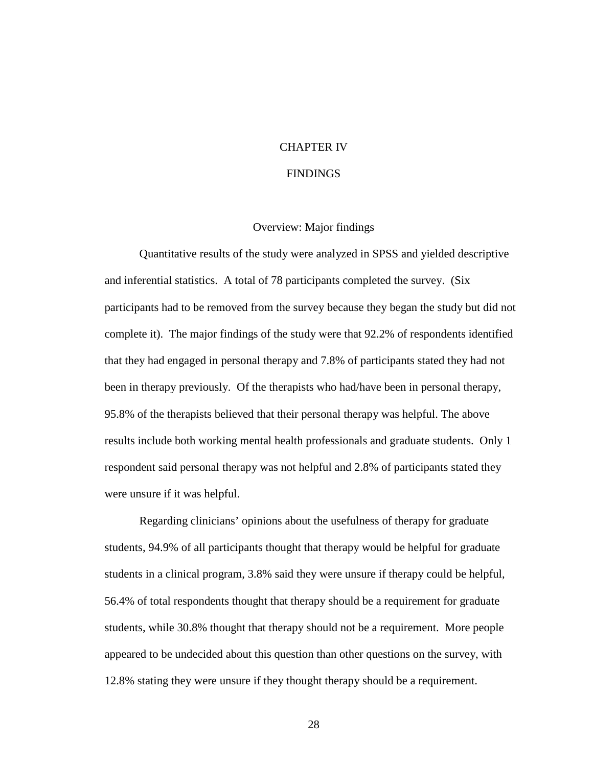# CHAPTER IV

# FINDINGS

## Overview: Major findings

Quantitative results of the study were analyzed in SPSS and yielded descriptive and inferential statistics. A total of 78 participants completed the survey. (Six participants had to be removed from the survey because they began the study but did not complete it). The major findings of the study were that 92.2% of respondents identified that they had engaged in personal therapy and 7.8% of participants stated they had not been in therapy previously. Of the therapists who had/have been in personal therapy, 95.8% of the therapists believed that their personal therapy was helpful. The above results include both working mental health professionals and graduate students. Only 1 respondent said personal therapy was not helpful and 2.8% of participants stated they were unsure if it was helpful.

Regarding clinicians' opinions about the usefulness of therapy for graduate students, 94.9% of all participants thought that therapy would be helpful for graduate students in a clinical program, 3.8% said they were unsure if therapy could be helpful, 56.4% of total respondents thought that therapy should be a requirement for graduate students, while 30.8% thought that therapy should not be a requirement. More people appeared to be undecided about this question than other questions on the survey, with 12.8% stating they were unsure if they thought therapy should be a requirement.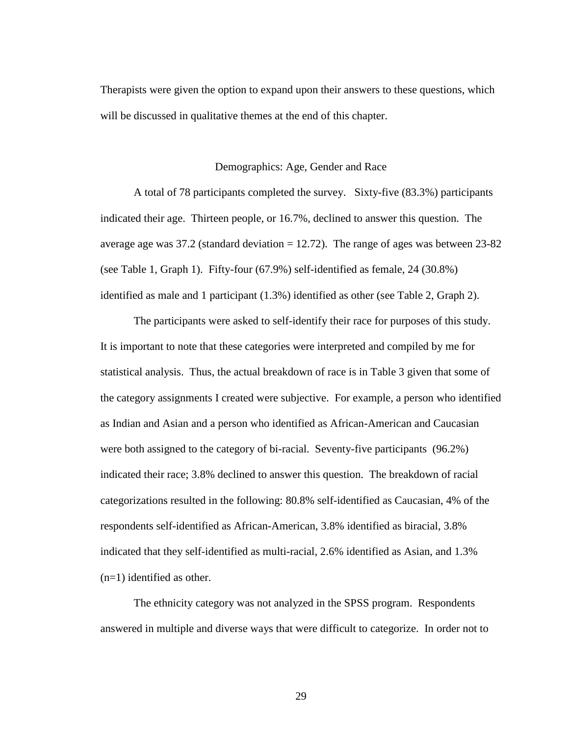Therapists were given the option to expand upon their answers to these questions, which will be discussed in qualitative themes at the end of this chapter.

## Demographics: Age, Gender and Race

A total of 78 participants completed the survey. Sixty-five (83.3%) participants indicated their age. Thirteen people, or 16.7%, declined to answer this question. The average age was 37.2 (standard deviation = 12.72). The range of ages was between 23-82 (see Table 1, Graph 1). Fifty-four (67.9%) self-identified as female, 24 (30.8%) identified as male and 1 participant (1.3%) identified as other (see Table 2, Graph 2).

The participants were asked to self-identify their race for purposes of this study. It is important to note that these categories were interpreted and compiled by me for statistical analysis. Thus, the actual breakdown of race is in Table 3 given that some of the category assignments I created were subjective. For example, a person who identified as Indian and Asian and a person who identified as African-American and Caucasian were both assigned to the category of bi-racial. Seventy-five participants (96.2%) indicated their race; 3.8% declined to answer this question. The breakdown of racial categorizations resulted in the following: 80.8% self-identified as Caucasian, 4% of the respondents self-identified as African-American, 3.8% identified as biracial, 3.8% indicated that they self-identified as multi-racial, 2.6% identified as Asian, and 1.3% (n=1) identified as other.

The ethnicity category was not analyzed in the SPSS program. Respondents answered in multiple and diverse ways that were difficult to categorize. In order not to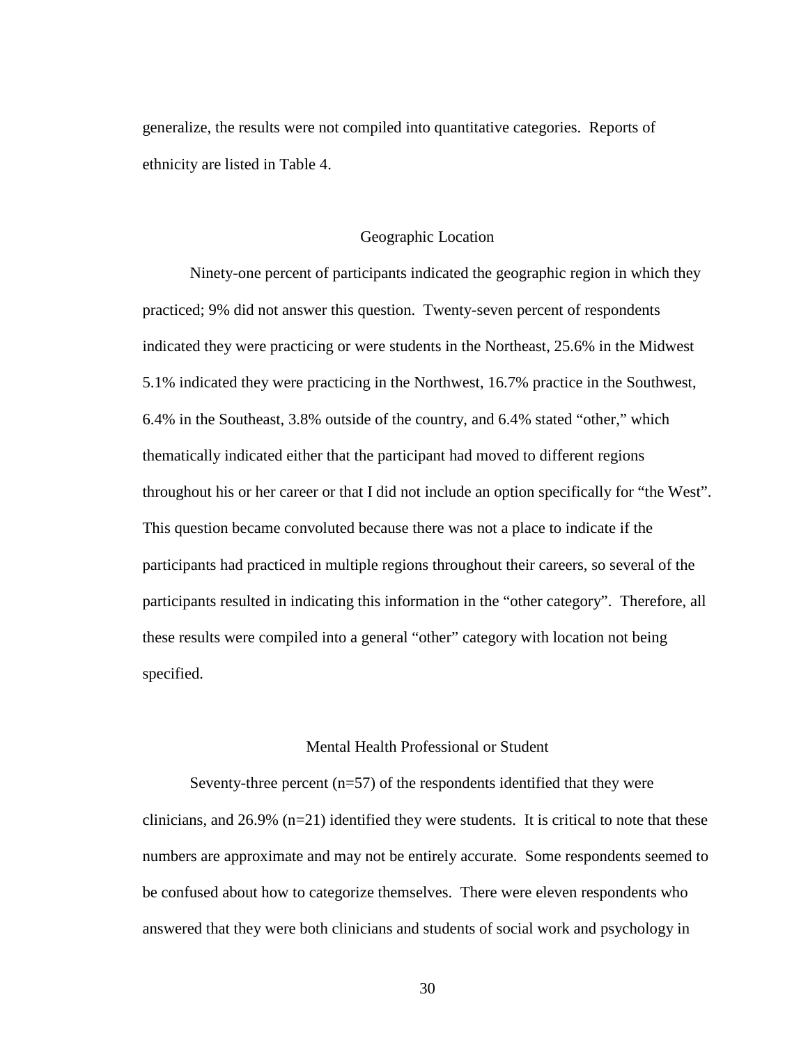generalize, the results were not compiled into quantitative categories. Reports of ethnicity are listed in Table 4.

## Geographic Location

Ninety-one percent of participants indicated the geographic region in which they practiced; 9% did not answer this question. Twenty-seven percent of respondents indicated they were practicing or were students in the Northeast, 25.6% in the Midwest 5.1% indicated they were practicing in the Northwest, 16.7% practice in the Southwest, 6.4% in the Southeast, 3.8% outside of the country, and 6.4% stated "other," which thematically indicated either that the participant had moved to different regions throughout his or her career or that I did not include an option specifically for "the West". This question became convoluted because there was not a place to indicate if the participants had practiced in multiple regions throughout their careers, so several of the participants resulted in indicating this information in the "other category". Therefore, all these results were compiled into a general "other" category with location not being specified.

## Mental Health Professional or Student

Seventy-three percent (n=57) of the respondents identified that they were clinicians, and 26.9% (n=21) identified they were students. It is critical to note that these numbers are approximate and may not be entirely accurate. Some respondents seemed to be confused about how to categorize themselves. There were eleven respondents who answered that they were both clinicians and students of social work and psychology in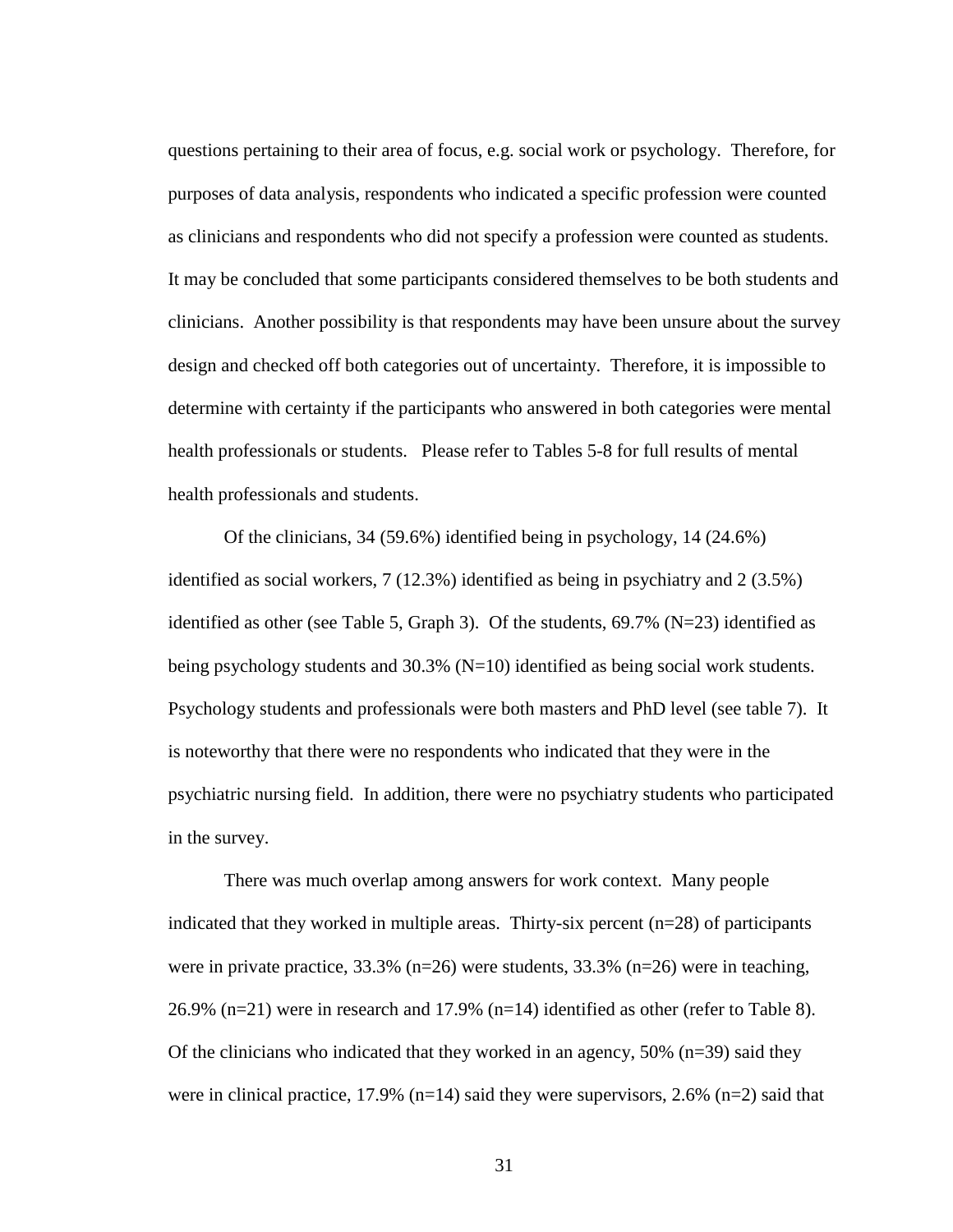questions pertaining to their area of focus, e.g. social work or psychology. Therefore, for purposes of data analysis, respondents who indicated a specific profession were counted as clinicians and respondents who did not specify a profession were counted as students. It may be concluded that some participants considered themselves to be both students and clinicians. Another possibility is that respondents may have been unsure about the survey design and checked off both categories out of uncertainty. Therefore, it is impossible to determine with certainty if the participants who answered in both categories were mental health professionals or students. Please refer to Tables 5-8 for full results of mental health professionals and students.

Of the clinicians, 34 (59.6%) identified being in psychology, 14 (24.6%) identified as social workers, 7 (12.3%) identified as being in psychiatry and 2 (3.5%) identified as other (see Table 5, Graph 3). Of the students, 69.7% (N=23) identified as being psychology students and 30.3% (N=10) identified as being social work students. Psychology students and professionals were both masters and PhD level (see table 7). It is noteworthy that there were no respondents who indicated that they were in the psychiatric nursing field. In addition, there were no psychiatry students who participated in the survey.

There was much overlap among answers for work context. Many people indicated that they worked in multiple areas. Thirty-six percent (n=28) of participants were in private practice, 33.3% (n=26) were students, 33.3% (n=26) were in teaching, 26.9% (n=21) were in research and 17.9% (n=14) identified as other (refer to Table 8). Of the clinicians who indicated that they worked in an agency, 50% (n=39) said they were in clinical practice, 17.9% (n=14) said they were supervisors, 2.6% (n=2) said that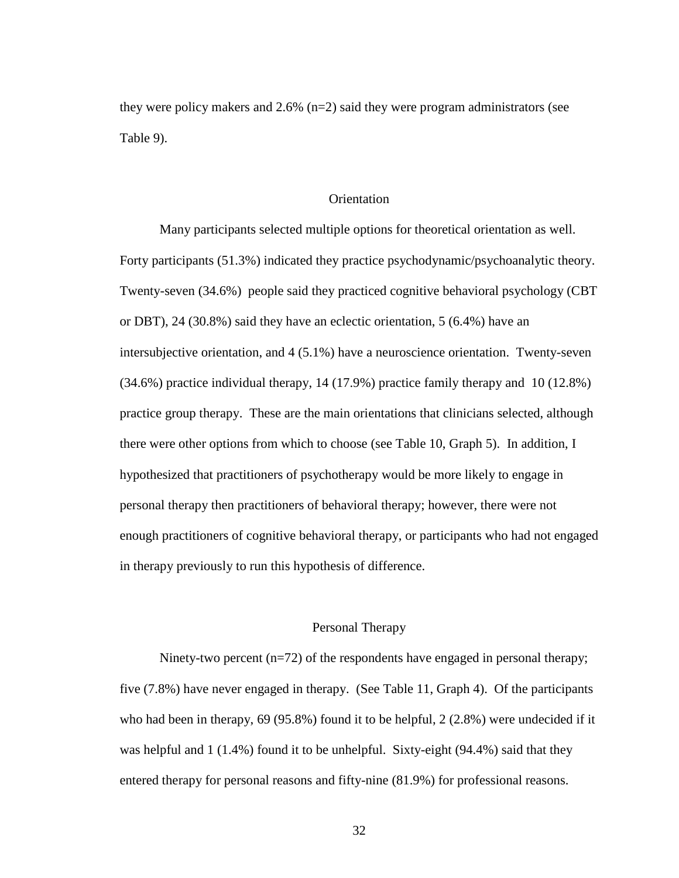they were policy makers and 2.6% (n=2) said they were program administrators (see Table 9).

## Orientation

Many participants selected multiple options for theoretical orientation as well. Forty participants (51.3%) indicated they practice psychodynamic/psychoanalytic theory. Twenty-seven (34.6%) people said they practiced cognitive behavioral psychology (CBT or DBT), 24 (30.8%) said they have an eclectic orientation, 5 (6.4%) have an intersubjective orientation, and 4 (5.1%) have a neuroscience orientation. Twenty-seven (34.6%) practice individual therapy, 14 (17.9%) practice family therapy and 10 (12.8%) practice group therapy. These are the main orientations that clinicians selected, although there were other options from which to choose (see Table 10, Graph 5). In addition, I hypothesized that practitioners of psychotherapy would be more likely to engage in personal therapy then practitioners of behavioral therapy; however, there were not enough practitioners of cognitive behavioral therapy, or participants who had not engaged in therapy previously to run this hypothesis of difference.

## Personal Therapy

Ninety-two percent (n=72) of the respondents have engaged in personal therapy; five (7.8%) have never engaged in therapy. (See Table 11, Graph 4). Of the participants who had been in therapy, 69 (95.8%) found it to be helpful, 2 (2.8%) were undecided if it was helpful and 1 (1.4%) found it to be unhelpful. Sixty-eight (94.4%) said that they entered therapy for personal reasons and fifty-nine (81.9%) for professional reasons.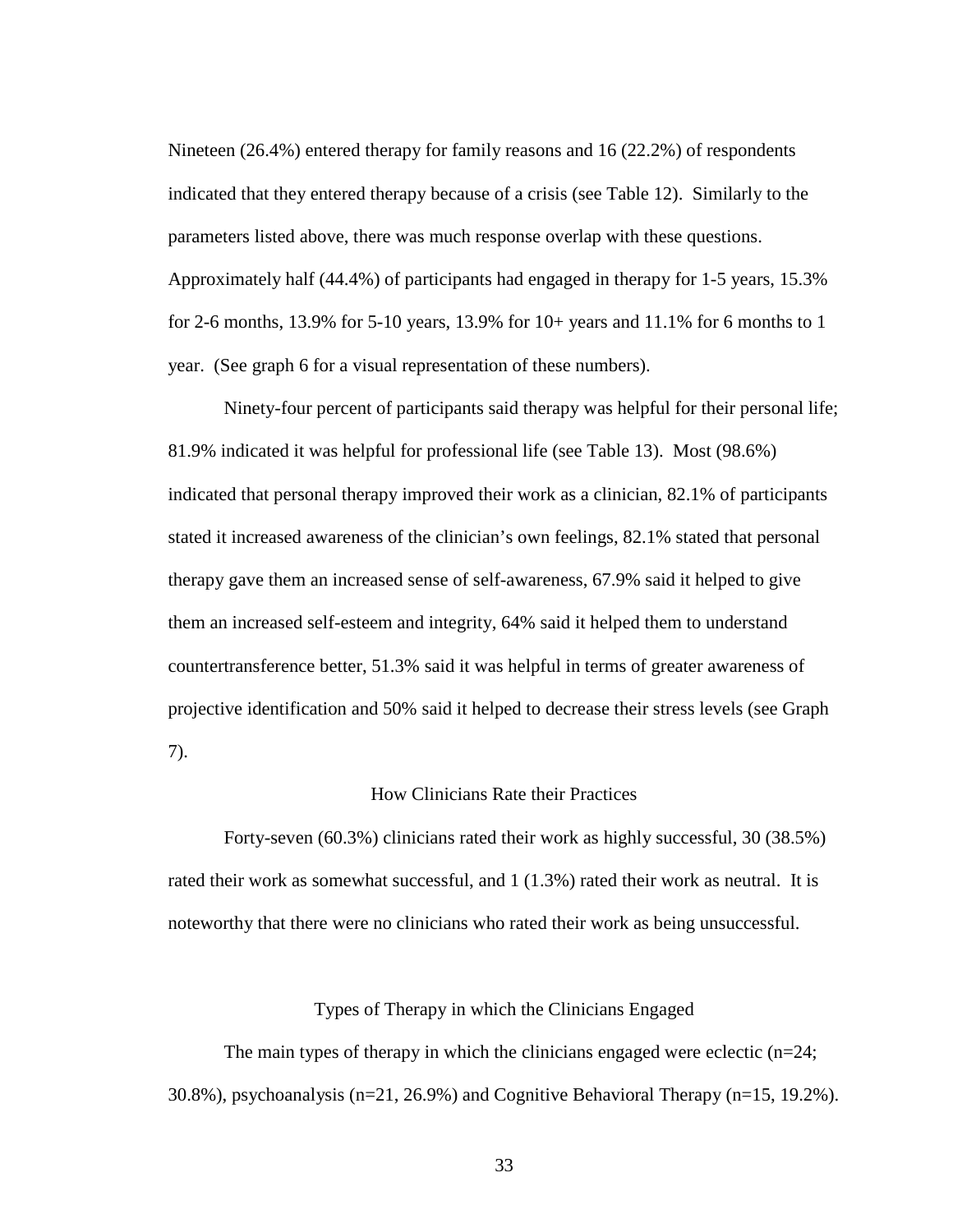Nineteen (26.4%) entered therapy for family reasons and 16 (22.2%) of respondents indicated that they entered therapy because of a crisis (see Table 12). Similarly to the parameters listed above, there was much response overlap with these questions. Approximately half (44.4%) of participants had engaged in therapy for 1-5 years, 15.3% for 2-6 months, 13.9% for 5-10 years, 13.9% for 10+ years and 11.1% for 6 months to 1 year. (See graph 6 for a visual representation of these numbers).

Ninety-four percent of participants said therapy was helpful for their personal life; 81.9% indicated it was helpful for professional life (see Table 13). Most (98.6%) indicated that personal therapy improved their work as a clinician, 82.1% of participants stated it increased awareness of the clinician's own feelings, 82.1% stated that personal therapy gave them an increased sense of self-awareness, 67.9% said it helped to give them an increased self-esteem and integrity, 64% said it helped them to understand countertransference better, 51.3% said it was helpful in terms of greater awareness of projective identification and 50% said it helped to decrease their stress levels (see Graph 7).

## How Clinicians Rate their Practices

Forty-seven (60.3%) clinicians rated their work as highly successful, 30 (38.5%) rated their work as somewhat successful, and 1 (1.3%) rated their work as neutral. It is noteworthy that there were no clinicians who rated their work as being unsuccessful.

## Types of Therapy in which the Clinicians Engaged

The main types of therapy in which the clinicians engaged were eclectic (n=24; 30.8%), psychoanalysis (n=21, 26.9%) and Cognitive Behavioral Therapy (n=15, 19.2%).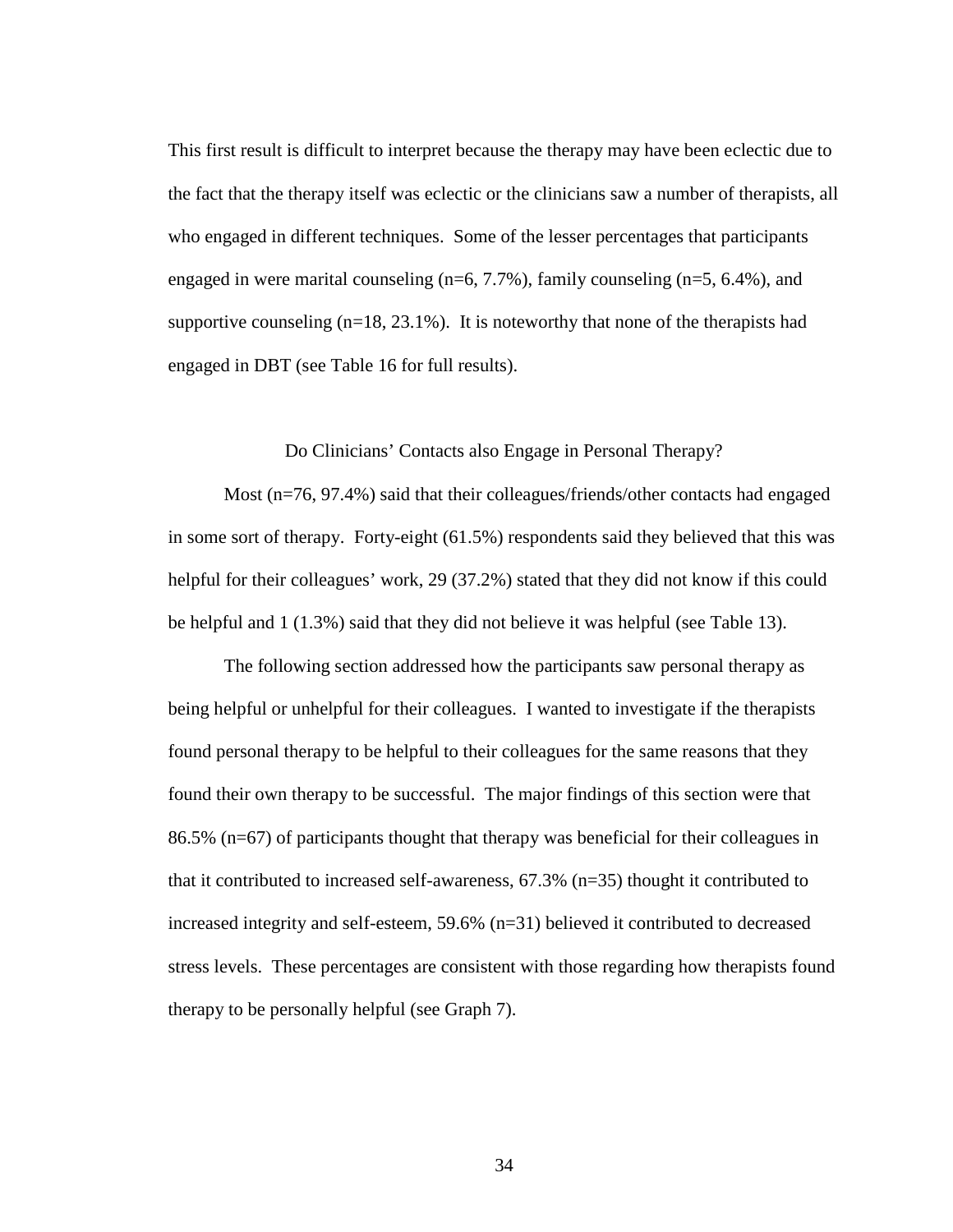This first result is difficult to interpret because the therapy may have been eclectic due to the fact that the therapy itself was eclectic or the clinicians saw a number of therapists, all who engaged in different techniques. Some of the lesser percentages that participants engaged in were marital counseling (n=6, 7.7%), family counseling (n=5, 6.4%), and supportive counseling (n=18, 23.1%). It is noteworthy that none of the therapists had engaged in DBT (see Table 16 for full results).

## Do Clinicians' Contacts also Engage in Personal Therapy?

Most (n=76, 97.4%) said that their colleagues/friends/other contacts had engaged in some sort of therapy. Forty-eight (61.5%) respondents said they believed that this was helpful for their colleagues' work, 29 (37.2%) stated that they did not know if this could be helpful and 1 (1.3%) said that they did not believe it was helpful (see Table 13).

The following section addressed how the participants saw personal therapy as being helpful or unhelpful for their colleagues. I wanted to investigate if the therapists found personal therapy to be helpful to their colleagues for the same reasons that they found their own therapy to be successful. The major findings of this section were that 86.5% (n=67) of participants thought that therapy was beneficial for their colleagues in that it contributed to increased self-awareness, 67.3% (n=35) thought it contributed to increased integrity and self-esteem, 59.6% (n=31) believed it contributed to decreased stress levels. These percentages are consistent with those regarding how therapists found therapy to be personally helpful (see Graph 7).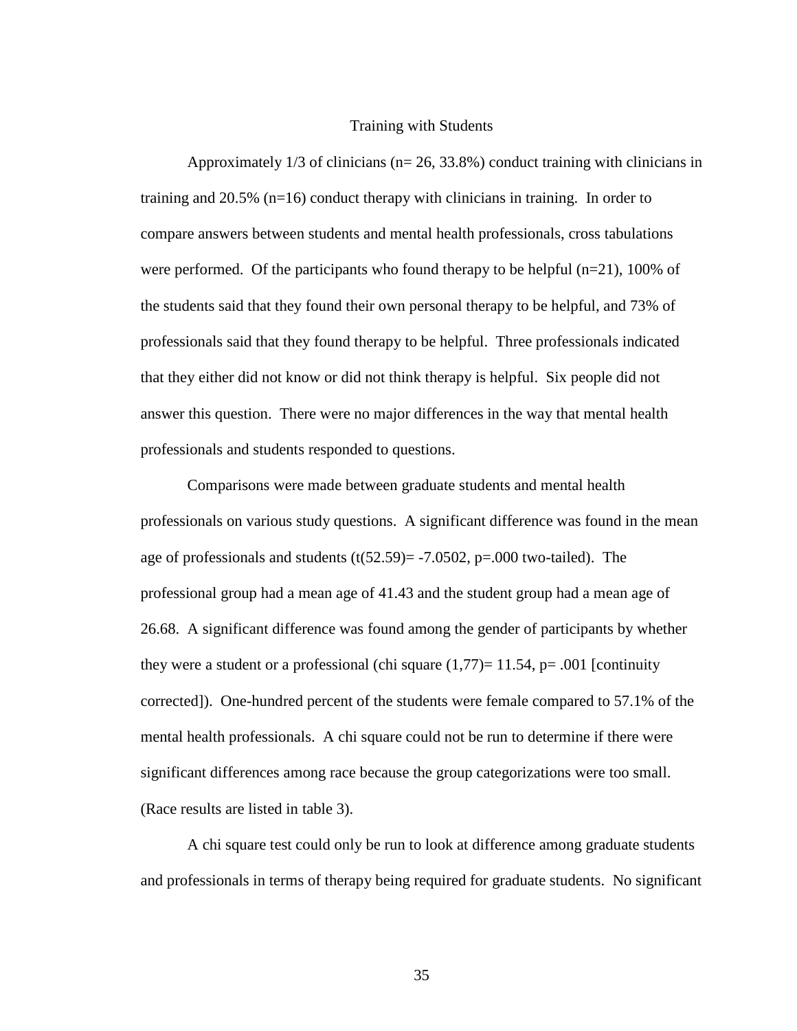## Training with Students

Approximately 1/3 of clinicians ($n = 26$, 33.8%) conduct training with clinicians in training and 20.5% ($n=16$) conduct therapy with clinicians in training. In order to compare answers between students and mental health professionals, cross tabulations were performed. Of the participants who found therapy to be helpful ($n=21$), 100% of the students said that they found their own personal therapy to be helpful, and 73% of professionals said that they found therapy to be helpful. Three professionals indicated that they either did not know or did not think therapy is helpful. Six people did not answer this question. There were no major differences in the way that mental health professionals and students responded to questions.

Comparisons were made between graduate students and mental health professionals on various study questions. A significant difference was found in the mean age of professionals and students ($t(52.59) = -7.0502$, $p=.000$ two-tailed). The professional group had a mean age of 41.43 and the student group had a mean age of 26.68. A significant difference was found among the gender of participants by whether they were a student or a professional (chi square $(1,77) = 11.54$, $p = .001$ [continuity corrected]). One-hundred percent of the students were female compared to 57.1% of the mental health professionals. A chi square could not be run to determine if there were significant differences among race because the group categorizations were too small. (Race results are listed in table 3).

A chi square test could only be run to look at difference among graduate students and professionals in terms of therapy being required for graduate students. No significant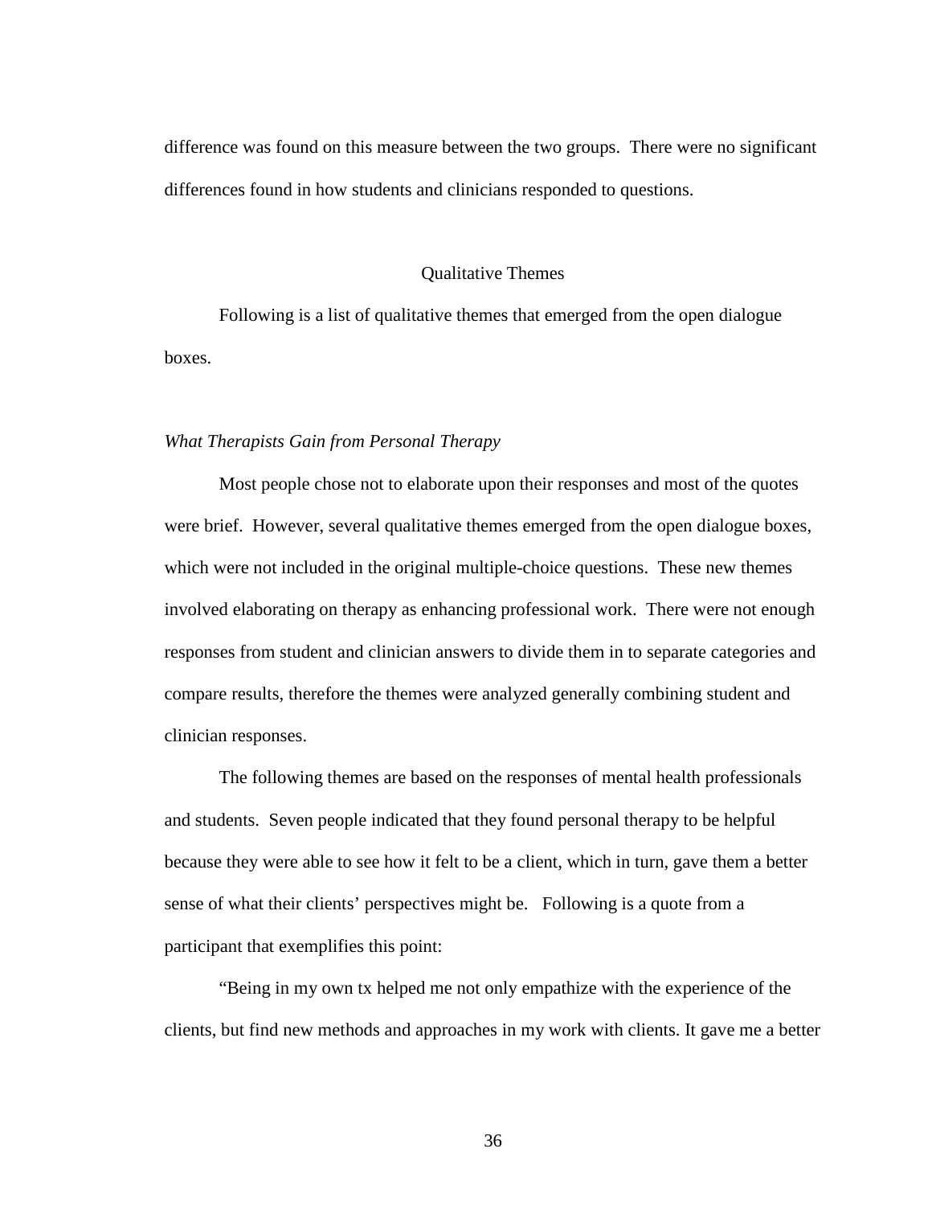difference was found on this measure between the two groups. There were no significant differences found in how students and clinicians responded to questions.

## Qualitative Themes

Following is a list of qualitative themes that emerged from the open dialogue boxes.

### *What Therapists Gain from Personal Therapy*

Most people chose not to elaborate upon their responses and most of the quotes were brief. However, several qualitative themes emerged from the open dialogue boxes, which were not included in the original multiple-choice questions. These new themes involved elaborating on therapy as enhancing professional work. There were not enough responses from student and clinician answers to divide them in to separate categories and compare results, therefore the themes were analyzed generally combining student and clinician responses.

The following themes are based on the responses of mental health professionals and students. Seven people indicated that they found personal therapy to be helpful because they were able to see how it felt to be a client, which in turn, gave them a better sense of what their clients' perspectives might be. Following is a quote from a participant that exemplifies this point:

"Being in my own tx helped me not only empathize with the experience of the clients, but find new methods and approaches in my work with clients. It gave me a better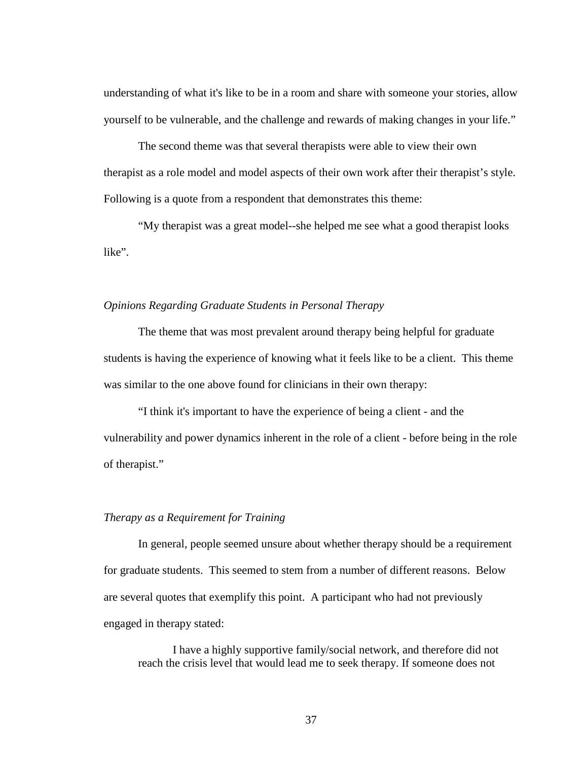understanding of what it's like to be in a room and share with someone your stories, allow yourself to be vulnerable, and the challenge and rewards of making changes in your life."

The second theme was that several therapists were able to view their own therapist as a role model and model aspects of their own work after their therapist's style. Following is a quote from a respondent that demonstrates this theme:

"My therapist was a great model--she helped me see what a good therapist looks like".

*Opinions Regarding Graduate Students in Personal Therapy*

The theme that was most prevalent around therapy being helpful for graduate students is having the experience of knowing what it feels like to be a client. This theme was similar to the one above found for clinicians in their own therapy:

"I think it's important to have the experience of being a client - and the vulnerability and power dynamics inherent in the role of a client - before being in the role of therapist."

*Therapy as a Requirement for Training*

In general, people seemed unsure about whether therapy should be a requirement for graduate students. This seemed to stem from a number of different reasons. Below are several quotes that exemplify this point. A participant who had not previously engaged in therapy stated:

> I have a highly supportive family/social network, and therefore did not reach the crisis level that would lead me to seek therapy. If someone does not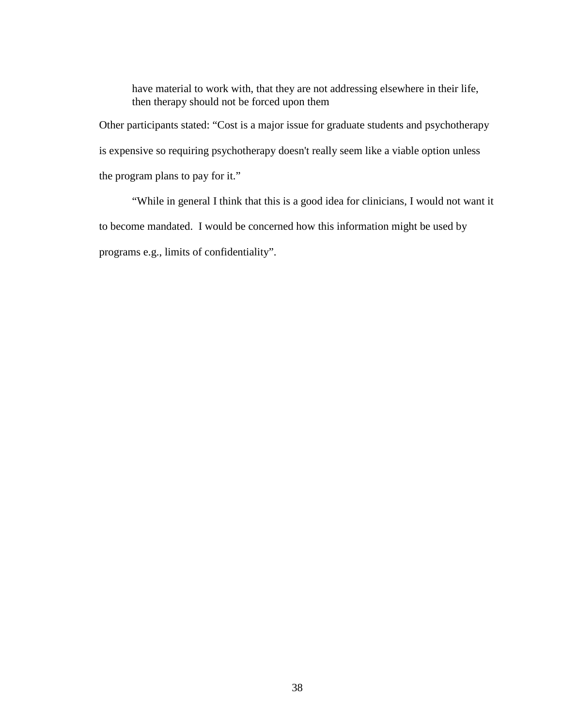> have material to work with, that they are not addressing elsewhere in their life, then therapy should not be forced upon them

Other participants stated: “Cost is a major issue for graduate students and psychotherapy is expensive so requiring psychotherapy doesn't really seem like a viable option unless the program plans to pay for it.”

“While in general I think that this is a good idea for clinicians, I would not want it to become mandated. I would be concerned how this information might be used by programs e.g., limits of confidentiality”.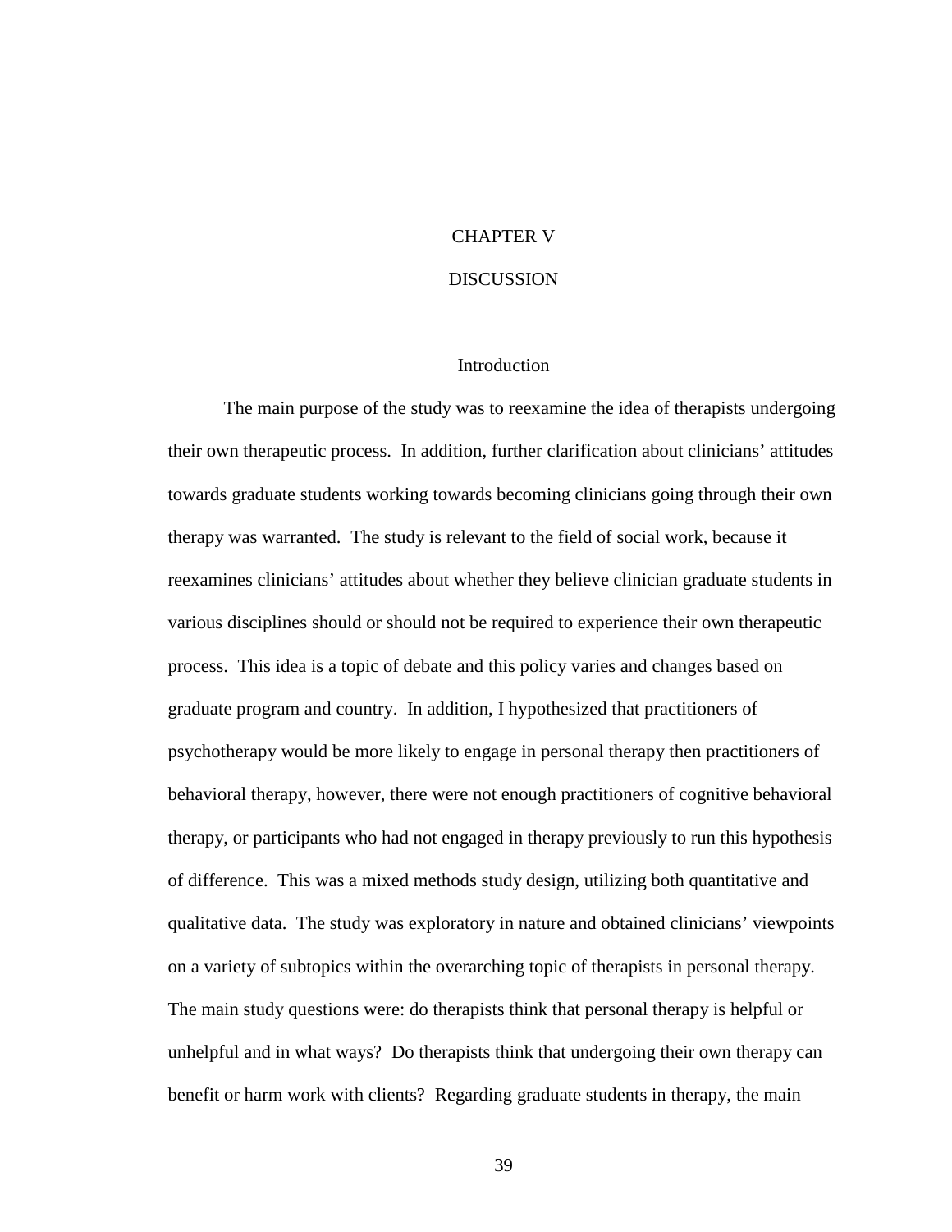# CHAPTER V

# DISCUSSION

## Introduction

The main purpose of the study was to reexamine the idea of therapists undergoing their own therapeutic process. In addition, further clarification about clinicians' attitudes towards graduate students working towards becoming clinicians going through their own therapy was warranted. The study is relevant to the field of social work, because it reexamines clinicians' attitudes about whether they believe clinician graduate students in various disciplines should or should not be required to experience their own therapeutic process. This idea is a topic of debate and this policy varies and changes based on graduate program and country. In addition, I hypothesized that practitioners of psychotherapy would be more likely to engage in personal therapy then practitioners of behavioral therapy, however, there were not enough practitioners of cognitive behavioral therapy, or participants who had not engaged in therapy previously to run this hypothesis of difference. This was a mixed methods study design, utilizing both quantitative and qualitative data. The study was exploratory in nature and obtained clinicians' viewpoints on a variety of subtopics within the overarching topic of therapists in personal therapy. The main study questions were: do therapists think that personal therapy is helpful or unhelpful and in what ways? Do therapists think that undergoing their own therapy can benefit or harm work with clients? Regarding graduate students in therapy, the main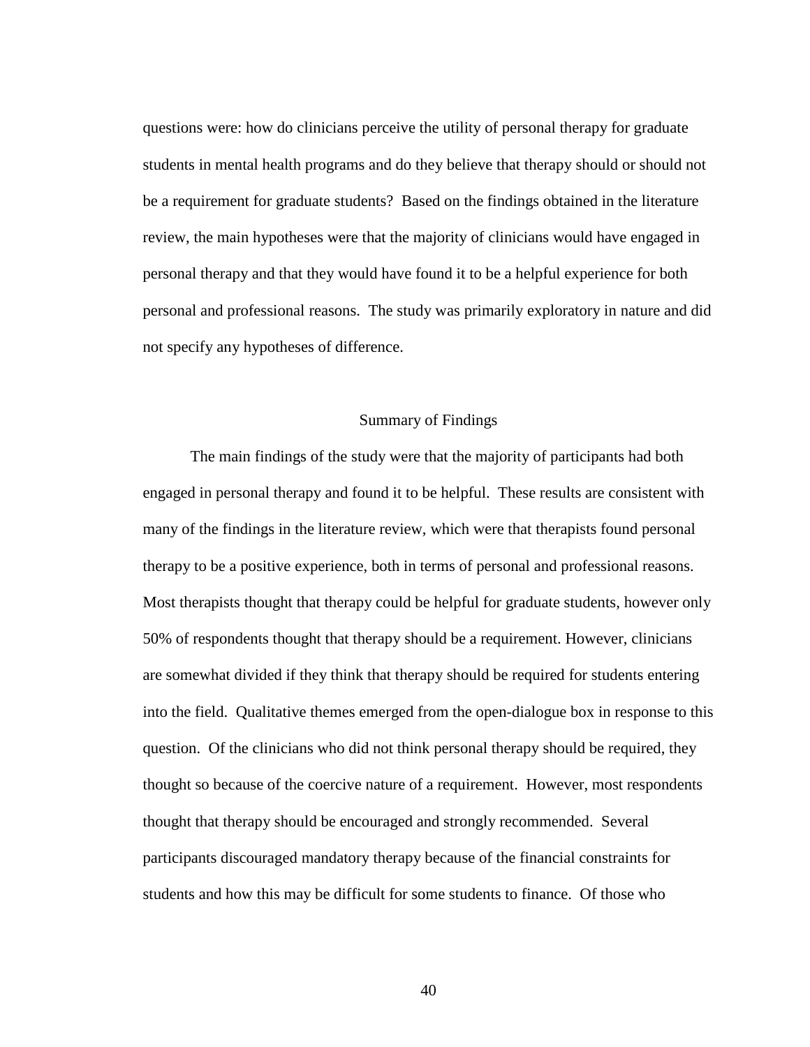questions were: how do clinicians perceive the utility of personal therapy for graduate students in mental health programs and do they believe that therapy should or should not be a requirement for graduate students? Based on the findings obtained in the literature review, the main hypotheses were that the majority of clinicians would have engaged in personal therapy and that they would have found it to be a helpful experience for both personal and professional reasons. The study was primarily exploratory in nature and did not specify any hypotheses of difference.

## Summary of Findings

The main findings of the study were that the majority of participants had both engaged in personal therapy and found it to be helpful. These results are consistent with many of the findings in the literature review, which were that therapists found personal therapy to be a positive experience, both in terms of personal and professional reasons. Most therapists thought that therapy could be helpful for graduate students, however only 50% of respondents thought that therapy should be a requirement. However, clinicians are somewhat divided if they think that therapy should be required for students entering into the field. Qualitative themes emerged from the open-dialogue box in response to this question. Of the clinicians who did not think personal therapy should be required, they thought so because of the coercive nature of a requirement. However, most respondents thought that therapy should be encouraged and strongly recommended. Several participants discouraged mandatory therapy because of the financial constraints for students and how this may be difficult for some students to finance. Of those who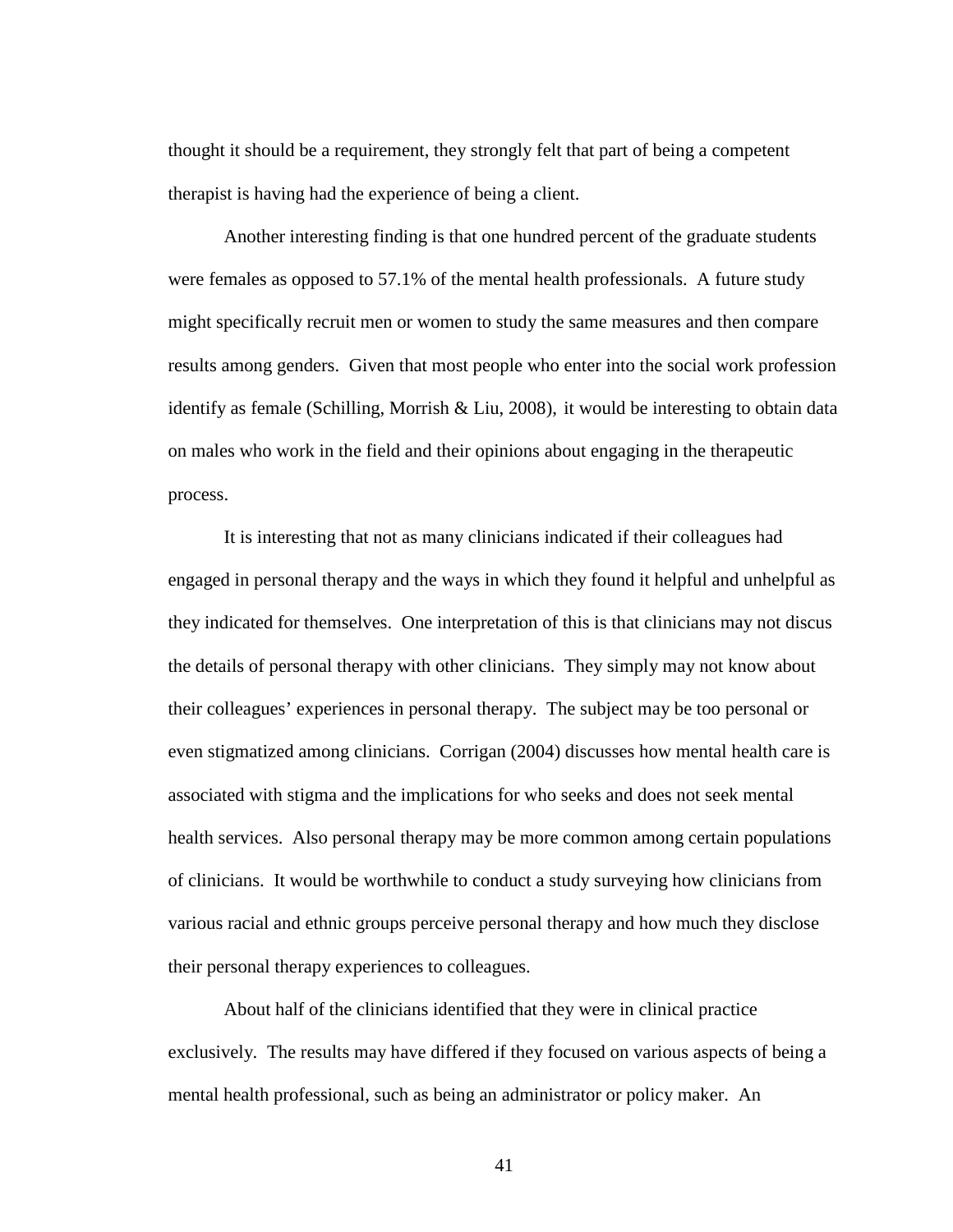thought it should be a requirement, they strongly felt that part of being a competent therapist is having had the experience of being a client.

Another interesting finding is that one hundred percent of the graduate students were females as opposed to 57.1% of the mental health professionals. A future study might specifically recruit men or women to study the same measures and then compare results among genders. Given that most people who enter into the social work profession identify as female (Schilling, Morrish & Liu, 2008), it would be interesting to obtain data on males who work in the field and their opinions about engaging in the therapeutic process.

It is interesting that not as many clinicians indicated if their colleagues had engaged in personal therapy and the ways in which they found it helpful and unhelpful as they indicated for themselves. One interpretation of this is that clinicians may not discus the details of personal therapy with other clinicians. They simply may not know about their colleagues' experiences in personal therapy. The subject may be too personal or even stigmatized among clinicians. Corrigan (2004) discusses how mental health care is associated with stigma and the implications for who seeks and does not seek mental health services. Also personal therapy may be more common among certain populations of clinicians. It would be worthwhile to conduct a study surveying how clinicians from various racial and ethnic groups perceive personal therapy and how much they disclose their personal therapy experiences to colleagues.

About half of the clinicians identified that they were in clinical practice exclusively. The results may have differed if they focused on various aspects of being a mental health professional, such as being an administrator or policy maker. An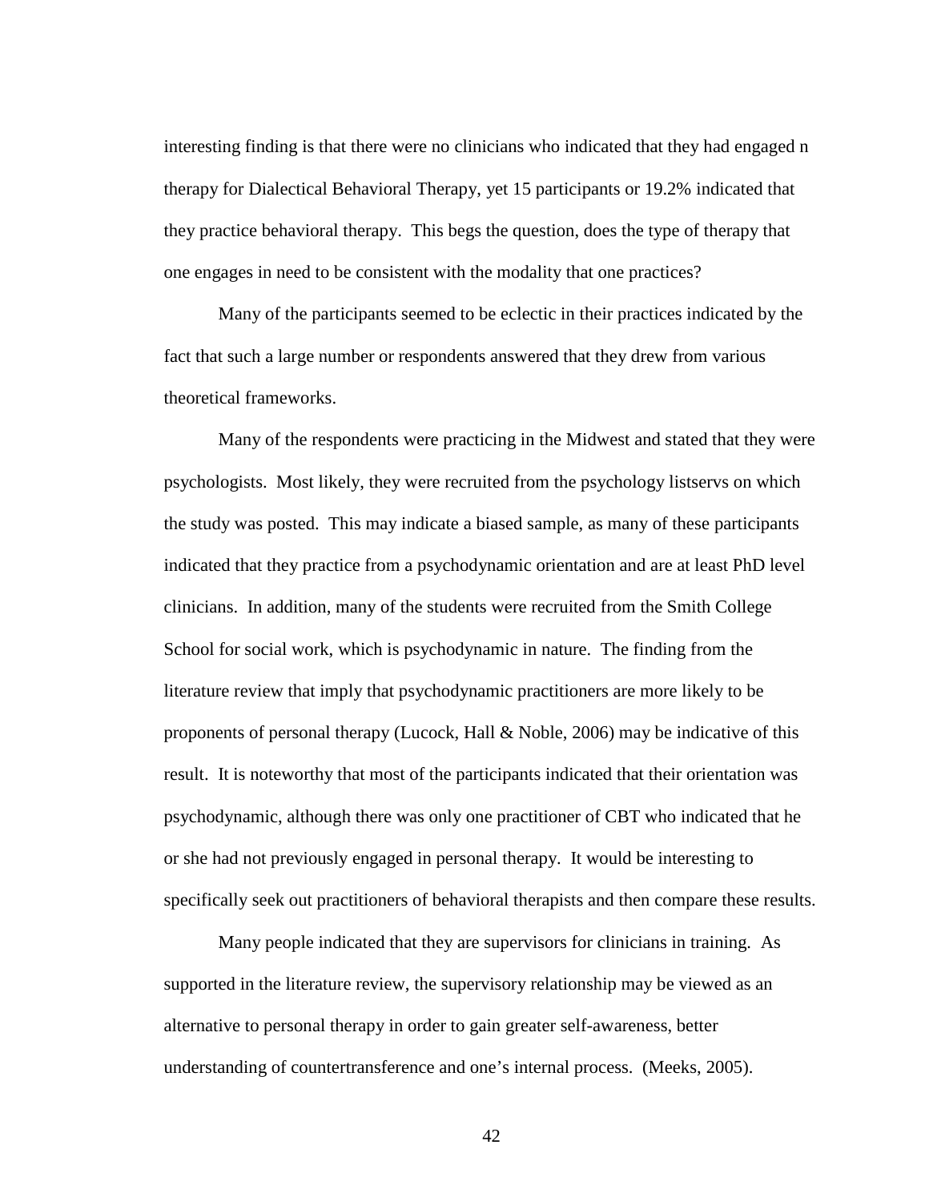interesting finding is that there were no clinicians who indicated that they had engaged n therapy for Dialectical Behavioral Therapy, yet 15 participants or 19.2% indicated that they practice behavioral therapy. This begs the question, does the type of therapy that one engages in need to be consistent with the modality that one practices?

Many of the participants seemed to be eclectic in their practices indicated by the fact that such a large number or respondents answered that they drew from various theoretical frameworks.

Many of the respondents were practicing in the Midwest and stated that they were psychologists. Most likely, they were recruited from the psychology listservs on which the study was posted. This may indicate a biased sample, as many of these participants indicated that they practice from a psychodynamic orientation and are at least PhD level clinicians. In addition, many of the students were recruited from the Smith College School for social work, which is psychodynamic in nature. The finding from the literature review that imply that psychodynamic practitioners are more likely to be proponents of personal therapy (Lucock, Hall & Noble, 2006) may be indicative of this result. It is noteworthy that most of the participants indicated that their orientation was psychodynamic, although there was only one practitioner of CBT who indicated that he or she had not previously engaged in personal therapy. It would be interesting to specifically seek out practitioners of behavioral therapists and then compare these results.

Many people indicated that they are supervisors for clinicians in training. As supported in the literature review, the supervisory relationship may be viewed as an alternative to personal therapy in order to gain greater self-awareness, better understanding of countertransference and one's internal process. (Meeks, 2005).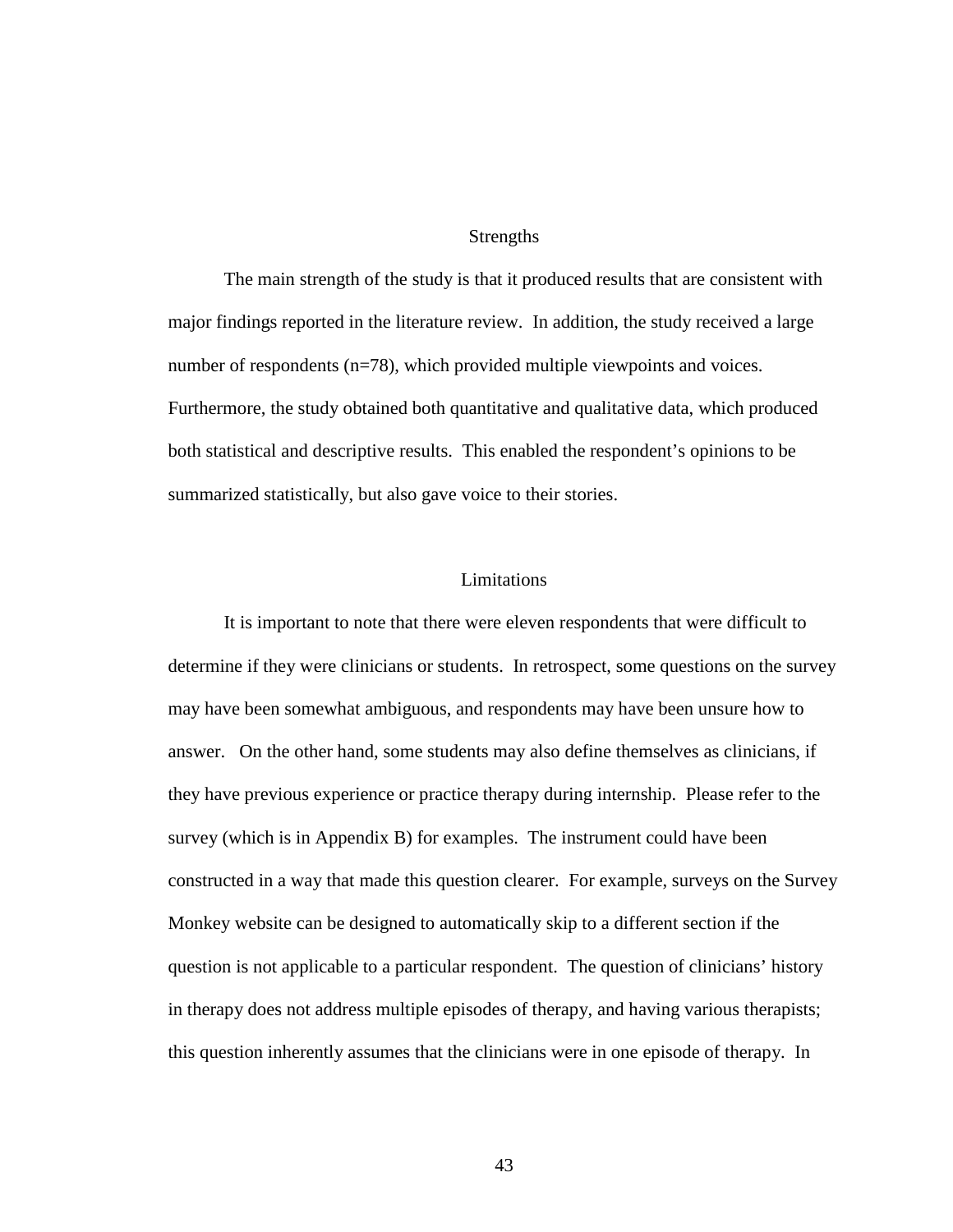## Strengths

The main strength of the study is that it produced results that are consistent with major findings reported in the literature review. In addition, the study received a large number of respondents (n=78), which provided multiple viewpoints and voices. Furthermore, the study obtained both quantitative and qualitative data, which produced both statistical and descriptive results. This enabled the respondent's opinions to be summarized statistically, but also gave voice to their stories.

## Limitations

It is important to note that there were eleven respondents that were difficult to determine if they were clinicians or students. In retrospect, some questions on the survey may have been somewhat ambiguous, and respondents may have been unsure how to answer. On the other hand, some students may also define themselves as clinicians, if they have previous experience or practice therapy during internship. Please refer to the survey (which is in Appendix B) for examples. The instrument could have been constructed in a way that made this question clearer. For example, surveys on the Survey Monkey website can be designed to automatically skip to a different section if the question is not applicable to a particular respondent. The question of clinicians' history in therapy does not address multiple episodes of therapy, and having various therapists; this question inherently assumes that the clinicians were in one episode of therapy. In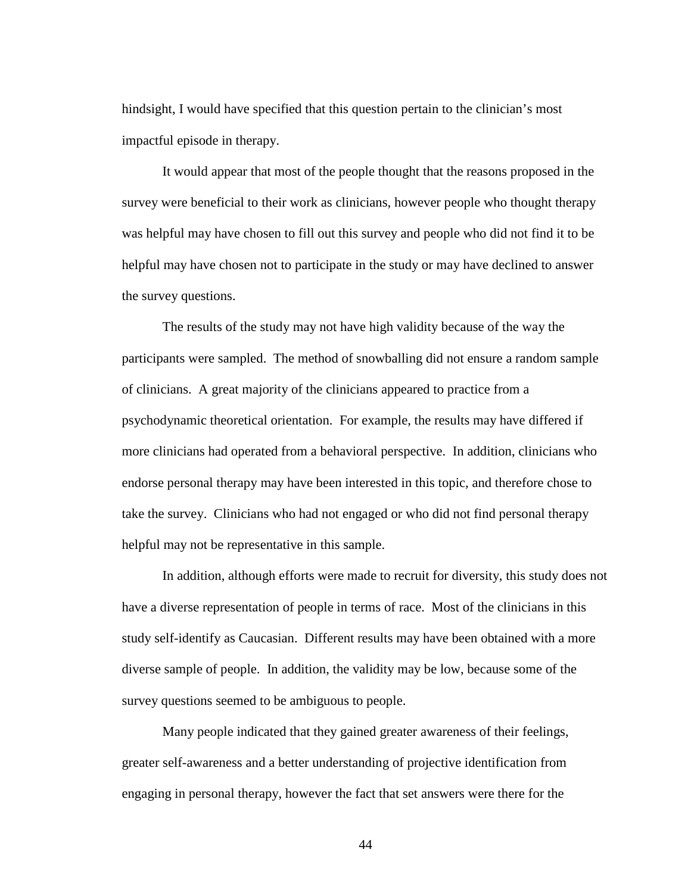hindsight, I would have specified that this question pertain to the clinician's most impactful episode in therapy.

It would appear that most of the people thought that the reasons proposed in the survey were beneficial to their work as clinicians, however people who thought therapy was helpful may have chosen to fill out this survey and people who did not find it to be helpful may have chosen not to participate in the study or may have declined to answer the survey questions.

The results of the study may not have high validity because of the way the participants were sampled. The method of snowballing did not ensure a random sample of clinicians. A great majority of the clinicians appeared to practice from a psychodynamic theoretical orientation. For example, the results may have differed if more clinicians had operated from a behavioral perspective. In addition, clinicians who endorse personal therapy may have been interested in this topic, and therefore chose to take the survey. Clinicians who had not engaged or who did not find personal therapy helpful may not be representative in this sample.

In addition, although efforts were made to recruit for diversity, this study does not have a diverse representation of people in terms of race. Most of the clinicians in this study self-identify as Caucasian. Different results may have been obtained with a more diverse sample of people. In addition, the validity may be low, because some of the survey questions seemed to be ambiguous to people.

Many people indicated that they gained greater awareness of their feelings, greater self-awareness and a better understanding of projective identification from engaging in personal therapy, however the fact that set answers were there for the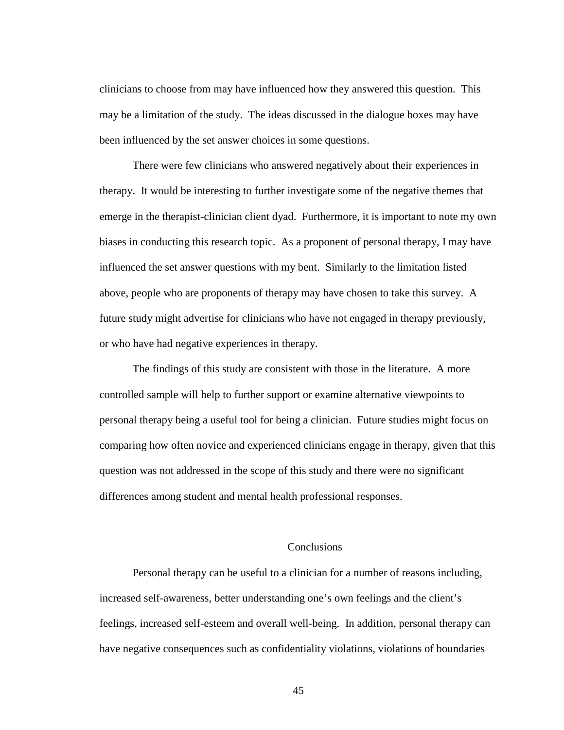clinicians to choose from may have influenced how they answered this question. This may be a limitation of the study. The ideas discussed in the dialogue boxes may have been influenced by the set answer choices in some questions.

There were few clinicians who answered negatively about their experiences in therapy. It would be interesting to further investigate some of the negative themes that emerge in the therapist-clinician client dyad. Furthermore, it is important to note my own biases in conducting this research topic. As a proponent of personal therapy, I may have influenced the set answer questions with my bent. Similarly to the limitation listed above, people who are proponents of therapy may have chosen to take this survey. A future study might advertise for clinicians who have not engaged in therapy previously, or who have had negative experiences in therapy.

The findings of this study are consistent with those in the literature. A more controlled sample will help to further support or examine alternative viewpoints to personal therapy being a useful tool for being a clinician. Future studies might focus on comparing how often novice and experienced clinicians engage in therapy, given that this question was not addressed in the scope of this study and there were no significant differences among student and mental health professional responses.

## Conclusions

Personal therapy can be useful to a clinician for a number of reasons including, increased self-awareness, better understanding one's own feelings and the client's feelings, increased self-esteem and overall well-being. In addition, personal therapy can have negative consequences such as confidentiality violations, violations of boundaries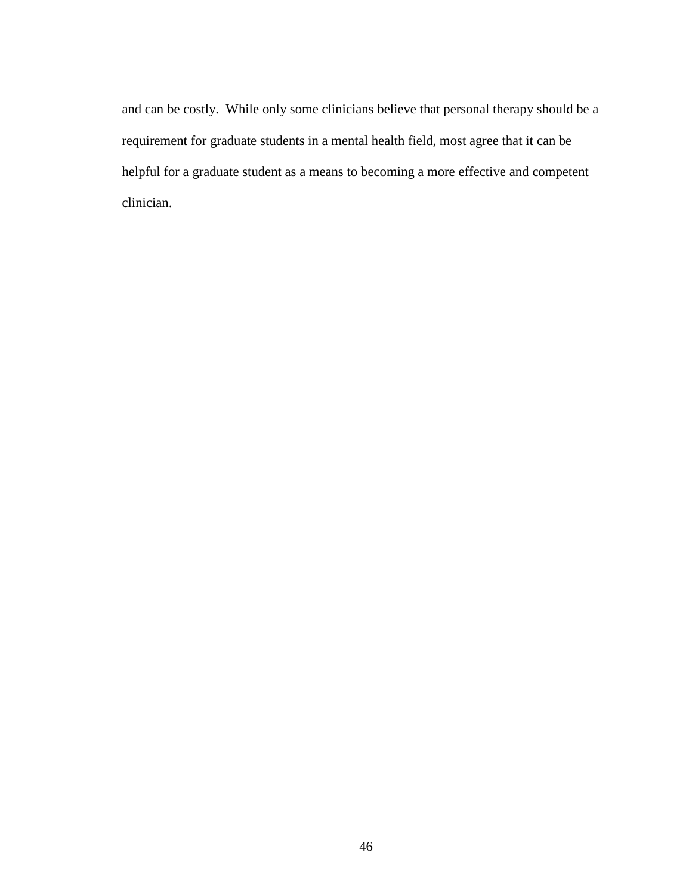and can be costly.  While only some clinicians believe that personal therapy should be a requirement for graduate students in a mental health field, most agree that it can be helpful for a graduate student as a means to becoming a more effective and competent clinician.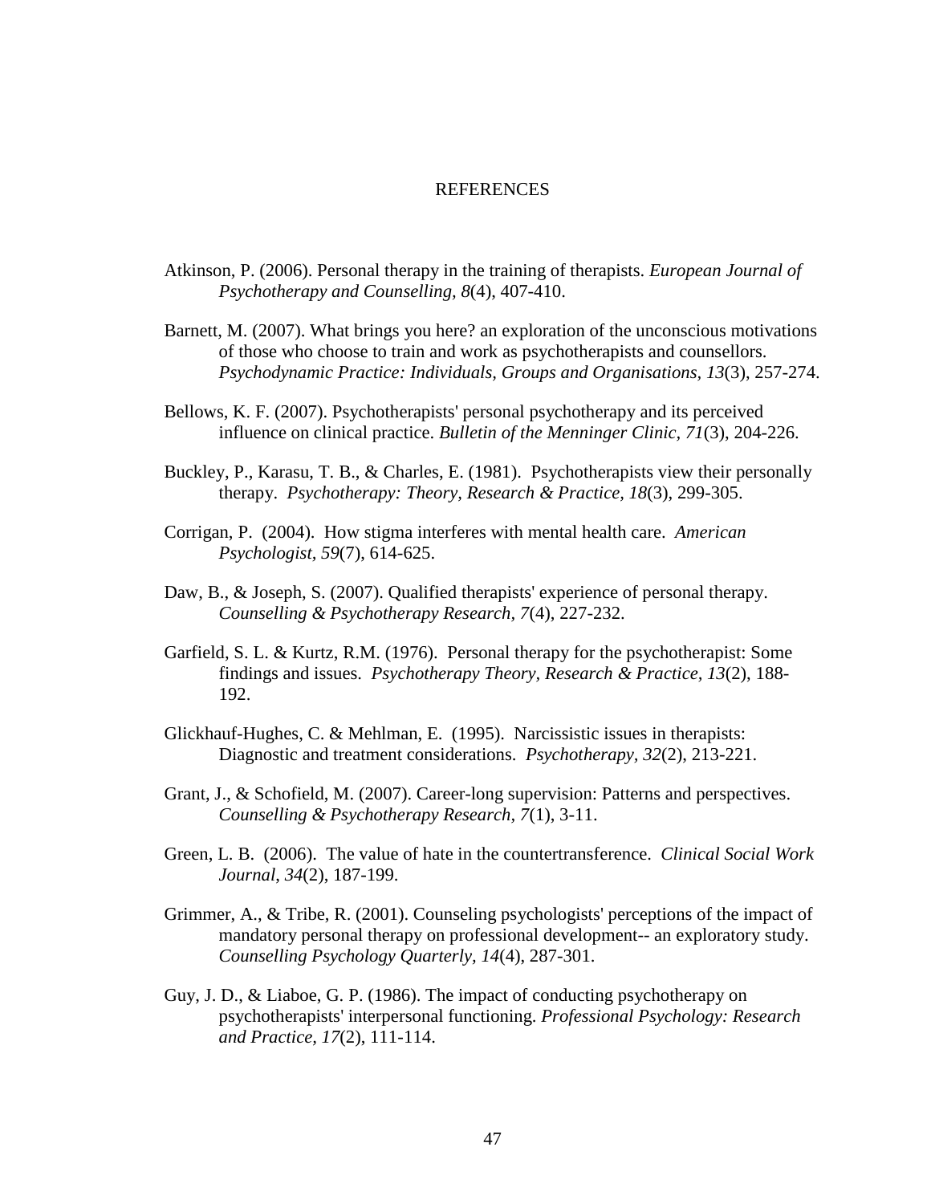# REFERENCES

Atkinson, P. (2006). Personal therapy in the training of therapists. *European Journal of Psychotherapy and Counselling, 8*(4), 407-410.

Barnett, M. (2007). What brings you here? an exploration of the unconscious motivations of those who choose to train and work as psychotherapists and counsellors. *Psychodynamic Practice: Individuals, Groups and Organisations, 13*(3), 257-274.

Bellows, K. F. (2007). Psychotherapists' personal psychotherapy and its perceived influence on clinical practice. *Bulletin of the Menninger Clinic, 71*(3), 204-226.

Buckley, P., Karasu, T. B., & Charles, E. (1981). Psychotherapists view their personally therapy. *Psychotherapy: Theory, Research & Practice, 18*(3), 299-305.

Corrigan, P. (2004). How stigma interferes with mental health care. *American Psychologist, 59*(7), 614-625.

Daw, B., & Joseph, S. (2007). Qualified therapists' experience of personal therapy. *Counselling & Psychotherapy Research, 7*(4), 227-232.

Garfield, S. L. & Kurtz, R.M. (1976). Personal therapy for the psychotherapist: Some findings and issues. *Psychotherapy Theory, Research & Practice, 13*(2), 188-192.

Glickhauf-Hughes, C. & Mehlman, E. (1995). Narcissistic issues in therapists: Diagnostic and treatment considerations. *Psychotherapy, 32*(2), 213-221.

Grant, J., & Schofield, M. (2007). Career-long supervision: Patterns and perspectives. *Counselling & Psychotherapy Research, 7*(1), 3-11.

Green, L. B. (2006). The value of hate in the countertransference. *Clinical Social Work Journal, 34*(2), 187-199.

Grimmer, A., & Tribe, R. (2001). Counseling psychologists' perceptions of the impact of mandatory personal therapy on professional development-- an exploratory study. *Counselling Psychology Quarterly, 14*(4), 287-301.

Guy, J. D., & Liaboe, G. P. (1986). The impact of conducting psychotherapy on psychotherapists' interpersonal functioning. *Professional Psychology: Research and Practice, 17*(2), 111-114.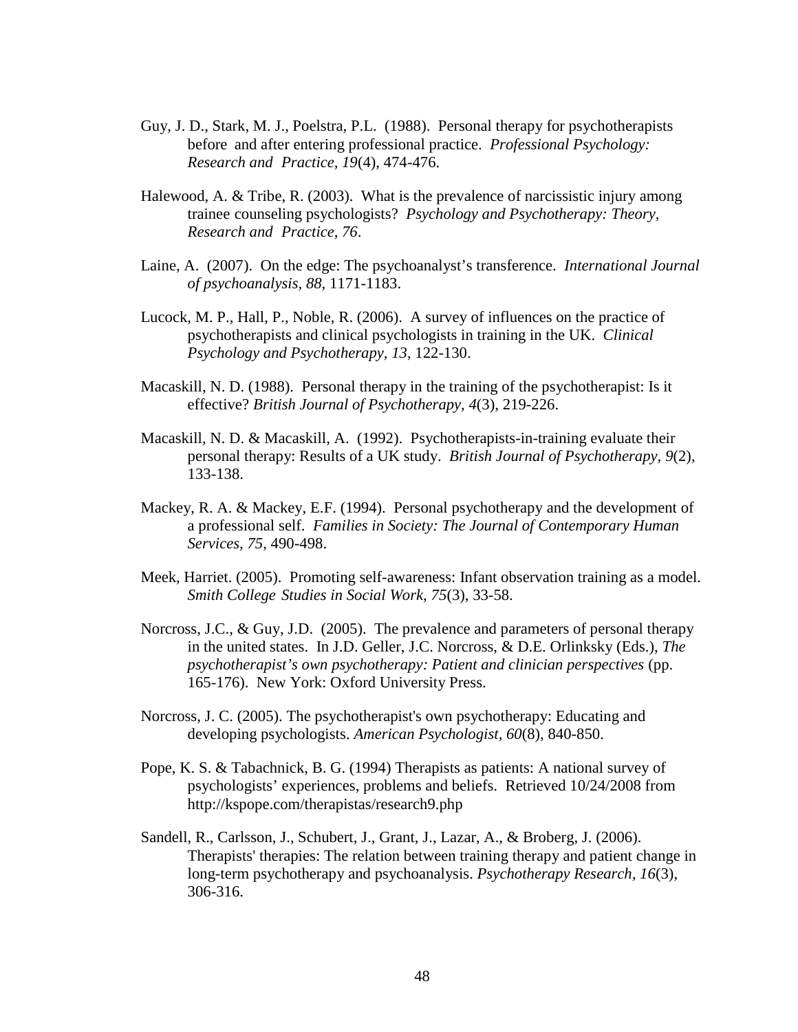Guy, J. D., Stark, M. J., Poelstra, P.L. (1988). Personal therapy for psychotherapists before and after entering professional practice. *Professional Psychology: Research and Practice, 19*(4), 474-476.

Halewood, A. & Tribe, R. (2003). What is the prevalence of narcissistic injury among trainee counseling psychologists? *Psychology and Psychotherapy: Theory, Research and Practice, 76*.

Laine, A. (2007). On the edge: The psychoanalyst's transference. *International Journal of psychoanalysis, 88*, 1171-1183.

Lucock, M. P., Hall, P., Noble, R. (2006). A survey of influences on the practice of psychotherapists and clinical psychologists in training in the UK. *Clinical Psychology and Psychotherapy, 13*, 122-130.

Macaskill, N. D. (1988). Personal therapy in the training of the psychotherapist: Is it effective? *British Journal of Psychotherapy, 4*(3), 219-226.

Macaskill, N. D. & Macaskill, A. (1992). Psychotherapists-in-training evaluate their personal therapy: Results of a UK study. *British Journal of Psychotherapy, 9*(2), 133-138.

Mackey, R. A. & Mackey, E.F. (1994). Personal psychotherapy and the development of a professional self. *Families in Society: The Journal of Contemporary Human Services, 75*, 490-498.

Meek, Harriet. (2005). Promoting self-awareness: Infant observation training as a model. *Smith College Studies in Social Work, 75*(3), 33-58.

Norcross, J.C., & Guy, J.D. (2005). The prevalence and parameters of personal therapy in the united states. In J.D. Geller, J.C. Norcross, & D.E. Orlinksky (Eds.), *The psychotherapist's own psychotherapy: Patient and clinician perspectives* (pp. 165-176). New York: Oxford University Press.

Norcross, J. C. (2005). The psychotherapist's own psychotherapy: Educating and developing psychologists. *American Psychologist, 60*(8), 840-850.

Pope, K. S. & Tabachnick, B. G. (1994) Therapists as patients: A national survey of psychologists' experiences, problems and beliefs. Retrieved 10/24/2008 from http://kspope.com/therapistas/research9.php

Sandell, R., Carlsson, J., Schubert, J., Grant, J., Lazar, A., & Broberg, J. (2006). Therapists' therapies: The relation between training therapy and patient change in long-term psychotherapy and psychoanalysis. *Psychotherapy Research, 16*(3), 306-316.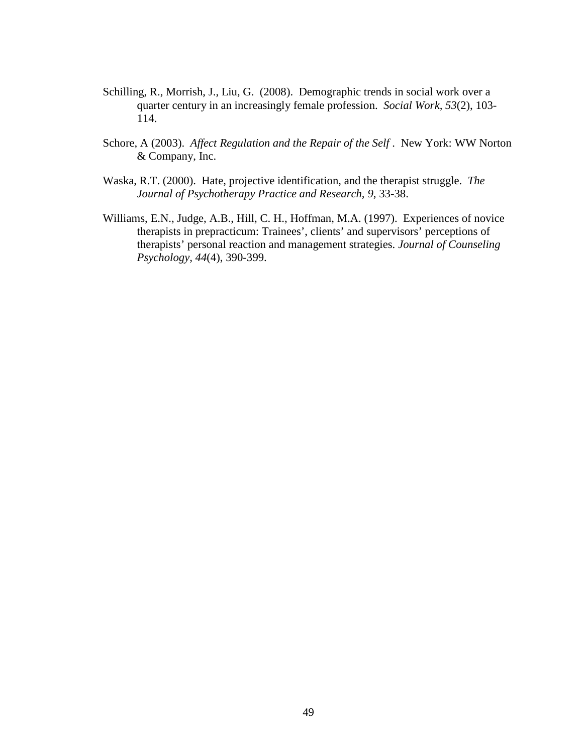Schilling, R., Morrish, J., Liu, G. (2008). Demographic trends in social work over a quarter century in an increasingly female profession. *Social Work, 53*(2), 103-114.

Schore, A (2003). *Affect Regulation and the Repair of the Self* . New York: WW Norton & Company, Inc.

Waska, R.T. (2000). Hate, projective identification, and the therapist struggle. *The Journal of Psychotherapy Practice and Research, 9,* 33-38.

Williams, E.N., Judge, A.B., Hill, C. H., Hoffman, M.A. (1997). Experiences of novice therapists in prepracticum: Trainees', clients' and supervisors' perceptions of therapists' personal reaction and management strategies. *Journal of Counseling Psychology, 44*(4), 390-399.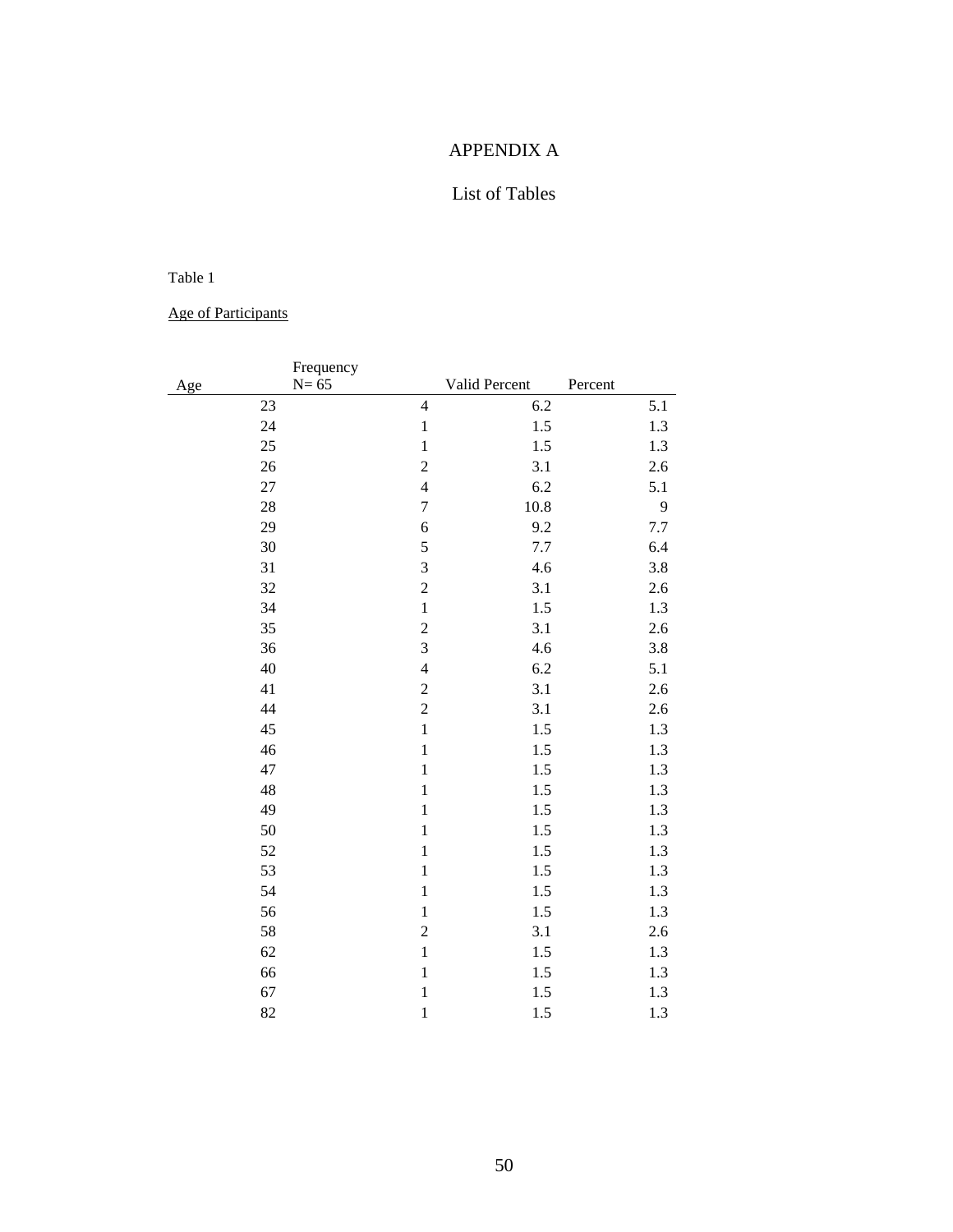# APPENDIX A

## List of Tables

Table 1

Age of Participants

| Age | Frequency N= 65 | Valid Percent | Percent |
|---|---|---|---|
| 23 | 4 | 6.2 | 5.1 |
| 24 | 1 | 1.5 | 1.3 |
| 25 | 1 | 1.5 | 1.3 |
| 26 | 2 | 3.1 | 2.6 |
| 27 | 4 | 6.2 | 5.1 |
| 28 | 7 | 10.8 | 9 |
| 29 | 6 | 9.2 | 7.7 |
| 30 | 5 | 7.7 | 6.4 |
| 31 | 3 | 4.6 | 3.8 |
| 32 | 2 | 3.1 | 2.6 |
| 34 | 1 | 1.5 | 1.3 |
| 35 | 2 | 3.1 | 2.6 |
| 36 | 3 | 4.6 | 3.8 |
| 40 | 4 | 6.2 | 5.1 |
| 41 | 2 | 3.1 | 2.6 |
| 44 | 2 | 3.1 | 2.6 |
| 45 | 1 | 1.5 | 1.3 |
| 46 | 1 | 1.5 | 1.3 |
| 47 | 1 | 1.5 | 1.3 |
| 48 | 1 | 1.5 | 1.3 |
| 49 | 1 | 1.5 | 1.3 |
| 50 | 1 | 1.5 | 1.3 |
| 52 | 1 | 1.5 | 1.3 |
| 53 | 1 | 1.5 | 1.3 |
| 54 | 1 | 1.5 | 1.3 |
| 56 | 1 | 1.5 | 1.3 |
| 58 | 2 | 3.1 | 2.6 |
| 62 | 1 | 1.5 | 1.3 |
| 66 | 1 | 1.5 | 1.3 |
| 67 | 1 | 1.5 | 1.3 |
| 82 | 1 | 1.5 | 1.3 |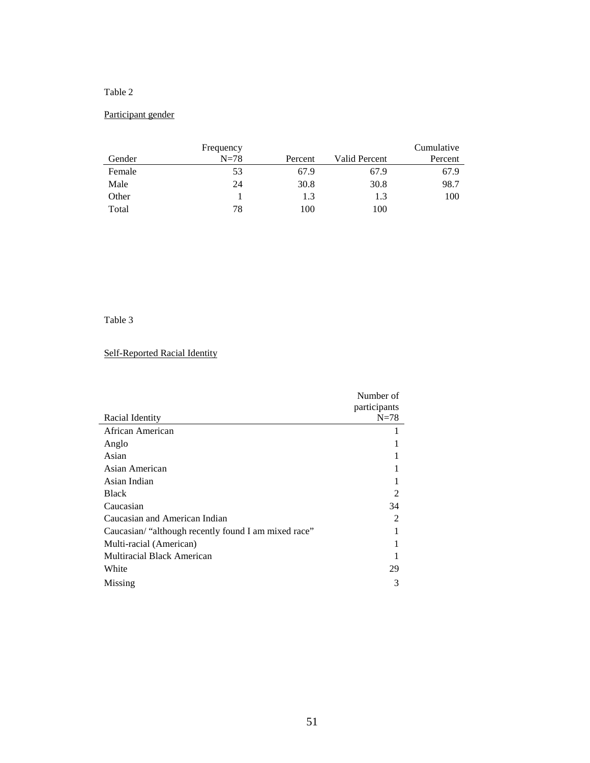Table 2

Participant gender

| Gender | Frequency N=78 | Percent | Valid Percent | Cumulative Percent |
|---|---|---|---|---|
| Female | 53 | 67.9 | 67.9 | 67.9 |
| Male | 24 | 30.8 | 30.8 | 98.7 |
| Other | 1 | 1.3 | 1.3 | 100 |
| Total | 78 | 100 | 100 | |

Table 3

Self-Reported Racial Identity

| Racial Identity | Number of participants N=78 |
|---|---|
| African American | 1 |
| Anglo | 1 |
| Asian | 1 |
| Asian American | 1 |
| Asian Indian | 1 |
| Black | 2 |
| Caucasian | 34 |
| Caucasian and American Indian | 2 |
| Caucasian/ "although recently found I am mixed race" | 1 |
| Multi-racial (American) | 1 |
| Multiracial Black American | 1 |
| White | 29 |
| Missing | 3 |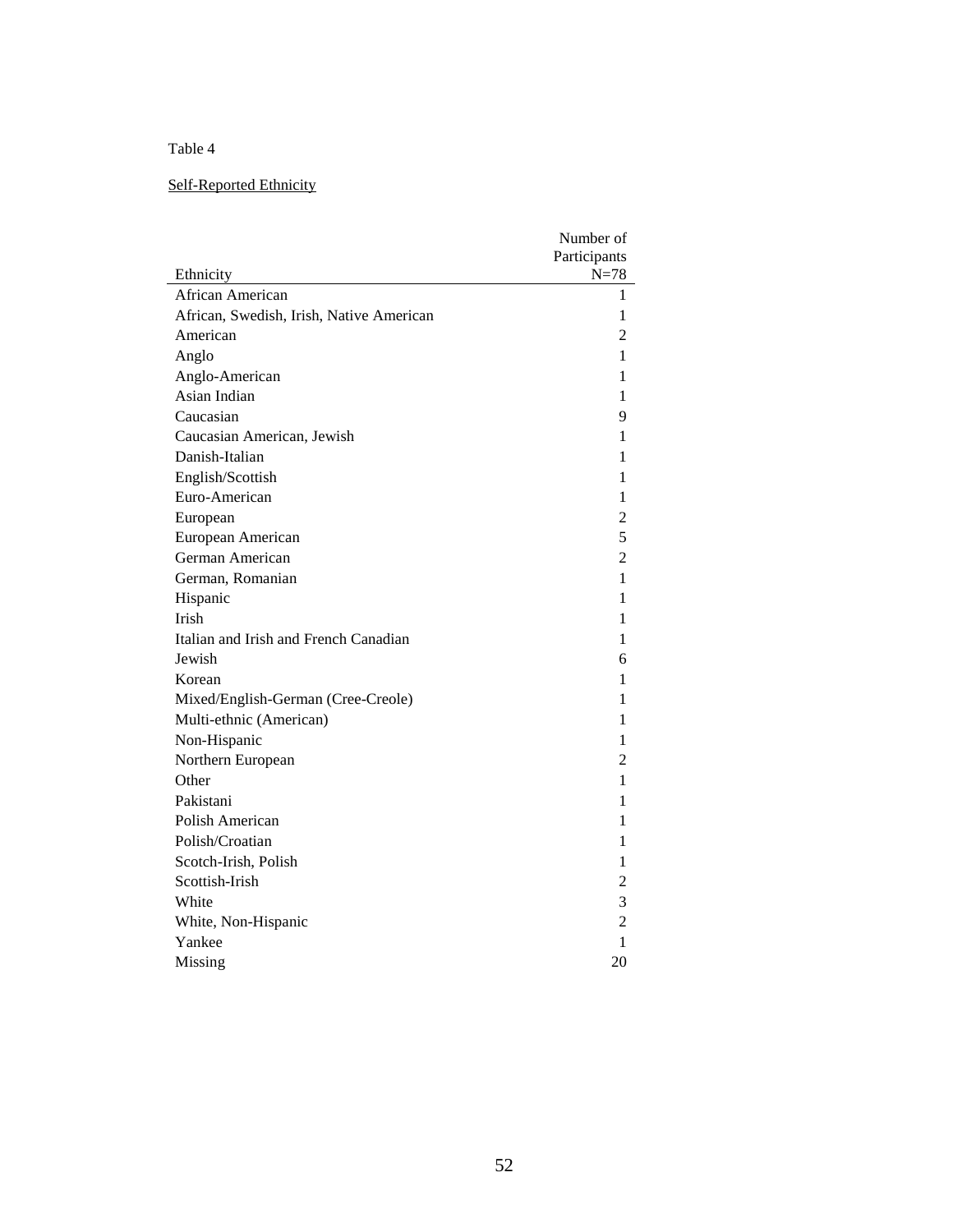Table 4

Self-Reported Ethnicity

| Ethnicity | Number of Participants N=78 |
|---|---|
| African American | 1 |
| African, Swedish, Irish, Native American | 1 |
| American | 2 |
| Anglo | 1 |
| Anglo-American | 1 |
| Asian Indian | 1 |
| Caucasian | 9 |
| Caucasian American, Jewish | 1 |
| Danish-Italian | 1 |
| English/Scottish | 1 |
| Euro-American | 1 |
| European | 2 |
| European American | 5 |
| German American | 2 |
| German, Romanian | 1 |
| Hispanic | 1 |
| Irish | 1 |
| Italian and Irish and French Canadian | 1 |
| Jewish | 6 |
| Korean | 1 |
| Mixed/English-German (Cree-Creole) | 1 |
| Multi-ethnic (American) | 1 |
| Non-Hispanic | 1 |
| Northern European | 2 |
| Other | 1 |
| Pakistani | 1 |
| Polish American | 1 |
| Polish/Croatian | 1 |
| Scotch-Irish, Polish | 1 |
| Scottish-Irish | 2 |
| White | 3 |
| White, Non-Hispanic | 2 |
| Yankee | 1 |
| Missing | 20 |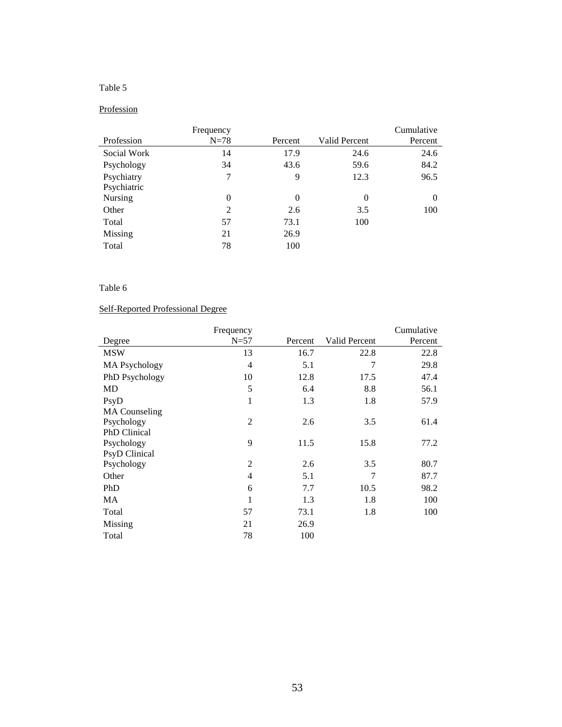Table 5

Profession

| Profession | Frequency N=78 | Percent | Valid Percent | Cumulative Percent |
|---|---|---|---|---|
| Social Work | 14 | 17.9 | 24.6 | 24.6 |
| Psychology | 34 | 43.6 | 59.6 | 84.2 |
| Psychiatry | 7 | 9 | 12.3 | 96.5 |
| Psychiatric Nursing | 0 | 0 | 0 | 0 |
| Other | 2 | 2.6 | 3.5 | 100 |
| Total | 57 | 73.1 | 100 | |
| Missing | 21 | 26.9 | | |
| Total | 78 | 100 | | |

Table 6

Self-Reported Professional Degree

| Degree | Frequency N=57 | Percent | Valid Percent | Cumulative Percent |
|---|---|---|---|---|
| MSW | 13 | 16.7 | 22.8 | 22.8 |
| MA Psychology | 4 | 5.1 | 7 | 29.8 |
| PhD Psychology | 10 | 12.8 | 17.5 | 47.4 |
| MD | 5 | 6.4 | 8.8 | 56.1 |
| PsyD | 1 | 1.3 | 1.8 | 57.9 |
| MA Counseling Psychology | 2 | 2.6 | 3.5 | 61.4 |
| PhD Clinical Psychology | 9 | 11.5 | 15.8 | 77.2 |
| PsyD Clinical Psychology | 2 | 2.6 | 3.5 | 80.7 |
| Other | 4 | 5.1 | 7 | 87.7 |
| PhD | 6 | 7.7 | 10.5 | 98.2 |
| MA | 1 | 1.3 | 1.8 | 100 |
| Total | 57 | 73.1 | 1.8 | 100 |
| Missing | 21 | 26.9 | | |
| Total | 78 | 100 | | |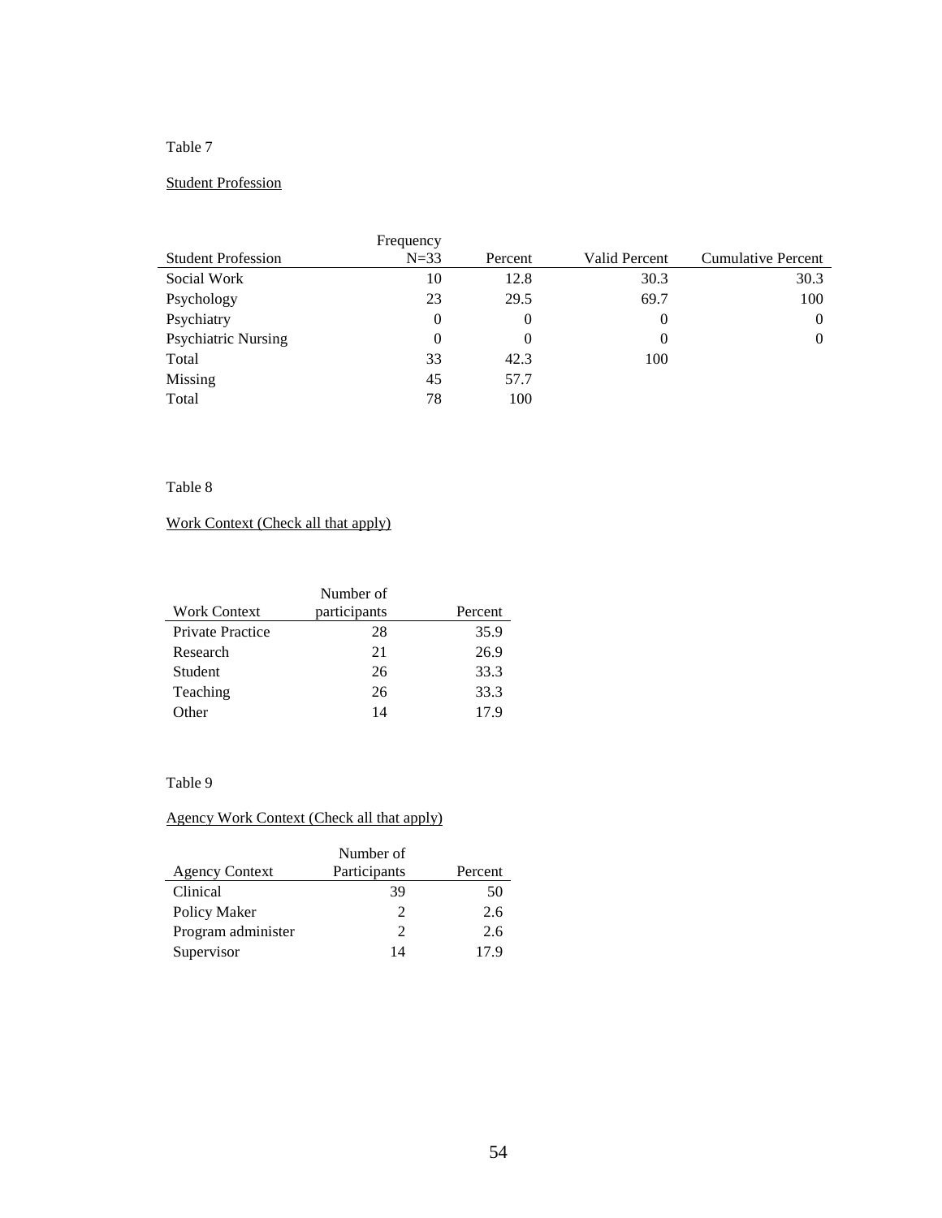Table 7

Student Profession

| Student Profession | Frequency N=33 | Percent | Valid Percent | Cumulative Percent |
|---|---|---|---|---|
| Social Work | 10 | 12.8 | 30.3 | 30.3 |
| Psychology | 23 | 29.5 | 69.7 | 100 |
| Psychiatry | 0 | 0 | 0 | 0 |
| Psychiatric Nursing | 0 | 0 | 0 | 0 |
| Total | 33 | 42.3 | 100 | |
| Missing | 45 | 57.7 | | |
| Total | 78 | 100 | | |

Table 8

Work Context (Check all that apply)

| Work Context | Number of participants | Percent |
|---|---|---|
| Private Practice | 28 | 35.9 |
| Research | 21 | 26.9 |
| Student | 26 | 33.3 |
| Teaching | 26 | 33.3 |
| Other | 14 | 17.9 |

Table 9

Agency Work Context (Check all that apply)

| Agency Context | Number of Participants | Percent |
|---|---|---|
| Clinical | 39 | 50 |
| Policy Maker | 2 | 2.6 |
| Program administer | 2 | 2.6 |
| Supervisor | 14 | 17.9 |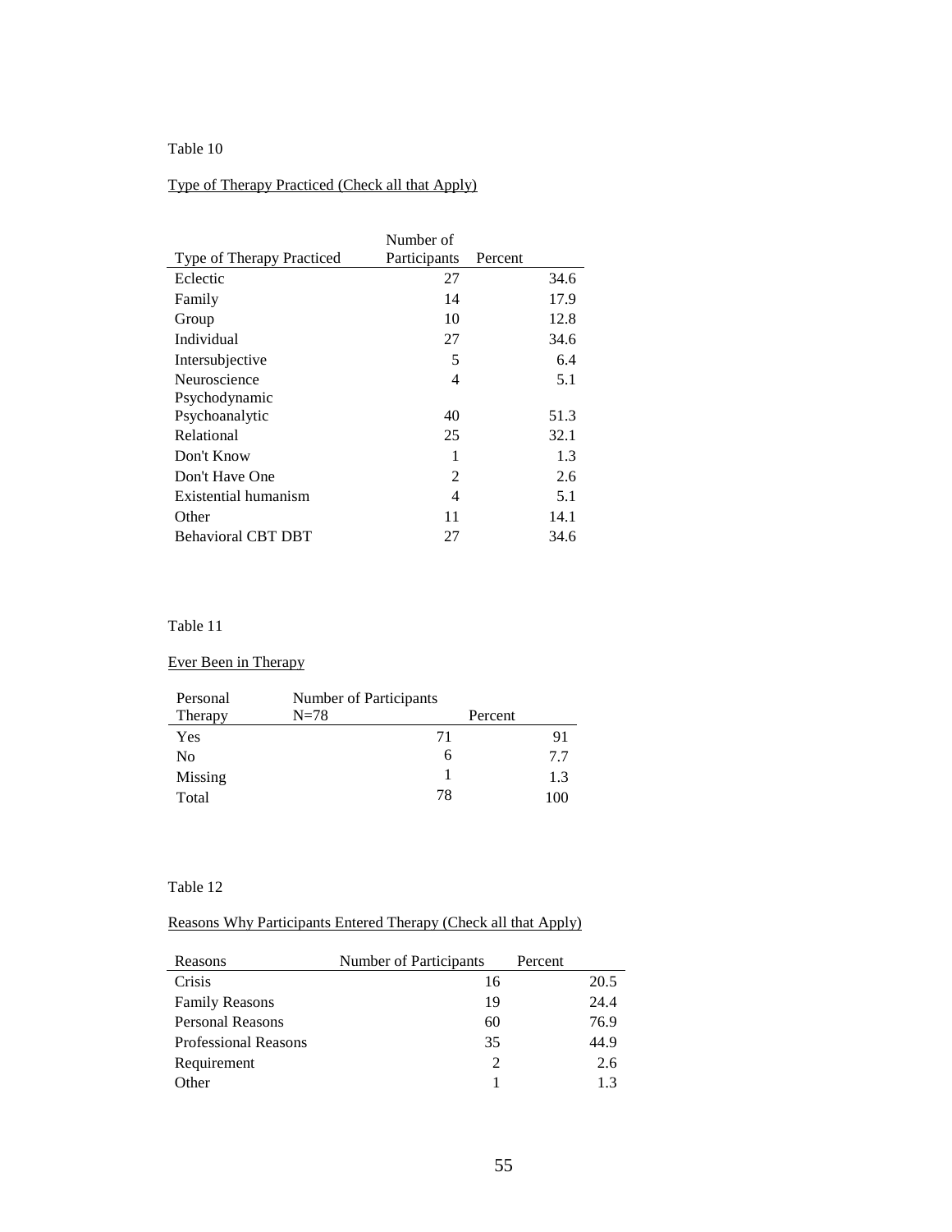Table 10

Type of Therapy Practiced (Check all that Apply)

| Type of Therapy Practiced | Number of Participants | Percent |
|---|---|---|
| Eclectic | 27 | 34.6 |
| Family | 14 | 17.9 |
| Group | 10 | 12.8 |
| Individual | 27 | 34.6 |
| Intersubjective | 5 | 6.4 |
| Neuroscience | 4 | 5.1 |
| Psychodynamic Psychoanalytic | 40 | 51.3 |
| Relational | 25 | 32.1 |
| Don't Know | 1 | 1.3 |
| Don't Have One | 2 | 2.6 |
| Existential humanism | 4 | 5.1 |
| Other | 11 | 14.1 |
| Behavioral CBT DBT | 27 | 34.6 |

Table 11

Ever Been in Therapy

| Personal Therapy | Number of Participants N=78 | Percent |
|---|---|---|
| Yes | 71 | 91 |
| No | 6 | 7.7 |
| Missing | 1 | 1.3 |
| Total | 78 | 100 |

Table 12

Reasons Why Participants Entered Therapy (Check all that Apply)

| Reasons | Number of Participants | Percent |
|---|---|---|
| Crisis | 16 | 20.5 |
| Family Reasons | 19 | 24.4 |
| Personal Reasons | 60 | 76.9 |
| Professional Reasons | 35 | 44.9 |
| Requirement | 2 | 2.6 |
| Other | 1 | 1.3 |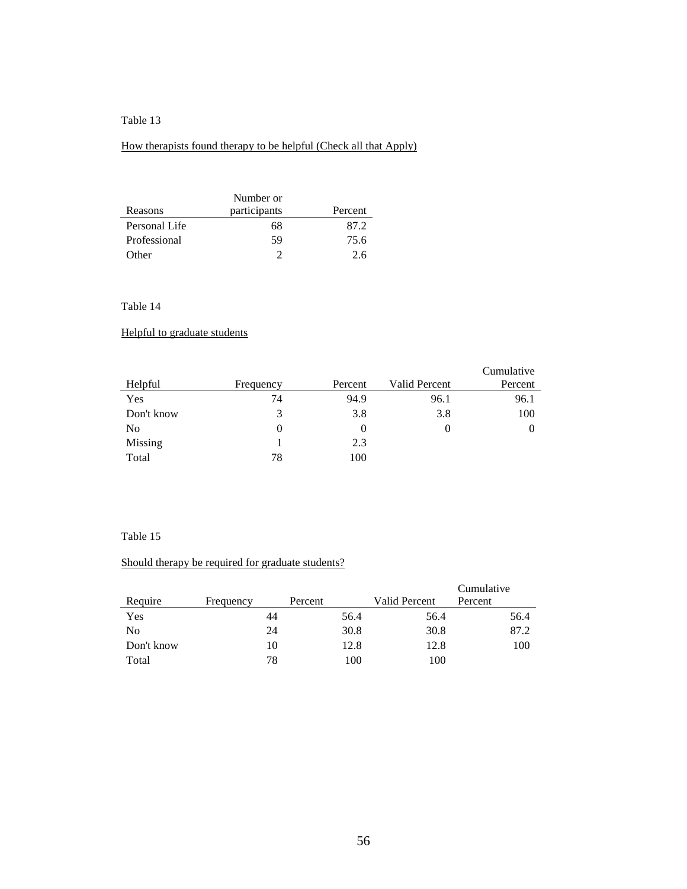Table 13

How therapists found therapy to be helpful (Check all that Apply)

| Reasons | Number or participants | Percent |
|---|---|---|
| Personal Life | 68 | 87.2 |
| Professional | 59 | 75.6 |
| Other | 2 | 2.6 |

Table 14

Helpful to graduate students

| Helpful | Frequency | Percent | Valid Percent | Cumulative Percent |
|---|---|---|---|---|
| Yes | 74 | 94.9 | 96.1 | 96.1 |
| Don't know | 3 | 3.8 | 3.8 | 100 |
| No | 0 | 0 | 0 | 0 |
| Missing | 1 | 2.3 | | |
| Total | 78 | 100 | | |

Table 15

Should therapy be required for graduate students?

| Require | Frequency | Percent | Valid Percent | Cumulative Percent |
|---|---|---|---|---|
| Yes | 44 | 56.4 | 56.4 | 56.4 |
| No | 24 | 30.8 | 30.8 | 87.2 |
| Don't know | 10 | 12.8 | 12.8 | 100 |
| Total | 78 | 100 | 100 | |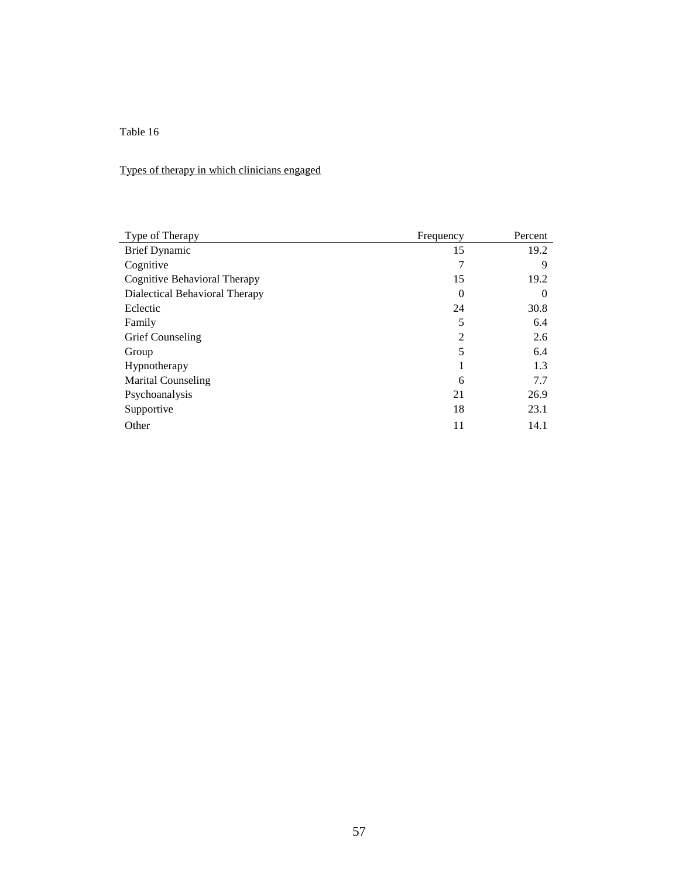Table 16

Types of therapy in which clinicians engaged

| Type of Therapy | Frequency | Percent |
|---|---|---|
| Brief Dynamic | 15 | 19.2 |
| Cognitive | 7 | 9 |
| Cognitive Behavioral Therapy | 15 | 19.2 |
| Dialectical Behavioral Therapy | 0 | 0 |
| Eclectic | 24 | 30.8 |
| Family | 5 | 6.4 |
| Grief Counseling | 2 | 2.6 |
| Group | 5 | 6.4 |
| Hypnotherapy | 1 | 1.3 |
| Marital Counseling | 6 | 7.7 |
| Psychoanalysis | 21 | 26.9 |
| Supportive | 18 | 23.1 |
| Other | 11 | 14.1 |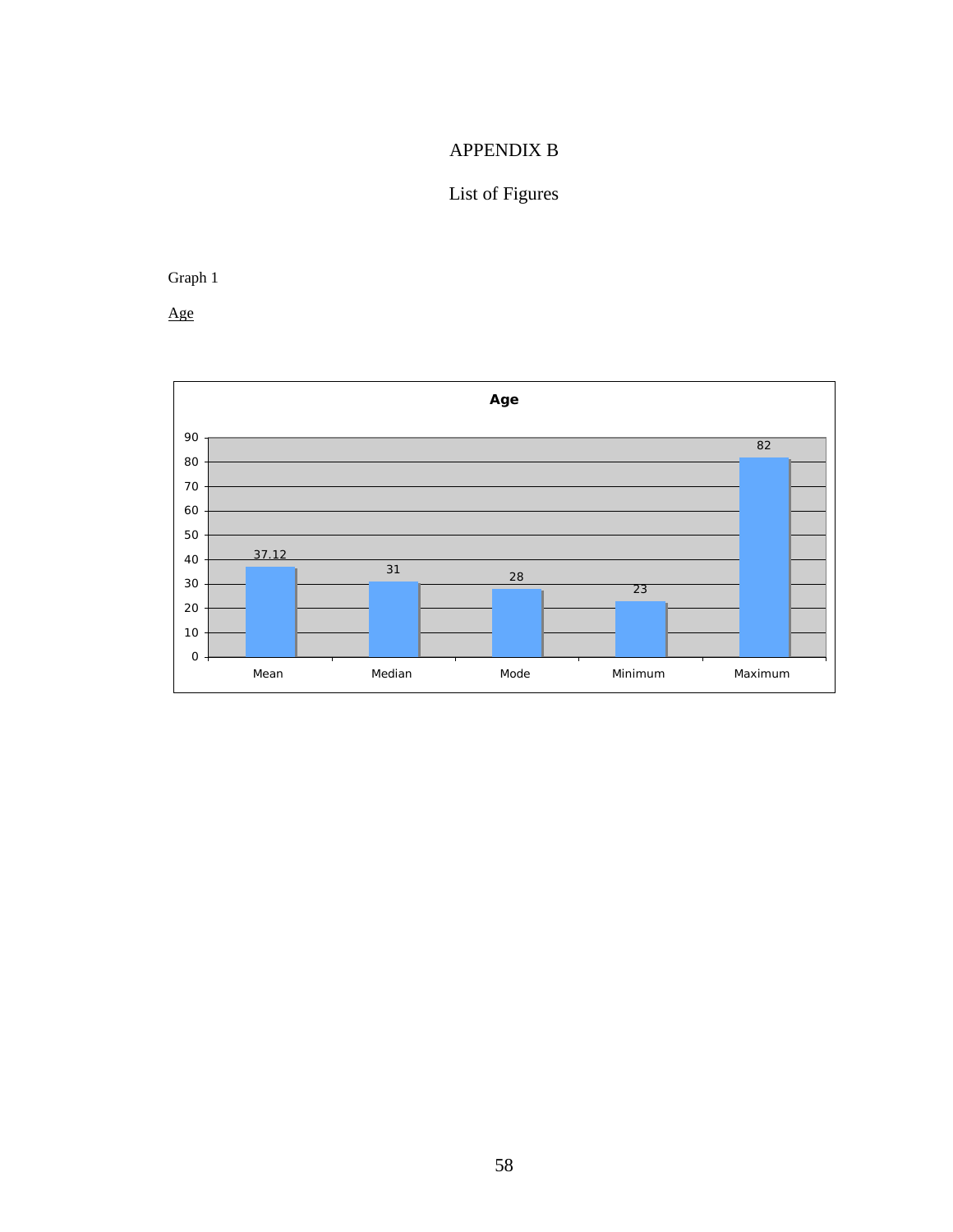# APPENDIX B

## List of Figures

Graph 1

<u>Age</u>

| Age | Mean | Median | Mode | Minimum | Maximum |
|---|---|---|---|---|---|
| Value | 37.12 | 31 | 28 | 23 | 82 |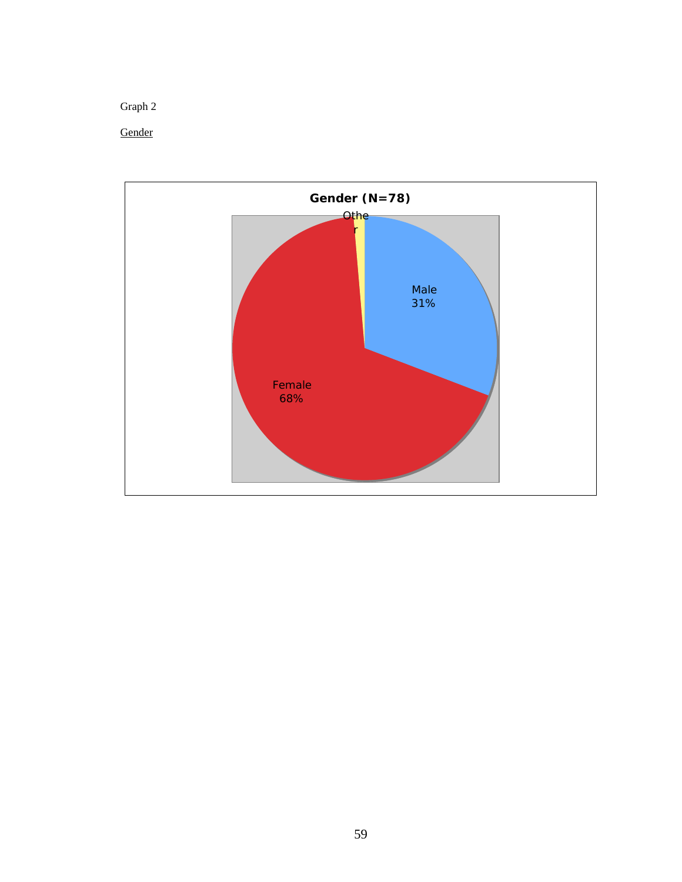Graph 2

<u>Gender</u>

**Gender (N=78)**

Othe
r

Male
31%

Female
68%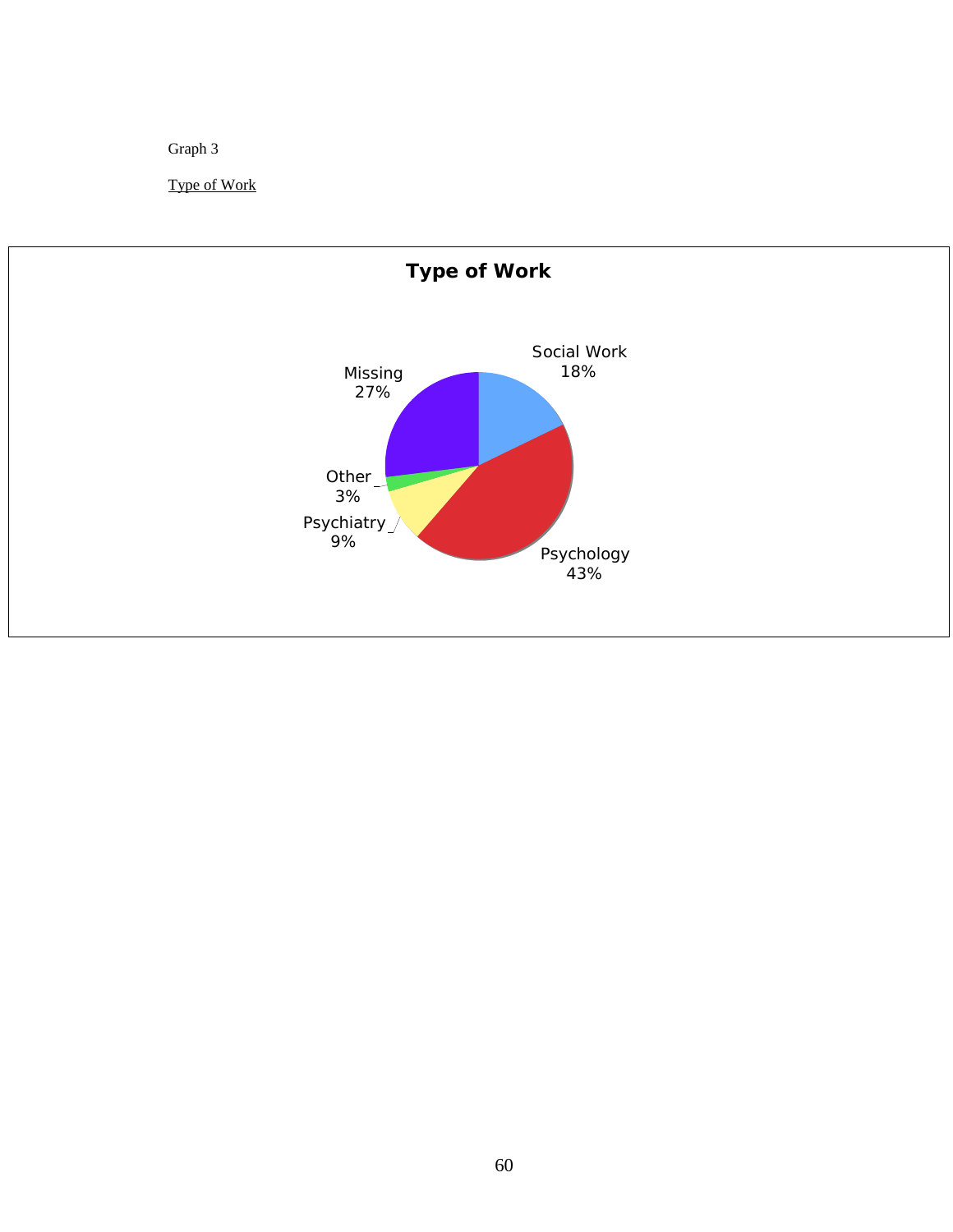Graph 3

Type of Work

**Type of Work**

| Category | Percentage |
| --- | --- |
| Social Work | 18% |
| Psychology | 43% |
| Psychiatry | 9% |
| Other | 3% |
| Missing | 27% |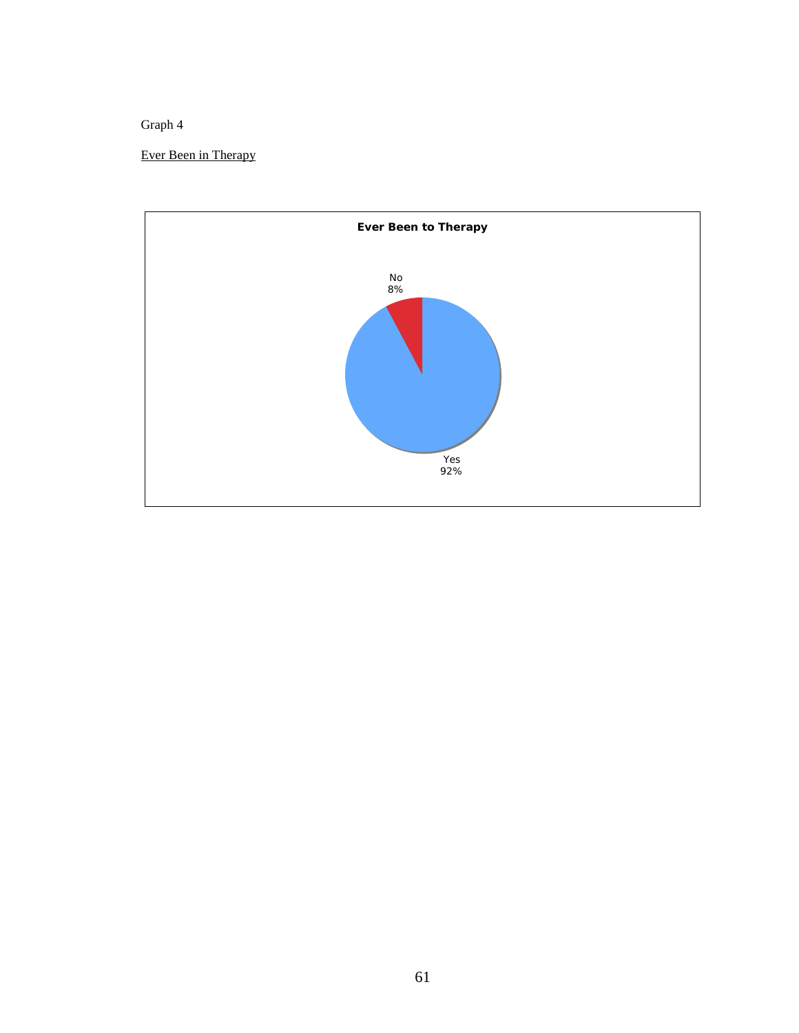Graph 4

Ever Been in Therapy

**Ever Been to Therapy**

No
8%

Yes
92%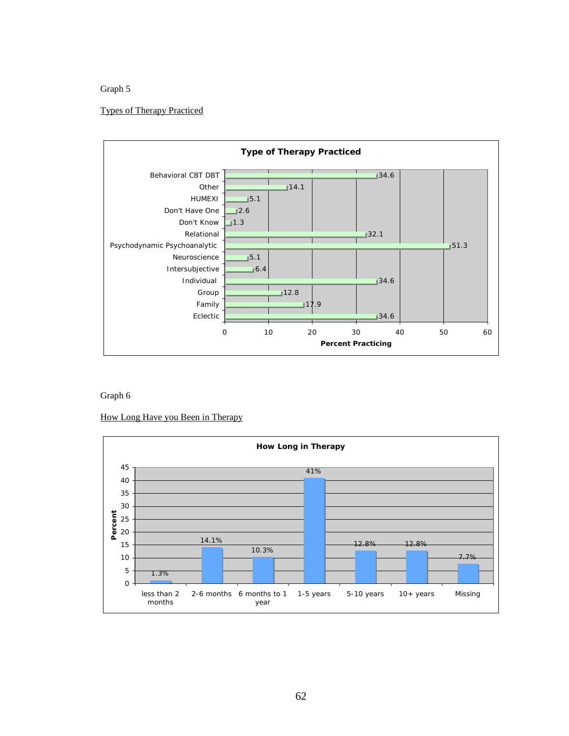Graph 5

Types of Therapy Practiced

**Type of Therapy Practiced**

| Type | Percent Practicing |
|---|---|
| Behavioral CBT DBT | 34.6 |
| Other | 14.1 |
| HUMEXI | 5.1 |
| Don't Have One | 2.6 |
| Don't Know | 1.3 |
| Relational | 32.1 |
| Psychodynamic Psychoanalytic | 51.3 |
| Neuroscience | 5.1 |
| Intersubjective | 6.4 |
| Individual | 34.6 |
| Group | 12.8 |
| Family | 17.9 |
| Eclectic | 34.6 |

Graph 6

How Long Have you Been in Therapy

**How Long in Therapy**

| Duration | Percent |
|---|---|
| less than 2 months | 1.3% |
| 2-6 months | 14.1% |
| 6 months to 1 year | 10.3% |
| 1-5 years | 41% |
| 5-10 years | 12.8% |
| 10+ years | 12.8% |
| Missing | 7.7% |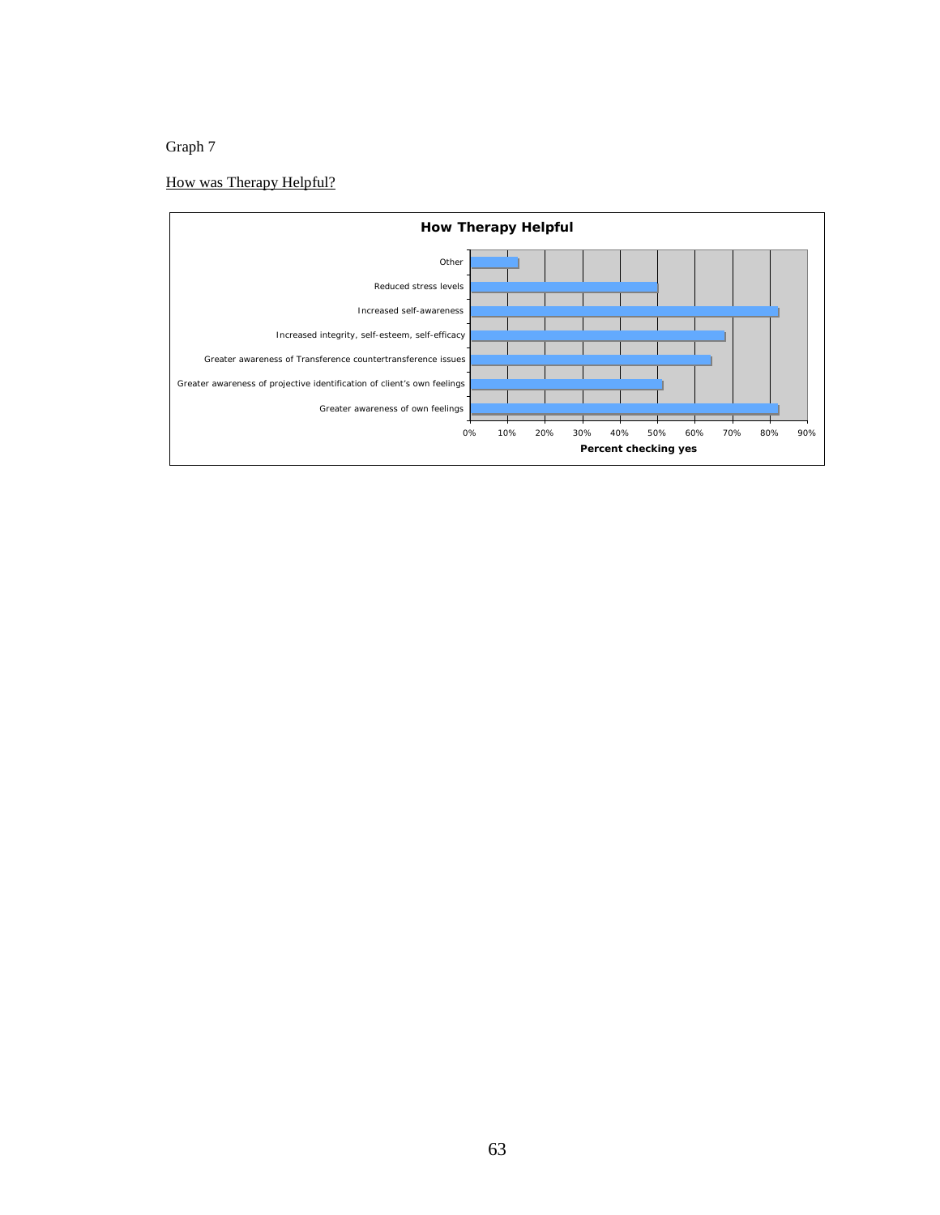Graph 7

How was Therapy Helpful?

**How Therapy Helpful**

| Category | Percent checking yes |
|---|---|
| Other | ~13% |
| Reduced stress levels | ~50% |
| Increased self-awareness | ~82% |
| Increased integrity, self-esteem, self-efficacy | ~68% |
| Greater awareness of Transference countertransference issues | ~64% |
| Greater awareness of projective identification of client's own feelings | ~51% |
| Greater awareness of own feelings | ~82% |

Percent checking yes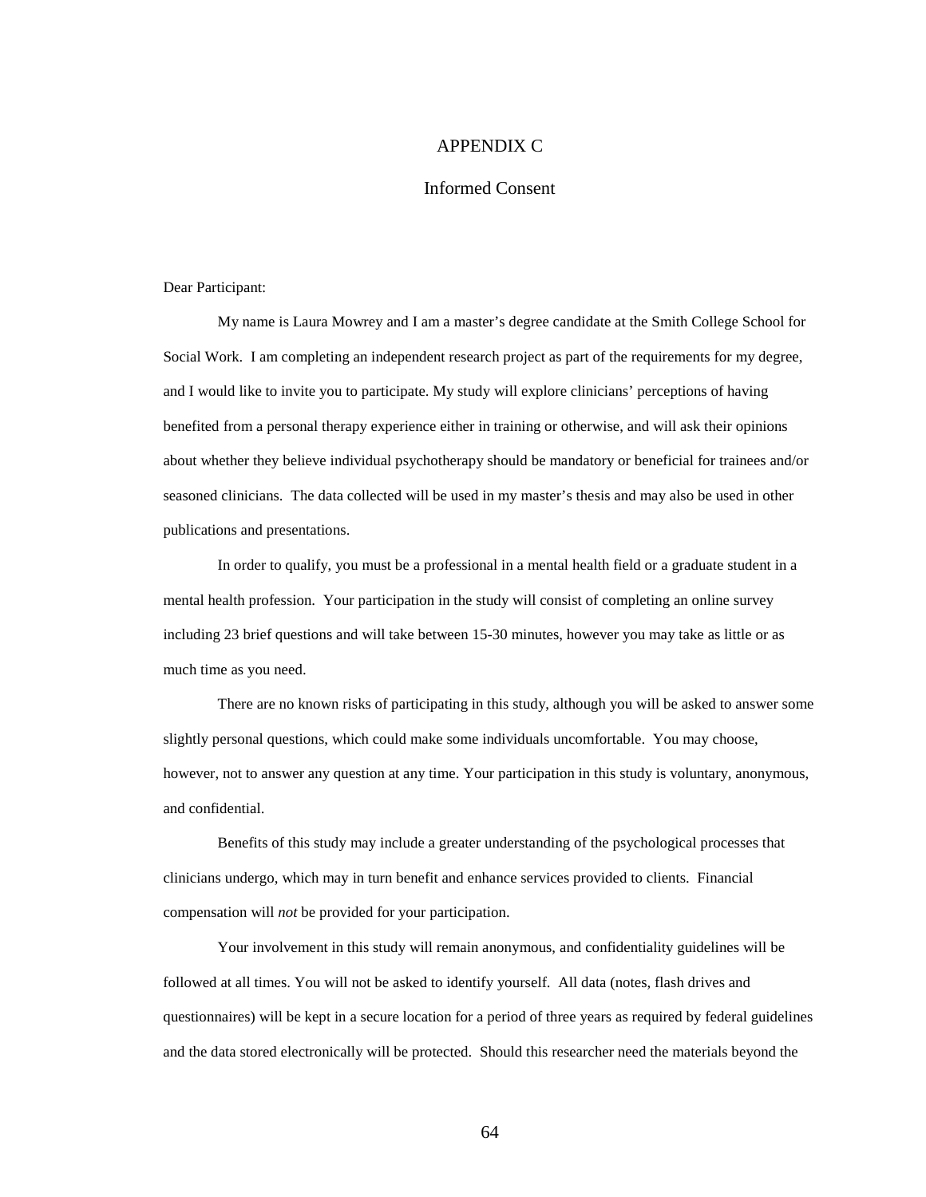# APPENDIX C

## Informed Consent

Dear Participant:

My name is Laura Mowrey and I am a master's degree candidate at the Smith College School for Social Work. I am completing an independent research project as part of the requirements for my degree, and I would like to invite you to participate. My study will explore clinicians' perceptions of having benefited from a personal therapy experience either in training or otherwise, and will ask their opinions about whether they believe individual psychotherapy should be mandatory or beneficial for trainees and/or seasoned clinicians. The data collected will be used in my master's thesis and may also be used in other publications and presentations.

In order to qualify, you must be a professional in a mental health field or a graduate student in a mental health profession. Your participation in the study will consist of completing an online survey including 23 brief questions and will take between 15-30 minutes, however you may take as little or as much time as you need.

There are no known risks of participating in this study, although you will be asked to answer some slightly personal questions, which could make some individuals uncomfortable. You may choose, however, not to answer any question at any time. Your participation in this study is voluntary, anonymous, and confidential.

Benefits of this study may include a greater understanding of the psychological processes that clinicians undergo, which may in turn benefit and enhance services provided to clients. Financial compensation will *not* be provided for your participation.

Your involvement in this study will remain anonymous, and confidentiality guidelines will be followed at all times. You will not be asked to identify yourself. All data (notes, flash drives and questionnaires) will be kept in a secure location for a period of three years as required by federal guidelines and the data stored electronically will be protected. Should this researcher need the materials beyond the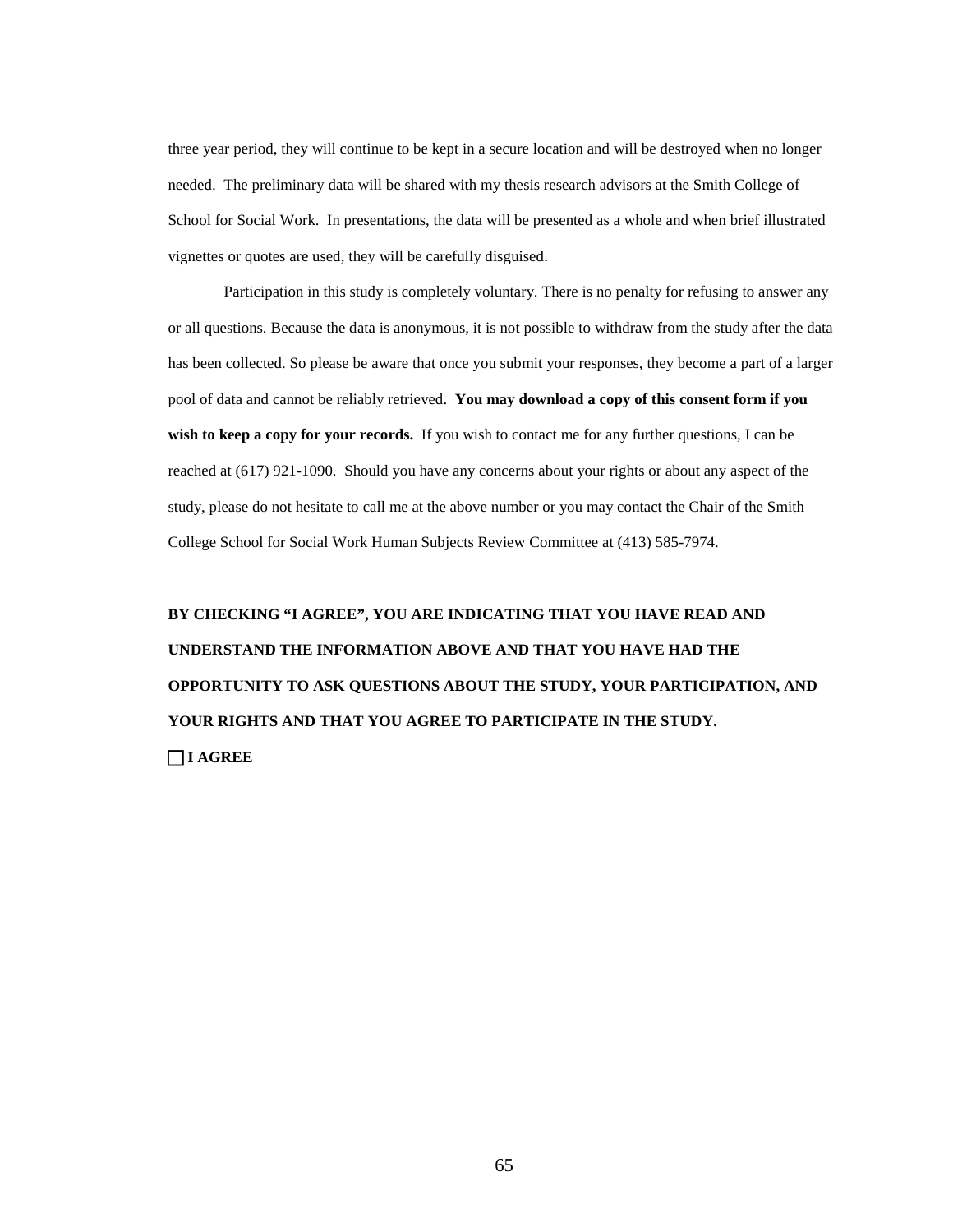three year period, they will continue to be kept in a secure location and will be destroyed when no longer needed. The preliminary data will be shared with my thesis research advisors at the Smith College of School for Social Work. In presentations, the data will be presented as a whole and when brief illustrated vignettes or quotes are used, they will be carefully disguised.

Participation in this study is completely voluntary. There is no penalty for refusing to answer any or all questions. Because the data is anonymous, it is not possible to withdraw from the study after the data has been collected. So please be aware that once you submit your responses, they become a part of a larger pool of data and cannot be reliably retrieved. **You may download a copy of this consent form if you wish to keep a copy for your records.** If you wish to contact me for any further questions, I can be reached at (617) 921-1090. Should you have any concerns about your rights or about any aspect of the study, please do not hesitate to call me at the above number or you may contact the Chair of the Smith College School for Social Work Human Subjects Review Committee at (413) 585-7974.

**BY CHECKING "I AGREE", YOU ARE INDICATING THAT YOU HAVE READ AND UNDERSTAND THE INFORMATION ABOVE AND THAT YOU HAVE HAD THE OPPORTUNITY TO ASK QUESTIONS ABOUT THE STUDY, YOUR PARTICIPATION, AND YOUR RIGHTS AND THAT YOU AGREE TO PARTICIPATE IN THE STUDY.**

☐ **I AGREE**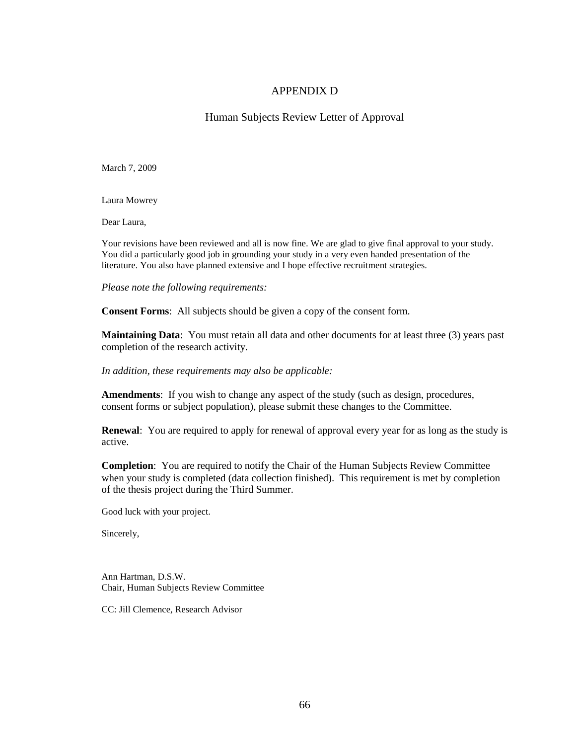# APPENDIX D

## Human Subjects Review Letter of Approval

March 7, 2009

Laura Mowrey

Dear Laura,

Your revisions have been reviewed and all is now fine. We are glad to give final approval to your study. You did a particularly good job in grounding your study in a very even handed presentation of the literature. You also have planned extensive and I hope effective recruitment strategies.

*Please note the following requirements:*

**Consent Forms**: All subjects should be given a copy of the consent form.

**Maintaining Data**: You must retain all data and other documents for at least three (3) years past completion of the research activity.

*In addition, these requirements may also be applicable:*

**Amendments**: If you wish to change any aspect of the study (such as design, procedures, consent forms or subject population), please submit these changes to the Committee.

**Renewal**: You are required to apply for renewal of approval every year for as long as the study is active.

**Completion**: You are required to notify the Chair of the Human Subjects Review Committee when your study is completed (data collection finished). This requirement is met by completion of the thesis project during the Third Summer.

Good luck with your project.

Sincerely,

Ann Hartman, D.S.W.
Chair, Human Subjects Review Committee

CC: Jill Clemence, Research Advisor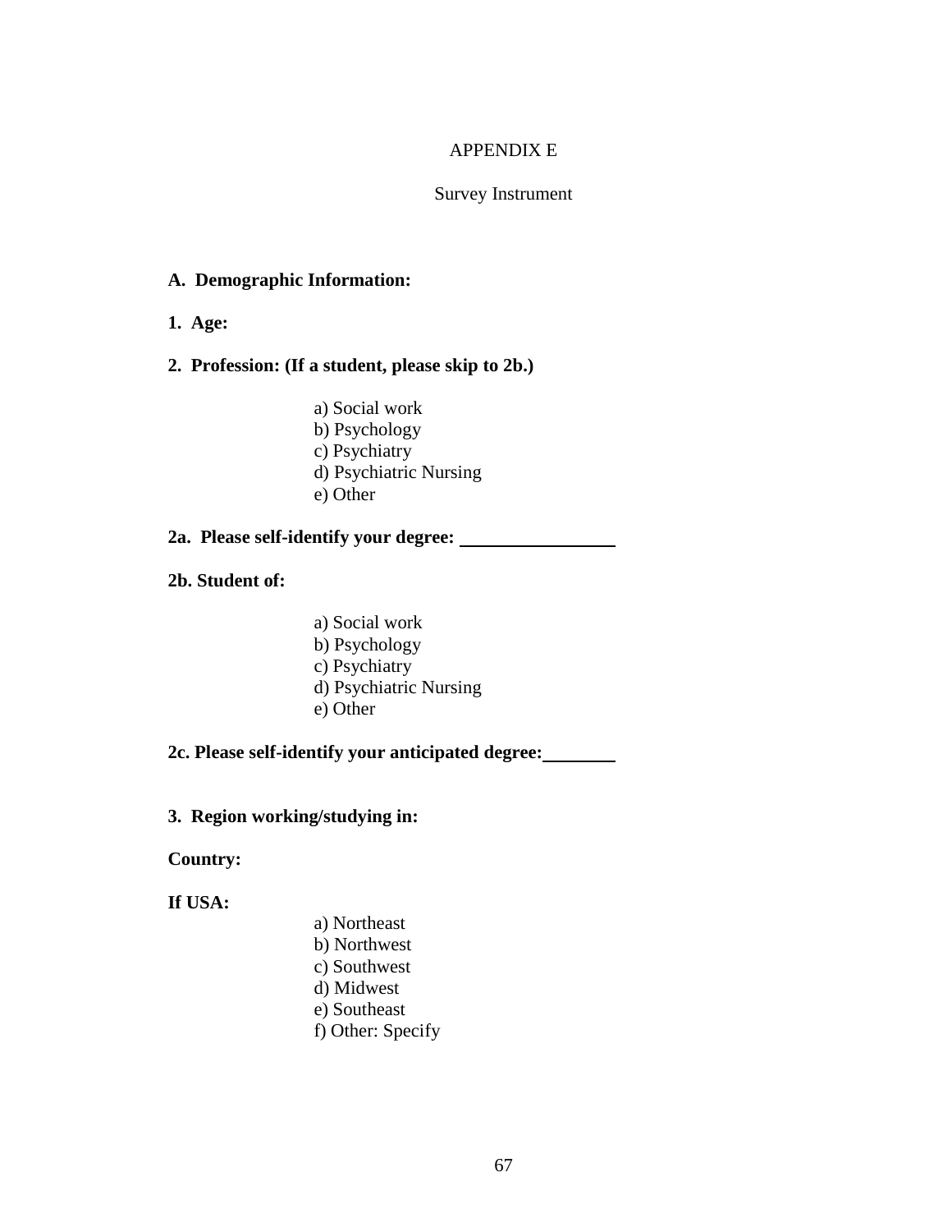# APPENDIX E

## Survey Instrument

**A. Demographic Information:**

**1. Age:**

**2. Profession: (If a student, please skip to 2b.)**

a) Social work
b) Psychology
c) Psychiatry
d) Psychiatric Nursing
e) Other

**2a. Please self-identify your degree:** ________________

**2b. Student of:**

a) Social work
b) Psychology
c) Psychiatry
d) Psychiatric Nursing
e) Other

**2c. Please self-identify your anticipated degree:** ________

**3. Region working/studying in:**

**Country:**

**If USA:**

a) Northeast
b) Northwest
c) Southwest
d) Midwest
e) Southeast
f) Other: Specify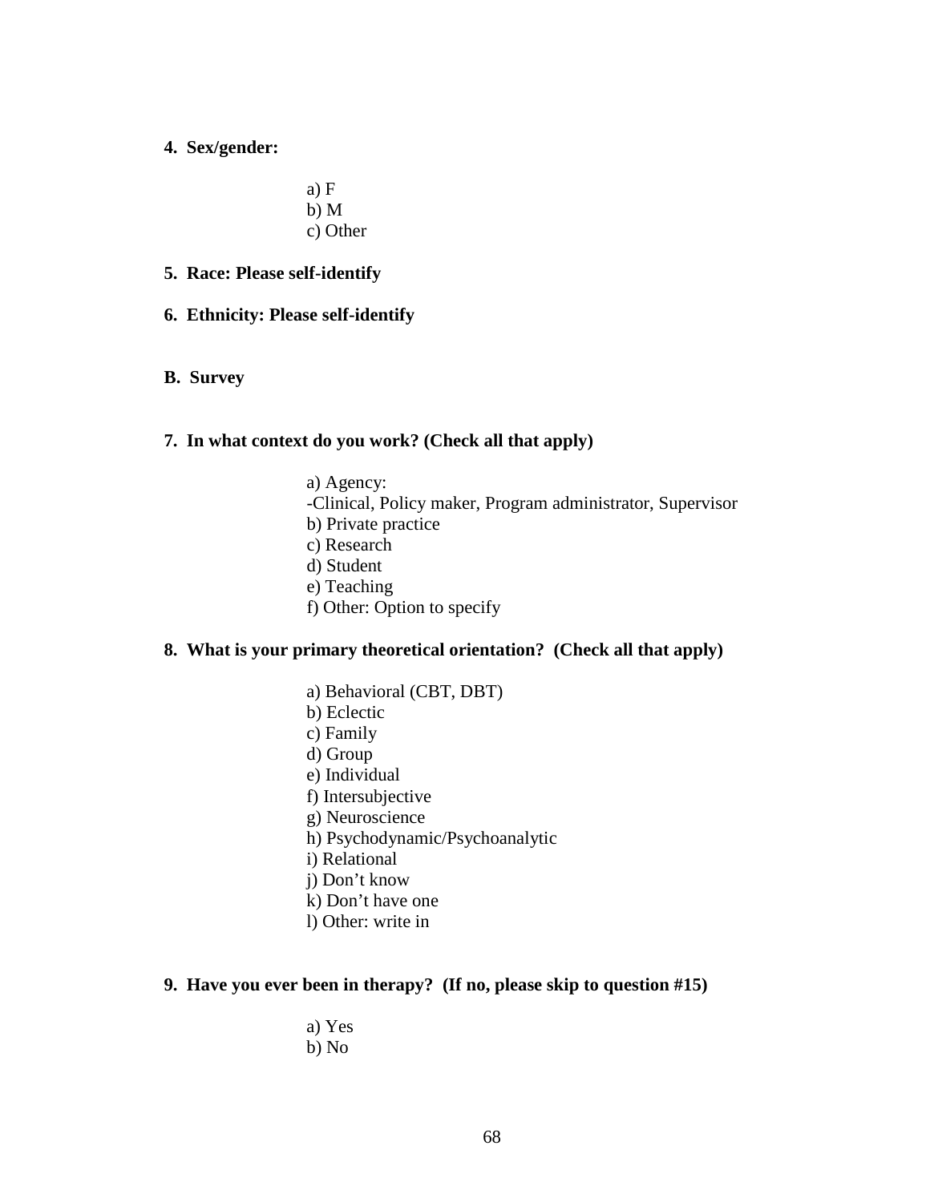**4. Sex/gender:**

a) F
b) M
c) Other

**5. Race: Please self-identify**

**6. Ethnicity: Please self-identify**

**B. Survey**

**7. In what context do you work? (Check all that apply)**

a) Agency:
-Clinical, Policy maker, Program administrator, Supervisor
b) Private practice
c) Research
d) Student
e) Teaching
f) Other: Option to specify

**8. What is your primary theoretical orientation? (Check all that apply)**

a) Behavioral (CBT, DBT)
b) Eclectic
c) Family
d) Group
e) Individual
f) Intersubjective
g) Neuroscience
h) Psychodynamic/Psychoanalytic
i) Relational
j) Don't know
k) Don't have one
l) Other: write in

**9. Have you ever been in therapy? (If no, please skip to question #15)**

a) Yes
b) No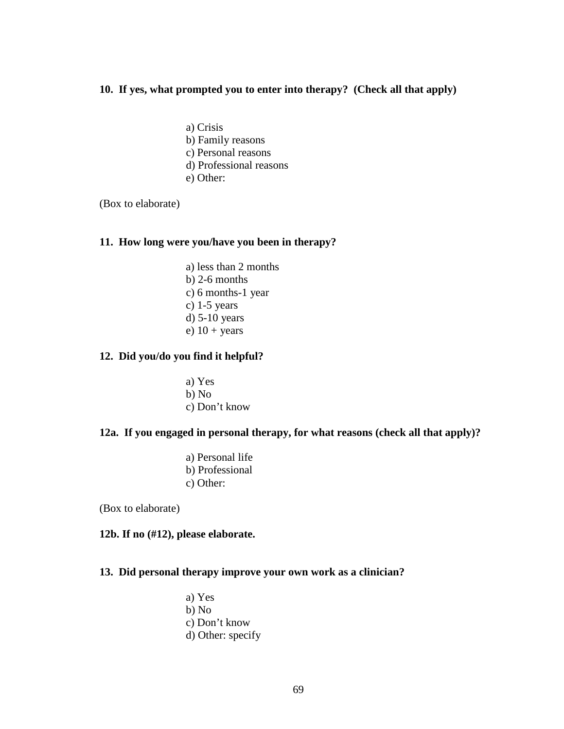**10. If yes, what prompted you to enter into therapy? (Check all that apply)**

a) Crisis
b) Family reasons
c) Personal reasons
d) Professional reasons
e) Other:

(Box to elaborate)

**11. How long were you/have you been in therapy?**

a) less than 2 months
b) 2-6 months
c) 6 months-1 year
c) 1-5 years
d) 5-10 years
e) 10 + years

**12. Did you/do you find it helpful?**

a) Yes
b) No
c) Don't know

**12a. If you engaged in personal therapy, for what reasons (check all that apply)?**

a) Personal life
b) Professional
c) Other:

(Box to elaborate)

**12b. If no (#12), please elaborate.**

**13. Did personal therapy improve your own work as a clinician?**

a) Yes
b) No
c) Don't know
d) Other: specify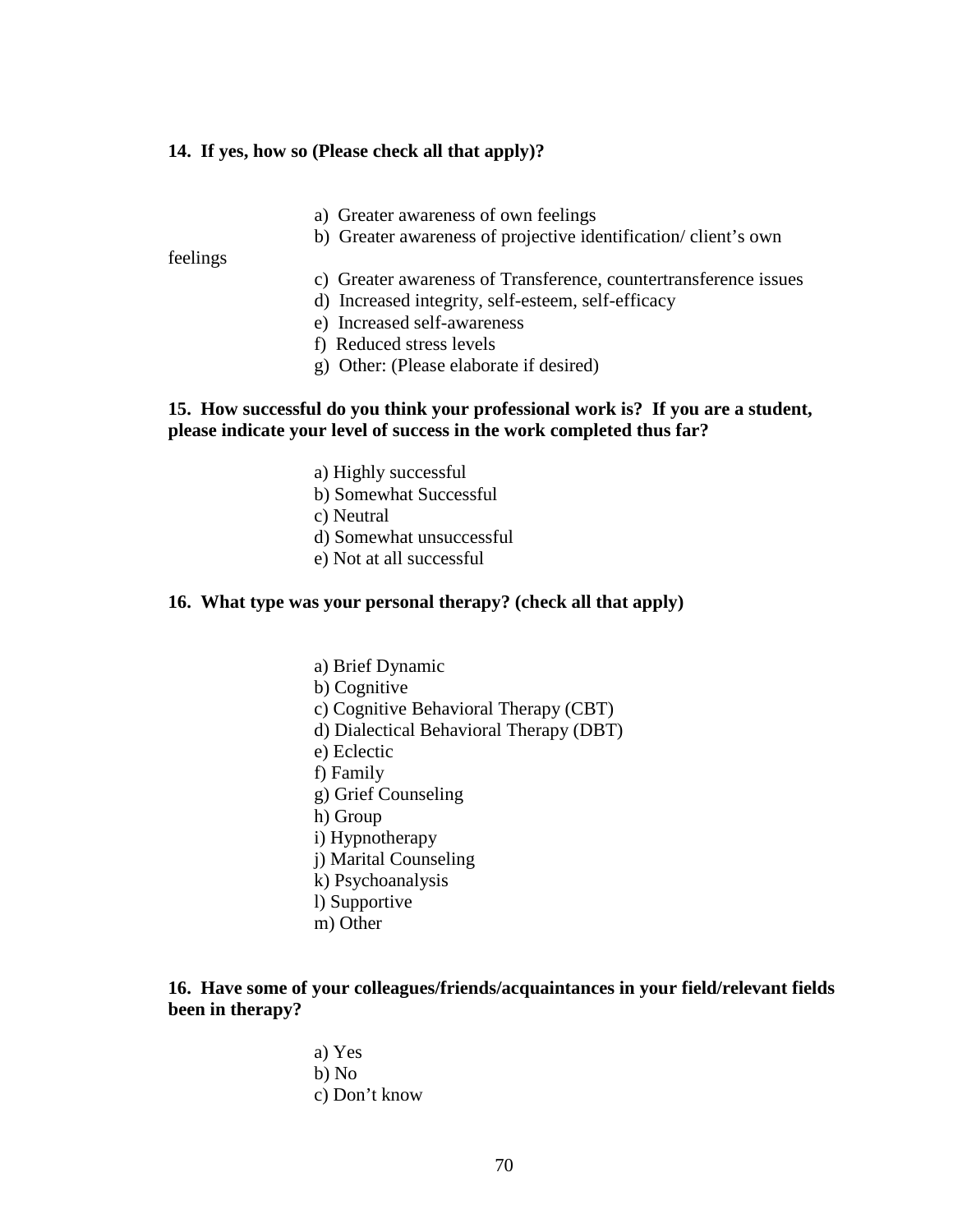**14. If yes, how so (Please check all that apply)?**

a) Greater awareness of own feelings
b) Greater awareness of projective identification/ client's own feelings
c) Greater awareness of Transference, countertransference issues
d) Increased integrity, self-esteem, self-efficacy
e) Increased self-awareness
f) Reduced stress levels
g) Other: (Please elaborate if desired)

**15. How successful do you think your professional work is? If you are a student, please indicate your level of success in the work completed thus far?**

a) Highly successful
b) Somewhat Successful
c) Neutral
d) Somewhat unsuccessful
e) Not at all successful

**16. What type was your personal therapy? (check all that apply)**

a) Brief Dynamic
b) Cognitive
c) Cognitive Behavioral Therapy (CBT)
d) Dialectical Behavioral Therapy (DBT)
e) Eclectic
f) Family
g) Grief Counseling
h) Group
i) Hypnotherapy
j) Marital Counseling
k) Psychoanalysis
l) Supportive
m) Other

**16. Have some of your colleagues/friends/acquaintances in your field/relevant fields been in therapy?**

a) Yes
b) No
c) Don't know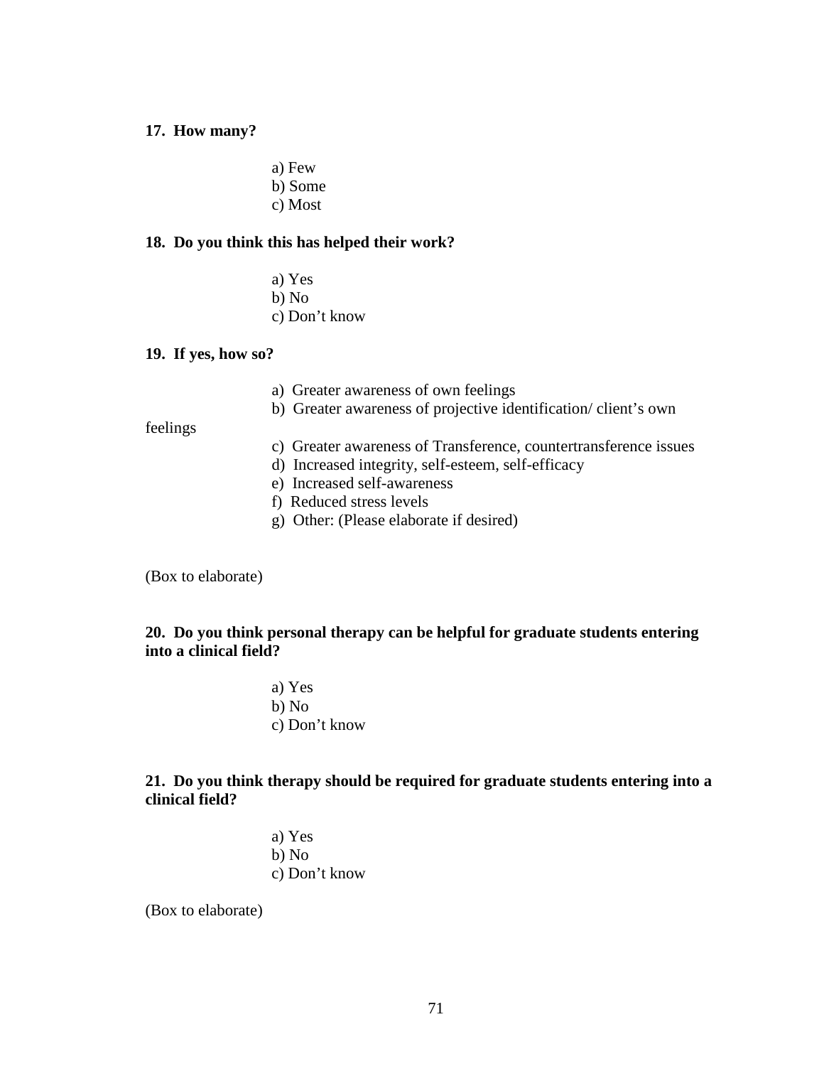**17. How many?**

a) Few
b) Some
c) Most

**18. Do you think this has helped their work?**

a) Yes
b) No
c) Don't know

**19. If yes, how so?**

a) Greater awareness of own feelings
b) Greater awareness of projective identification/ client's own feelings
c) Greater awareness of Transference, countertransference issues
d) Increased integrity, self-esteem, self-efficacy
e) Increased self-awareness
f) Reduced stress levels
g) Other: (Please elaborate if desired)

(Box to elaborate)

**20. Do you think personal therapy can be helpful for graduate students entering into a clinical field?**

a) Yes
b) No
c) Don't know

**21. Do you think therapy should be required for graduate students entering into a clinical field?**

a) Yes
b) No
c) Don't know

(Box to elaborate)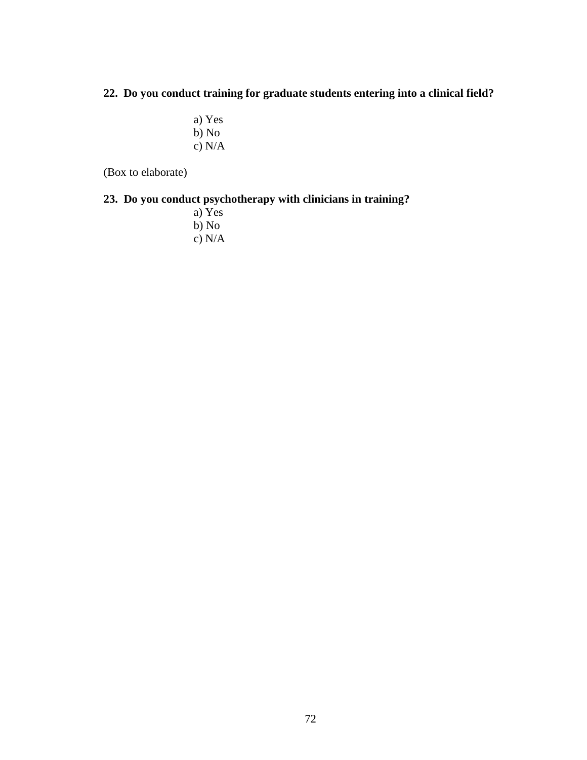**22. Do you conduct training for graduate students entering into a clinical field?**

a) Yes
b) No
c) N/A

(Box to elaborate)

**23. Do you conduct psychotherapy with clinicians in training?**

a) Yes
b) No
c) N/A